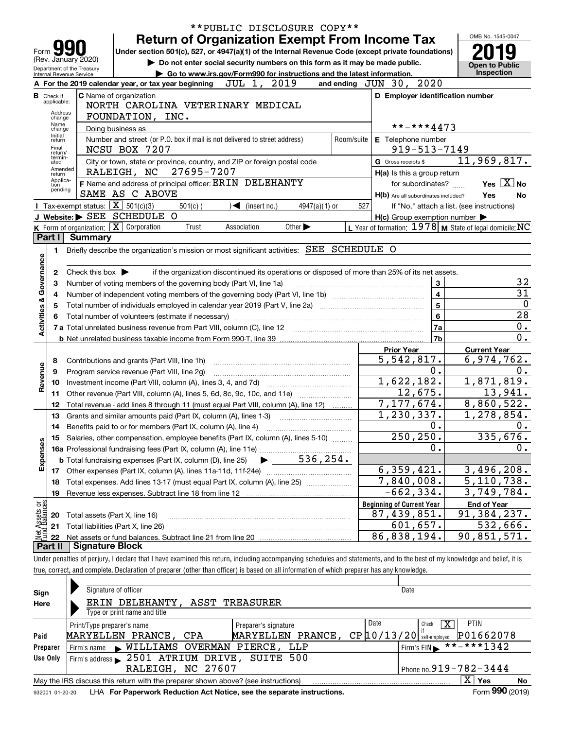**PUBLIC DISCLOSURE COPY**

# Form 990 — Return of Organization Exempt From Income Tax

Form **990** (Rev. January 2020)
Department of the Treasury
Internal Revenue Service

Under section 501(c), 527, or 4947(a)(1) of the Internal Revenue Code (except private foundations)

▶ Do not enter social security numbers on this form as it may be made public.

▶ Go to www.irs.gov/Form990 for instructions and the latest information.

OMB No. 1545-0047

**2019**

**Open to Public Inspection**

**A** For the 2019 calendar year, or tax year beginning JUL 1, 2019 and ending JUN 30, 2020

**B** Check if applicable: Address change, Name change, Initial return, Final return/terminated, Amended return, Application pending

**C** Name of organization: NORTH CAROLINA VETERINARY MEDICAL FOUNDATION, INC.

Doing business as

Number and street (or P.O. box if mail is not delivered to street address): NCSU BOX 7207 — Room/suite

City or town, state or province, country, and ZIP or foreign postal code: RALEIGH, NC 27695-7207

**D** Employer identification number: **-***4473

**E** Telephone number: 919-513-7149

**G** Gross receipts $ 11,969,817.

**F** Name and address of principal officer: ERIN DELEHANTY, SAME AS C ABOVE

**H(a)** Is this a group return for subordinates? Yes [X] No

**H(b)** Are all subordinates included? Yes No — If "No," attach a list. (see instructions)

**H(c)** Group exemption number ▶

**I** Tax-exempt status: [X] 501(c)(3) 501(c) ( ) ◀ (insert no.) 4947(a)(1) or 527

**J** Website: ▶ SEE SCHEDULE O

**K** Form of organization: [X] Corporation Trust Association Other ▶

**L** Year of formation: 1978 **M** State of legal domicile: NC

## Part I Summary

**Activities & Governance**

| Line | Description | | Value |
|---|---|---|---|
| 1 | Briefly describe the organization's mission or most significant activities: SEE SCHEDULE O | | |
| 2 | Check this box ▶ if the organization discontinued its operations or disposed of more than 25% of its net assets. | | |
| 3 | Number of voting members of the governing body (Part VI, line 1a) | 3 | 32 |
| 4 | Number of independent voting members of the governing body (Part VI, line 1b) | 4 | 31 |
| 5 | Total number of individuals employed in calendar year 2019 (Part V, line 2a) | 5 | 0 |
| 6 | Total number of volunteers (estimate if necessary) | 6 | 28 |
| 7a | Total unrelated business revenue from Part VIII, column (C), line 12 | 7a | 0. |
| 7b | Net unrelated business taxable income from Form 990-T, line 39 | 7b | 0. |

| Line | Description | Prior Year | Current Year |
|---|---|---|---|
| **Revenue** | | | |
| 8 | Contributions and grants (Part VIII, line 1h) | 5,542,817. | 6,974,762. |
| 9 | Program service revenue (Part VIII, line 2g) | 0. | 0. |
| 10 | Investment income (Part VIII, column (A), lines 3, 4, and 7d) | 1,622,182. | 1,871,819. |
| 11 | Other revenue (Part VIII, column (A), lines 5, 6d, 8c, 9c, 10c, and 11e) | 12,675. | 13,941. |
| 12 | Total revenue - add lines 8 through 11 (must equal Part VIII, column (A), line 12) | 7,177,674. | 8,860,522. |
| **Expenses** | | | |
| 13 | Grants and similar amounts paid (Part IX, column (A), lines 1-3) | 1,230,337. | 1,278,854. |
| 14 | Benefits paid to or for members (Part IX, column (A), line 4) | 0. | 0. |
| 15 | Salaries, other compensation, employee benefits (Part IX, column (A), lines 5-10) | 250,250. | 335,676. |
| 16a | Professional fundraising fees (Part IX, column (A), line 11e) | 0. | 0. |
| b | Total fundraising expenses (Part IX, column (D), line 25) ▶ 536,254. | | |
| 17 | Other expenses (Part IX, column (A), lines 11a-11d, 11f-24e) | 6,359,421. | 3,496,208. |
| 18 | Total expenses. Add lines 13-17 (must equal Part IX, column (A), line 25) | 7,840,008. | 5,110,738. |
| 19 | Revenue less expenses. Subtract line 18 from line 12 | -662,334. | 3,749,784. |

**Net Assets or Fund Balances**

| Line | Description | Beginning of Current Year | End of Year |
|---|---|---|---|
| 20 | Total assets (Part X, line 16) | 87,439,851. | 91,384,237. |
| 21 | Total liabilities (Part X, line 26) | 601,657. | 532,666. |
| 22 | Net assets or fund balances. Subtract line 21 from line 20 | 86,838,194. | 90,851,571. |

## Part II Signature Block

Under penalties of perjury, I declare that I have examined this return, including accompanying schedules and statements, and to the best of my knowledge and belief, it is true, correct, and complete. Declaration of preparer (other than officer) is based on all information of which preparer has any knowledge.

**Sign Here**

Signature of officer — Date

ERIN DELEHANTY, ASST TREASURER
Type or print name and title

**Paid Preparer Use Only**

| Print/Type preparer's name | Preparer's signature | Date | Check [X] if self-employed | PTIN |
|---|---|---|---|---|
| MARYELLEN PRANCE, CPA | MARYELLEN PRANCE, CP | 10/13/20 | X | P01662078 |

Firm's name ▶ WILLIAMS OVERMAN PIERCE, LLP — Firm's EIN ▶ **-***1342

Firm's address ▶ 2501 ATRIUM DRIVE, SUITE 500, RALEIGH, NC 27607 — Phone no. 919-782-3444

May the IRS discuss this return with the preparer shown above? (see instructions) [X] Yes No

932001 01-20-20 LHA For Paperwork Reduction Act Notice, see the separate instructions. Form **990** (2019)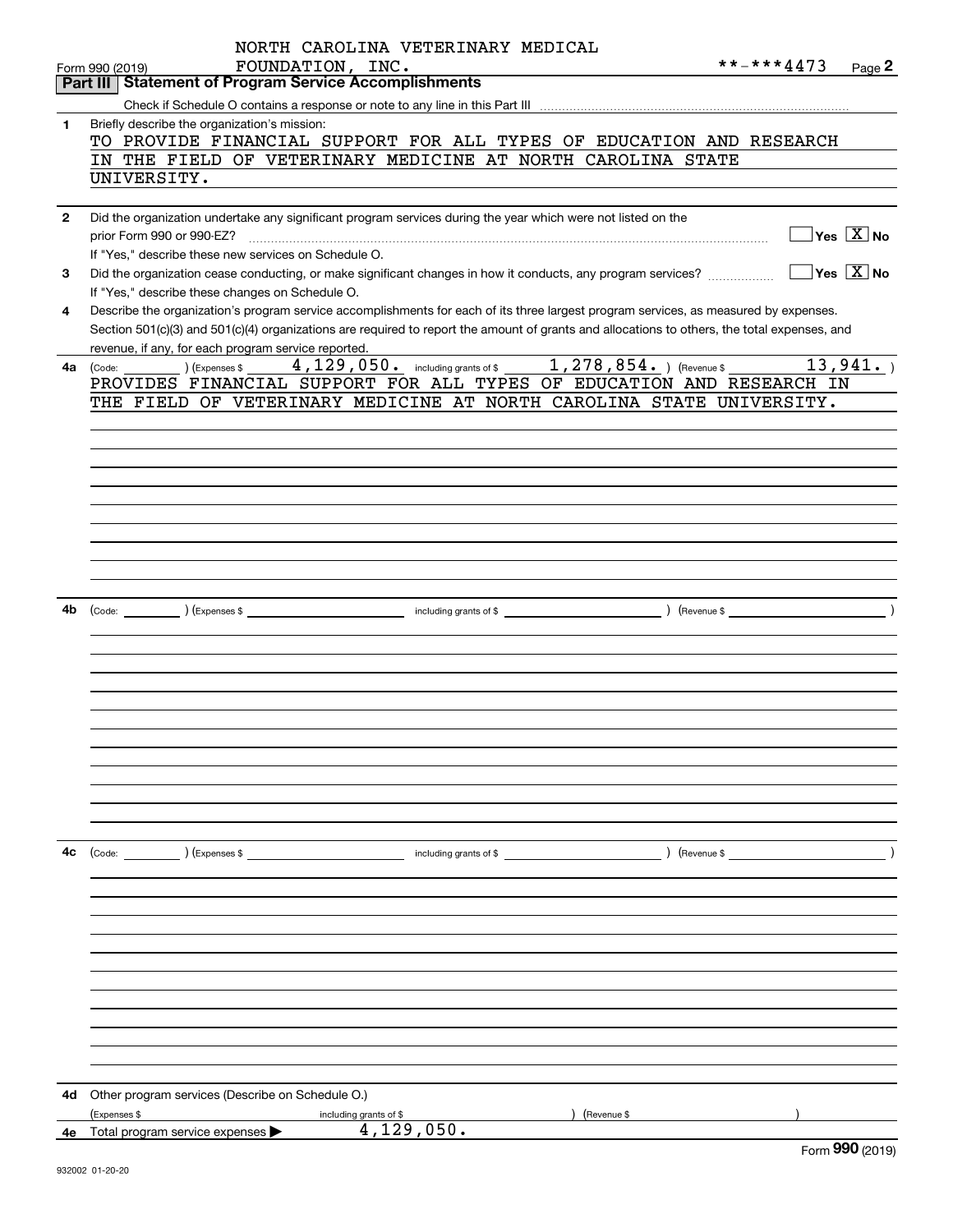NORTH CAROLINA VETERINARY MEDICAL FOUNDATION, INC.

Form 990 (2019) **-***4473 Page **2**

## Part III Statement of Program Service Accomplishments

Check if Schedule O contains a response or note to any line in this Part III

**1** Briefly describe the organization's mission:

TO PROVIDE FINANCIAL SUPPORT FOR ALL TYPES OF EDUCATION AND RESEARCH IN THE FIELD OF VETERINARY MEDICINE AT NORTH CAROLINA STATE UNIVERSITY.

**2** Did the organization undertake any significant program services during the year which were not listed on the prior Form 990 or 990-EZ? ☐ Yes ☒ No

If "Yes," describe these new services on Schedule O.

**3** Did the organization cease conducting, or make significant changes in how it conducts, any program services? ☐ Yes ☒ No

If "Yes," describe these changes on Schedule O.

**4** Describe the organization's program service accomplishments for each of its three largest program services, as measured by expenses. Section 501(c)(3) and 501(c)(4) organizations are required to report the amount of grants and allocations to others, the total expenses, and revenue, if any, for each program service reported.

**4a** (Code: ) (Expenses $ 4,129,050. including grants of $ 1,278,854. ) (Revenue $ 13,941. )

PROVIDES FINANCIAL SUPPORT FOR ALL TYPES OF EDUCATION AND RESEARCH IN THE FIELD OF VETERINARY MEDICINE AT NORTH CAROLINA STATE UNIVERSITY.

**4b** (Code: ) (Expenses $ including grants of $ ) (Revenue $ )

**4c** (Code: ) (Expenses $ including grants of $ ) (Revenue $ )

**4d** Other program services (Describe on Schedule O.)

(Expenses $ including grants of $ ) (Revenue $ )

**4e** Total program service expenses ▶ 4,129,050.

Form **990** (2019)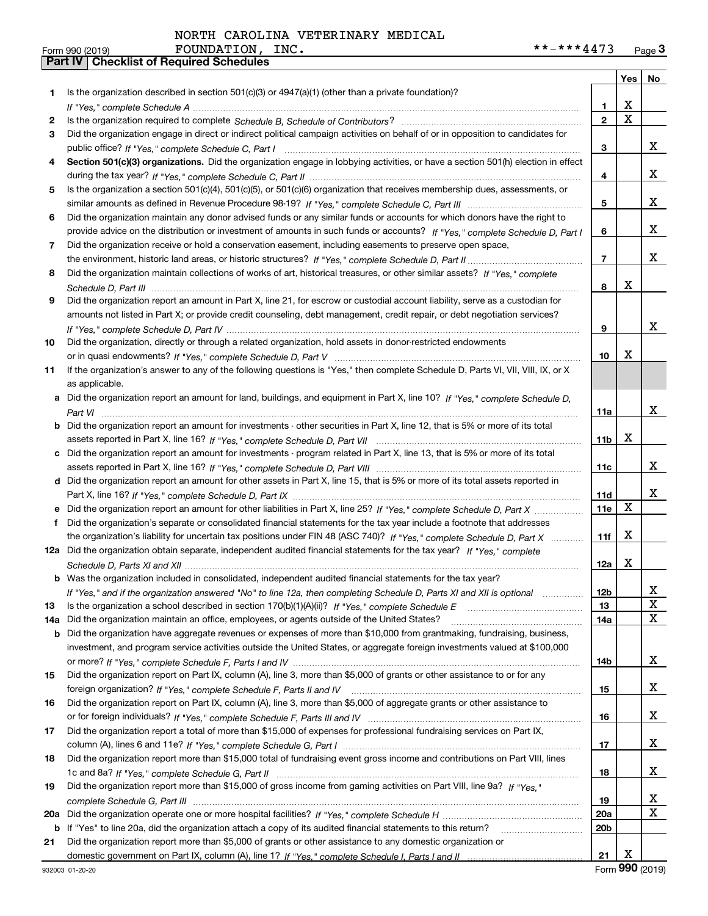NORTH CAROLINA VETERINARY MEDICAL FOUNDATION, INC.

Form 990 (2019) **-***4473

## Part IV | Checklist of Required Schedules

| | | | Yes | No |
|---|---|---|---|---|
| 1 | Is the organization described in section 501(c)(3) or 4947(a)(1) (other than a private foundation)? *If "Yes," complete Schedule A* | 1 | X | |
| 2 | Is the organization required to complete *Schedule B, Schedule of Contributors*? | 2 | X | |
| 3 | Did the organization engage in direct or indirect political campaign activities on behalf of or in opposition to candidates for public office? *If "Yes," complete Schedule C, Part I* | 3 | | X |
| 4 | **Section 501(c)(3) organizations.** Did the organization engage in lobbying activities, or have a section 501(h) election in effect during the tax year? *If "Yes," complete Schedule C, Part II* | 4 | | X |
| 5 | Is the organization a section 501(c)(4), 501(c)(5), or 501(c)(6) organization that receives membership dues, assessments, or similar amounts as defined in Revenue Procedure 98-19? *If "Yes," complete Schedule C, Part III* | 5 | | X |
| 6 | Did the organization maintain any donor advised funds or any similar funds or accounts for which donors have the right to provide advice on the distribution or investment of amounts in such funds or accounts? *If "Yes," complete Schedule D, Part I* | 6 | | X |
| 7 | Did the organization receive or hold a conservation easement, including easements to preserve open space, the environment, historic land areas, or historic structures? *If "Yes," complete Schedule D, Part II* | 7 | | X |
| 8 | Did the organization maintain collections of works of art, historical treasures, or other similar assets? *If "Yes," complete Schedule D, Part III* | 8 | X | |
| 9 | Did the organization report an amount in Part X, line 21, for escrow or custodial account liability, serve as a custodian for amounts not listed in Part X; or provide credit counseling, debt management, credit repair, or debt negotiation services? *If "Yes," complete Schedule D, Part IV* | 9 | | X |
| 10 | Did the organization, directly or through a related organization, hold assets in donor-restricted endowments or in quasi endowments? *If "Yes," complete Schedule D, Part V* | 10 | X | |
| 11 | If the organization's answer to any of the following questions is "Yes," then complete Schedule D, Parts VI, VII, VIII, IX, or X as applicable. | | | |
| a | Did the organization report an amount for land, buildings, and equipment in Part X, line 10? *If "Yes," complete Schedule D, Part VI* | 11a | | X |
| b | Did the organization report an amount for investments - other securities in Part X, line 12, that is 5% or more of its total assets reported in Part X, line 16? *If "Yes," complete Schedule D, Part VII* | 11b | X | |
| c | Did the organization report an amount for investments - program related in Part X, line 13, that is 5% or more of its total assets reported in Part X, line 16? *If "Yes," complete Schedule D, Part VIII* | 11c | | X |
| d | Did the organization report an amount for other assets in Part X, line 15, that is 5% or more of its total assets reported in Part X, line 16? *If "Yes," complete Schedule D, Part IX* | 11d | | X |
| e | Did the organization report an amount for other liabilities in Part X, line 25? *If "Yes," complete Schedule D, Part X* | 11e | X | |
| f | Did the organization's separate or consolidated financial statements for the tax year include a footnote that addresses the organization's liability for uncertain tax positions under FIN 48 (ASC 740)? *If "Yes," complete Schedule D, Part X* | 11f | X | |
| 12a | Did the organization obtain separate, independent audited financial statements for the tax year? *If "Yes," complete Schedule D, Parts XI and XII* | 12a | X | |
| b | Was the organization included in consolidated, independent audited financial statements for the tax year? *If "Yes," and if the organization answered "No" to line 12a, then completing Schedule D, Parts XI and XII is optional* | 12b | | X |
| 13 | Is the organization a school described in section 170(b)(1)(A)(ii)? *If "Yes," complete Schedule E* | 13 | | X |
| 14a | Did the organization maintain an office, employees, or agents outside of the United States? | 14a | | X |
| b | Did the organization have aggregate revenues or expenses of more than $10,000 from grantmaking, fundraising, business, investment, and program service activities outside the United States, or aggregate foreign investments valued at $100,000 or more? *If "Yes," complete Schedule F, Parts I and IV* | 14b | | X |
| 15 | Did the organization report on Part IX, column (A), line 3, more than $5,000 of grants or other assistance to or for any foreign organization? *If "Yes," complete Schedule F, Parts II and IV* | 15 | | X |
| 16 | Did the organization report on Part IX, column (A), line 3, more than $5,000 of aggregate grants or other assistance to or for foreign individuals? *If "Yes," complete Schedule F, Parts III and IV* | 16 | | X |
| 17 | Did the organization report a total of more than $15,000 of expenses for professional fundraising services on Part IX, column (A), lines 6 and 11e? *If "Yes," complete Schedule G, Part I* | 17 | | X |
| 18 | Did the organization report more than $15,000 total of fundraising event gross income and contributions on Part VIII, lines 1c and 8a? *If "Yes," complete Schedule G, Part II* | 18 | | X |
| 19 | Did the organization report more than $15,000 of gross income from gaming activities on Part VIII, line 9a? *If "Yes," complete Schedule G, Part III* | 19 | | X |
| 20a | Did the organization operate one or more hospital facilities? *If "Yes," complete Schedule H* | 20a | | X |
| b | If "Yes" to line 20a, did the organization attach a copy of its audited financial statements to this return? | 20b | | |
| 21 | Did the organization report more than $5,000 of grants or other assistance to any domestic organization or domestic government on Part IX, column (A), line 1? *If "Yes," complete Schedule I, Parts I and II* | 21 | X | |

932003 01-20-20 Form **990** (2019)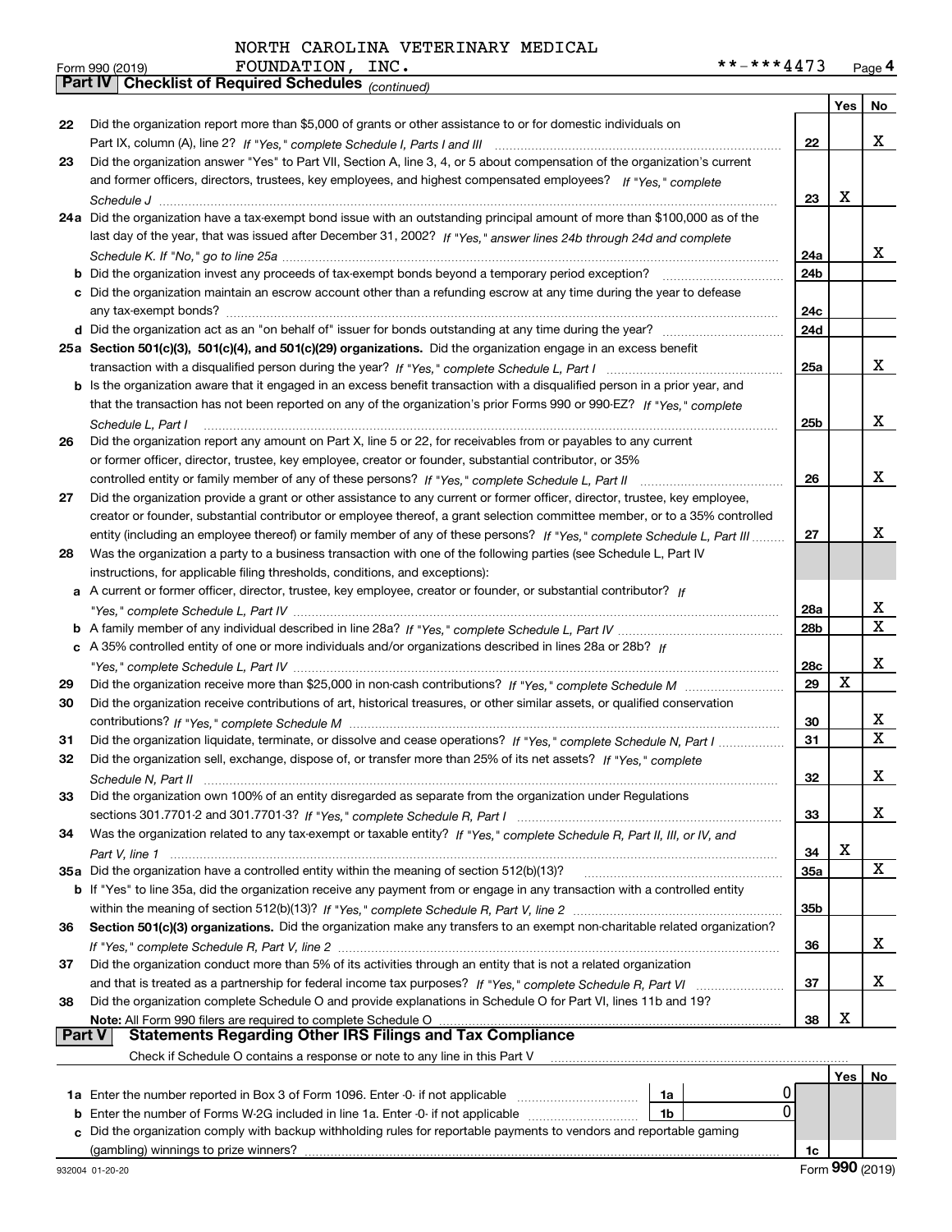NORTH CAROLINA VETERINARY MEDICAL FOUNDATION, INC.

Form 990 (2019) **-***4473 Page 4

## Part IV Checklist of Required Schedules *(continued)*

| | | | Yes | No |
|---|---|---|---|---|
| 22 | Did the organization report more than $5,000 of grants or other assistance to or for domestic individuals on Part IX, column (A), line 2? *If "Yes," complete Schedule I, Parts I and III* | 22 | | X |
| 23 | Did the organization answer "Yes" to Part VII, Section A, line 3, 4, or 5 about compensation of the organization's current and former officers, directors, trustees, key employees, and highest compensated employees? *If "Yes," complete Schedule J* | 23 | X | |
| 24a | Did the organization have a tax-exempt bond issue with an outstanding principal amount of more than $100,000 as of the last day of the year, that was issued after December 31, 2002? *If "Yes," answer lines 24b through 24d and complete Schedule K. If "No," go to line 25a* | 24a | | X |
| b | Did the organization invest any proceeds of tax-exempt bonds beyond a temporary period exception? | 24b | | |
| c | Did the organization maintain an escrow account other than a refunding escrow at any time during the year to defease any tax-exempt bonds? | 24c | | |
| d | Did the organization act as an "on behalf of" issuer for bonds outstanding at any time during the year? | 24d | | |
| 25a | **Section 501(c)(3), 501(c)(4), and 501(c)(29) organizations.** Did the organization engage in an excess benefit transaction with a disqualified person during the year? *If "Yes," complete Schedule L, Part I* | 25a | | X |
| b | Is the organization aware that it engaged in an excess benefit transaction with a disqualified person in a prior year, and that the transaction has not been reported on any of the organization's prior Forms 990 or 990-EZ? *If "Yes," complete Schedule L, Part I* | 25b | | X |
| 26 | Did the organization report any amount on Part X, line 5 or 22, for receivables from or payables to any current or former officer, director, trustee, key employee, creator or founder, substantial contributor, or 35% controlled entity or family member of any of these persons? *If "Yes," complete Schedule L, Part II* | 26 | | X |
| 27 | Did the organization provide a grant or other assistance to any current or former officer, director, trustee, key employee, creator or founder, substantial contributor or employee thereof, a grant selection committee member, or to a 35% controlled entity (including an employee thereof) or family member of any of these persons? *If "Yes," complete Schedule L, Part III* | 27 | | X |
| 28 | Was the organization a party to a business transaction with one of the following parties (see Schedule L, Part IV instructions, for applicable filing thresholds, conditions, and exceptions): | | | |
| a | A current or former officer, director, trustee, key employee, creator or founder, or substantial contributor? *If "Yes," complete Schedule L, Part IV* | 28a | | X |
| b | A family member of any individual described in line 28a? *If "Yes," complete Schedule L, Part IV* | 28b | | X |
| c | A 35% controlled entity of one or more individuals and/or organizations described in lines 28a or 28b? *If "Yes," complete Schedule L, Part IV* | 28c | | X |
| 29 | Did the organization receive more than $25,000 in non-cash contributions? *If "Yes," complete Schedule M* | 29 | X | |
| 30 | Did the organization receive contributions of art, historical treasures, or other similar assets, or qualified conservation contributions? *If "Yes," complete Schedule M* | 30 | | X |
| 31 | Did the organization liquidate, terminate, or dissolve and cease operations? *If "Yes," complete Schedule N, Part I* | 31 | | X |
| 32 | Did the organization sell, exchange, dispose of, or transfer more than 25% of its net assets? *If "Yes," complete Schedule N, Part II* | 32 | | X |
| 33 | Did the organization own 100% of an entity disregarded as separate from the organization under Regulations sections 301.7701-2 and 301.7701-3? *If "Yes," complete Schedule R, Part I* | 33 | | X |
| 34 | Was the organization related to any tax-exempt or taxable entity? *If "Yes," complete Schedule R, Part II, III, or IV, and Part V, line 1* | 34 | X | |
| 35a | Did the organization have a controlled entity within the meaning of section 512(b)(13)? | 35a | | X |
| b | If "Yes" to line 35a, did the organization receive any payment from or engage in any transaction with a controlled entity within the meaning of section 512(b)(13)? *If "Yes," complete Schedule R, Part V, line 2* | 35b | | |
| 36 | **Section 501(c)(3) organizations.** Did the organization make any transfers to an exempt non-charitable related organization? *If "Yes," complete Schedule R, Part V, line 2* | 36 | | X |
| 37 | Did the organization conduct more than 5% of its activities through an entity that is not a related organization and that is treated as a partnership for federal income tax purposes? *If "Yes," complete Schedule R, Part VI* | 37 | | X |
| 38 | Did the organization complete Schedule O and provide explanations in Schedule O for Part VI, lines 11b and 19? **Note:** All Form 990 filers are required to complete Schedule O | 38 | X | |

## Part V Statements Regarding Other IRS Filings and Tax Compliance

Check if Schedule O contains a response or note to any line in this Part V

| | | | | | Yes | No |
|---|---|---|---|---|---|---|
| 1a | Enter the number reported in Box 3 of Form 1096. Enter -0- if not applicable | 1a | 0 | | | |
| b | Enter the number of Forms W-2G included in line 1a. Enter -0- if not applicable | 1b | 0 | | | |
| c | Did the organization comply with backup withholding rules for reportable payments to vendors and reportable gaming (gambling) winnings to prize winners? | | | 1c | | |

932004 01-20-20 Form **990** (2019)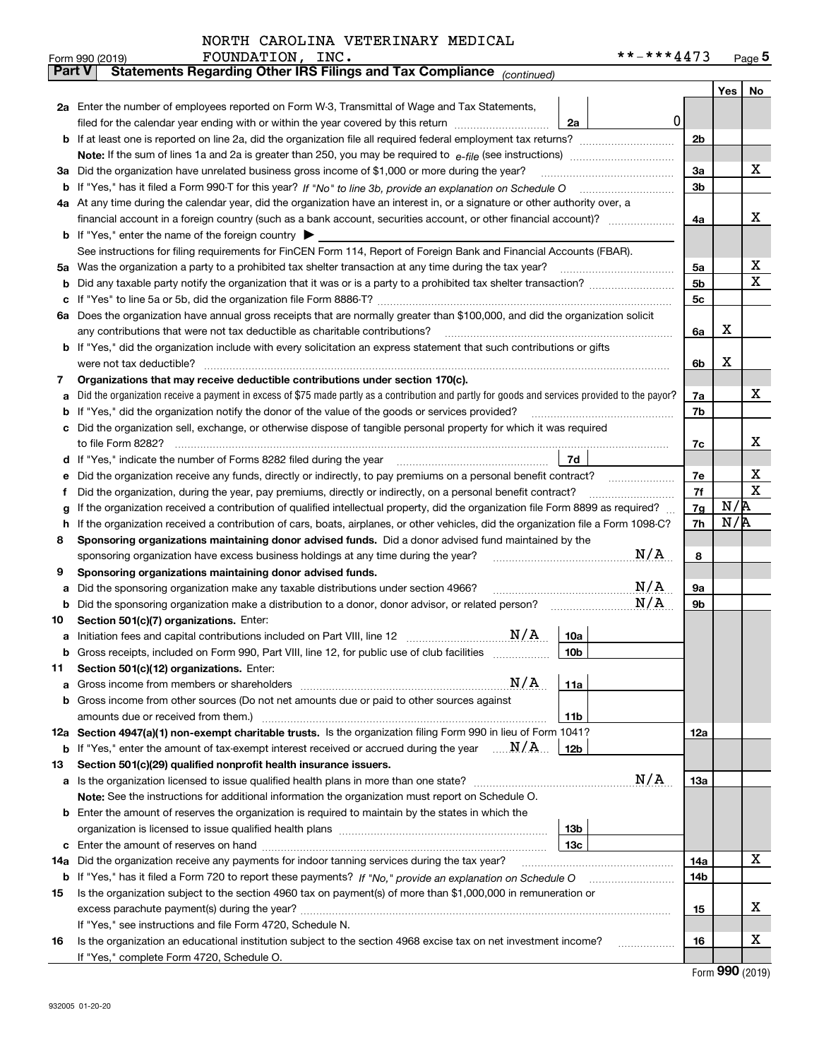NORTH CAROLINA VETERINARY MEDICAL FOUNDATION, INC.

Form 990 (2019) **-***4473

## Part V Statements Regarding Other IRS Filings and Tax Compliance *(continued)*

| | | | | | Yes | No |
|---|---|---|---|---|---|---|
| **2a** | Enter the number of employees reported on Form W-3, Transmittal of Wage and Tax Statements, filed for the calendar year ending with or within the year covered by this return | 2a | 0 | | | |
| **b** | If at least one is reported on line 2a, did the organization file all required federal employment tax returns? | | | 2b | | |
| | **Note:** If the sum of lines 1a and 2a is greater than 250, you may be required to *e-file* (see instructions) | | | | | |
| **3a** | Did the organization have unrelated business gross income of $1,000 or more during the year? | | | 3a | | X |
| **b** | If "Yes," has it filed a Form 990-T for this year? *If "No" to line 3b, provide an explanation on Schedule O* | | | 3b | | |
| **4a** | At any time during the calendar year, did the organization have an interest in, or a signature or other authority over, a financial account in a foreign country (such as a bank account, securities account, or other financial account)? | | | 4a | | X |
| **b** | If "Yes," enter the name of the foreign country ▶ | | | | | |
| | See instructions for filing requirements for FinCEN Form 114, Report of Foreign Bank and Financial Accounts (FBAR). | | | | | |
| **5a** | Was the organization a party to a prohibited tax shelter transaction at any time during the tax year? | | | 5a | | X |
| **b** | Did any taxable party notify the organization that it was or is a party to a prohibited tax shelter transaction? | | | 5b | | X |
| **c** | If "Yes" to line 5a or 5b, did the organization file Form 8886-T? | | | 5c | | |
| **6a** | Does the organization have annual gross receipts that are normally greater than $100,000, and did the organization solicit any contributions that were not tax deductible as charitable contributions? | | | 6a | X | |
| **b** | If "Yes," did the organization include with every solicitation an express statement that such contributions or gifts were not tax deductible? | | | 6b | X | |
| **7** | **Organizations that may receive deductible contributions under section 170(c).** | | | | | |
| **a** | Did the organization receive a payment in excess of $75 made partly as a contribution and partly for goods and services provided to the payor? | | | 7a | | X |
| **b** | If "Yes," did the organization notify the donor of the value of the goods or services provided? | | | 7b | | |
| **c** | Did the organization sell, exchange, or otherwise dispose of tangible personal property for which it was required to file Form 8282? | | | 7c | | X |
| **d** | If "Yes," indicate the number of Forms 8282 filed during the year | 7d | | | | |
| **e** | Did the organization receive any funds, directly or indirectly, to pay premiums on a personal benefit contract? | | | 7e | | X |
| **f** | Did the organization, during the year, pay premiums, directly or indirectly, on a personal benefit contract? | | | 7f | | X |
| **g** | If the organization received a contribution of qualified intellectual property, did the organization file Form 8899 as required? | | | 7g | N/A | |
| **h** | If the organization received a contribution of cars, boats, airplanes, or other vehicles, did the organization file a Form 1098-C? | | | 7h | N/A | |
| **8** | **Sponsoring organizations maintaining donor advised funds.** Did a donor advised fund maintained by the sponsoring organization have excess business holdings at any time during the year? N/A | | | 8 | | |
| **9** | **Sponsoring organizations maintaining donor advised funds.** | | | | | |
| **a** | Did the sponsoring organization make any taxable distributions under section 4966? N/A | | | 9a | | |
| **b** | Did the sponsoring organization make a distribution to a donor, donor advisor, or related person? N/A | | | 9b | | |
| **10** | **Section 501(c)(7) organizations.** Enter: | | | | | |
| **a** | Initiation fees and capital contributions included on Part VIII, line 12 N/A | 10a | | | | |
| **b** | Gross receipts, included on Form 990, Part VIII, line 12, for public use of club facilities | 10b | | | | |
| **11** | **Section 501(c)(12) organizations.** Enter: | | | | | |
| **a** | Gross income from members or shareholders N/A | 11a | | | | |
| **b** | Gross income from other sources (Do not net amounts due or paid to other sources against amounts due or received from them.) | 11b | | | | |
| **12a** | **Section 4947(a)(1) non-exempt charitable trusts.** Is the organization filing Form 990 in lieu of Form 1041? | | | 12a | | |
| **b** | If "Yes," enter the amount of tax-exempt interest received or accrued during the year N/A | 12b | | | | |
| **13** | **Section 501(c)(29) qualified nonprofit health insurance issuers.** | | | | | |
| **a** | Is the organization licensed to issue qualified health plans in more than one state? N/A | | | 13a | | |
| | **Note:** See the instructions for additional information the organization must report on Schedule O. | | | | | |
| **b** | Enter the amount of reserves the organization is required to maintain by the states in which the organization is licensed to issue qualified health plans | 13b | | | | |
| **c** | Enter the amount of reserves on hand | 13c | | | | |
| **14a** | Did the organization receive any payments for indoor tanning services during the tax year? | | | 14a | | X |
| **b** | If "Yes," has it filed a Form 720 to report these payments? *If "No," provide an explanation on Schedule O* | | | 14b | | |
| **15** | Is the organization subject to the section 4960 tax on payment(s) of more than $1,000,000 in remuneration or excess parachute payment(s) during the year? | | | 15 | | X |
| | If "Yes," see instructions and file Form 4720, Schedule N. | | | | | |
| **16** | Is the organization an educational institution subject to the section 4968 excise tax on net investment income? | | | 16 | | X |
| | If "Yes," complete Form 4720, Schedule O. | | | | | |

Form **990** (2019)

932005 01-20-20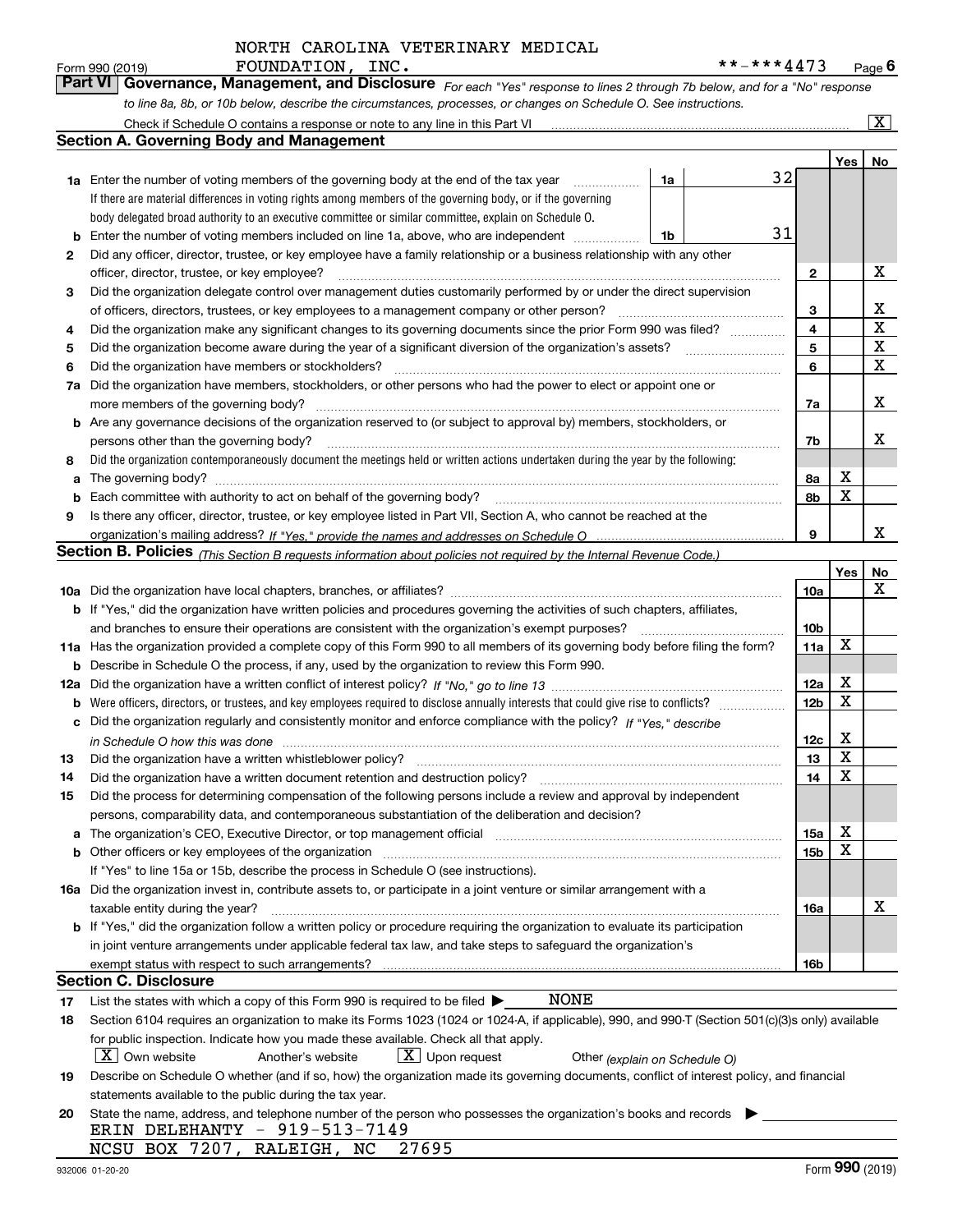NORTH CAROLINA VETERINARY MEDICAL FOUNDATION, INC.

Form 990 (2019) **-***4473 Page 6

**Part VI Governance, Management, and Disclosure** *For each "Yes" response to lines 2 through 7b below, and for a "No" response to line 8a, 8b, or 10b below, describe the circumstances, processes, or changes on Schedule O. See instructions.*

Check if Schedule O contains a response or note to any line in this Part VI [X]

## Section A. Governing Body and Management

| | | | | Yes | No |
|---|---|---|---|---|---|
| **1a** | Enter the number of voting members of the governing body at the end of the tax year. If there are material differences in voting rights among members of the governing body, or if the governing body delegated broad authority to an executive committee or similar committee, explain on Schedule O. | 1a | 32 | | |
| **b** | Enter the number of voting members included on line 1a, above, who are independent | 1b | 31 | | |
| **2** | Did any officer, director, trustee, or key employee have a family relationship or a business relationship with any other officer, director, trustee, or key employee? | 2 | | | X |
| **3** | Did the organization delegate control over management duties customarily performed by or under the direct supervision of officers, directors, trustees, or key employees to a management company or other person? | 3 | | | X |
| **4** | Did the organization make any significant changes to its governing documents since the prior Form 990 was filed? | 4 | | | X |
| **5** | Did the organization become aware during the year of a significant diversion of the organization's assets? | 5 | | | X |
| **6** | Did the organization have members or stockholders? | 6 | | | X |
| **7a** | Did the organization have members, stockholders, or other persons who had the power to elect or appoint one or more members of the governing body? | 7a | | | X |
| **b** | Are any governance decisions of the organization reserved to (or subject to approval by) members, stockholders, or persons other than the governing body? | 7b | | | X |
| **8** | Did the organization contemporaneously document the meetings held or written actions undertaken during the year by the following: | | | | |
| **a** | The governing body? | 8a | | X | |
| **b** | Each committee with authority to act on behalf of the governing body? | 8b | | X | |
| **9** | Is there any officer, director, trustee, or key employee listed in Part VII, Section A, who cannot be reached at the organization's mailing address? *If "Yes," provide the names and addresses on Schedule O* | 9 | | | X |

## Section B. Policies *(This Section B requests information about policies not required by the Internal Revenue Code.)*

| | | | Yes | No |
|---|---|---|---|---|
| **10a** | Did the organization have local chapters, branches, or affiliates? | 10a | | X |
| **b** | If "Yes," did the organization have written policies and procedures governing the activities of such chapters, affiliates, and branches to ensure their operations are consistent with the organization's exempt purposes? | 10b | | |
| **11a** | Has the organization provided a complete copy of this Form 990 to all members of its governing body before filing the form? | 11a | X | |
| **b** | Describe in Schedule O the process, if any, used by the organization to review this Form 990. | | | |
| **12a** | Did the organization have a written conflict of interest policy? *If "No," go to line 13* | 12a | X | |
| **b** | Were officers, directors, or trustees, and key employees required to disclose annually interests that could give rise to conflicts? | 12b | X | |
| **c** | Did the organization regularly and consistently monitor and enforce compliance with the policy? *If "Yes," describe in Schedule O how this was done* | 12c | X | |
| **13** | Did the organization have a written whistleblower policy? | 13 | X | |
| **14** | Did the organization have a written document retention and destruction policy? | 14 | X | |
| **15** | Did the process for determining compensation of the following persons include a review and approval by independent persons, comparability data, and contemporaneous substantiation of the deliberation and decision? | | | |
| **a** | The organization's CEO, Executive Director, or top management official | 15a | X | |
| **b** | Other officers or key employees of the organization. If "Yes" to line 15a or 15b, describe the process in Schedule O (see instructions). | 15b | X | |
| **16a** | Did the organization invest in, contribute assets to, or participate in a joint venture or similar arrangement with a taxable entity during the year? | 16a | | X |
| **b** | If "Yes," did the organization follow a written policy or procedure requiring the organization to evaluate its participation in joint venture arrangements under applicable federal tax law, and take steps to safeguard the organization's exempt status with respect to such arrangements? | 16b | | |

## Section C. Disclosure

**17** List the states with which a copy of this Form 990 is required to be filed ▶ NONE

**18** Section 6104 requires an organization to make its Forms 1023 (1024 or 1024-A, if applicable), 990, and 990-T (Section 501(c)(3)s only) available for public inspection. Indicate how you made these available. Check all that apply.

[X] Own website   [ ] Another's website   [X] Upon request   [ ] Other *(explain on Schedule O)*

**19** Describe on Schedule O whether (and if so, how) the organization made its governing documents, conflict of interest policy, and financial statements available to the public during the tax year.

**20** State the name, address, and telephone number of the person who possesses the organization's books and records ▶

ERIN DELEHANTY - 919-513-7149
NCSU BOX 7207, RALEIGH, NC 27695

932006 01-20-20 Form **990** (2019)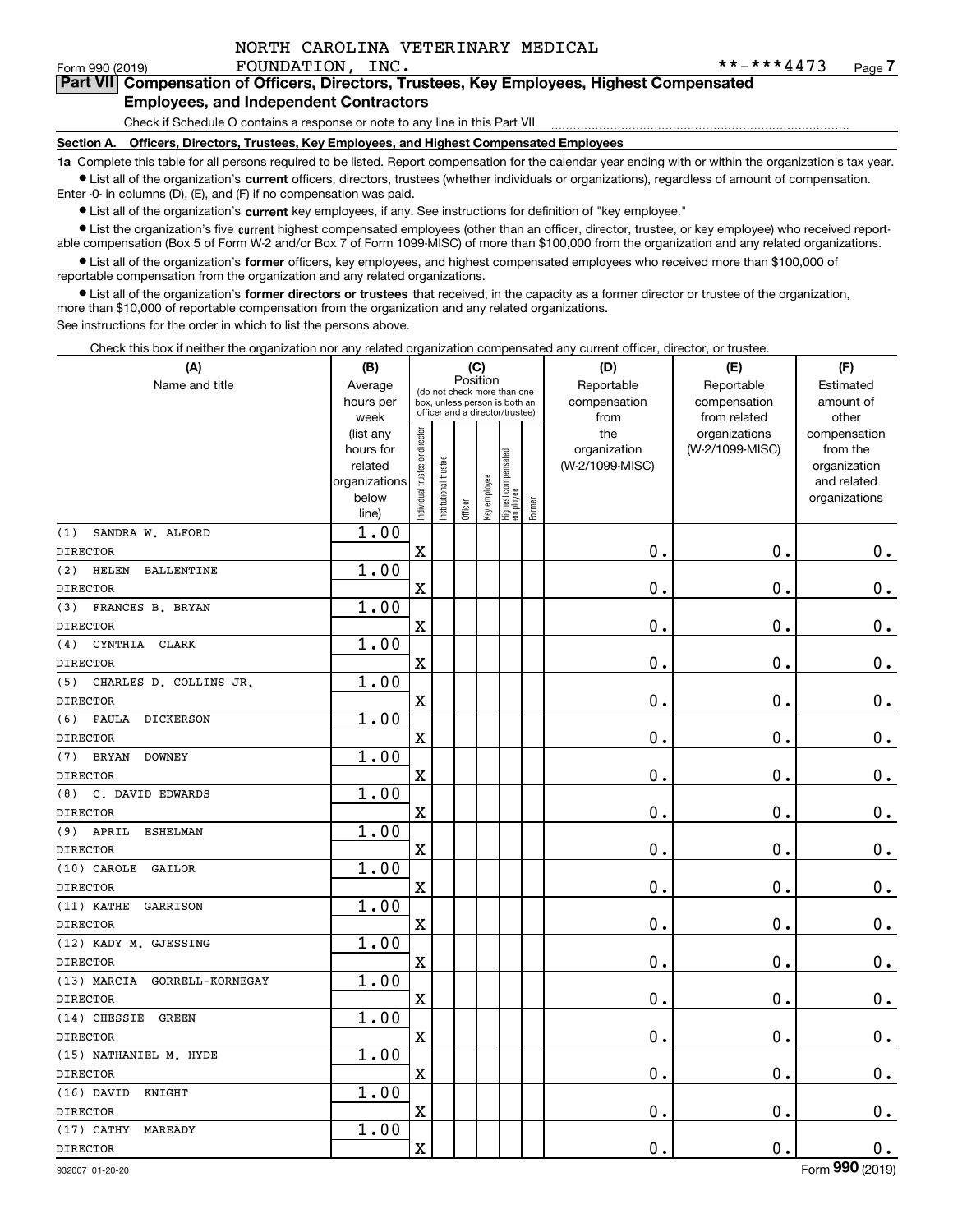NORTH CAROLINA VETERINARY MEDICAL FOUNDATION, INC.

Form 990 (2019) **-***4473 Page 7

**Part VII Compensation of Officers, Directors, Trustees, Key Employees, Highest Compensated Employees, and Independent Contractors**

Check if Schedule O contains a response or note to any line in this Part VII

**Section A. Officers, Directors, Trustees, Key Employees, and Highest Compensated Employees**

**1a** Complete this table for all persons required to be listed. Report compensation for the calendar year ending with or within the organization's tax year.

- List all of the organization's **current** officers, directors, trustees (whether individuals or organizations), regardless of amount of compensation. Enter -0- in columns (D), (E), and (F) if no compensation was paid.
- List all of the organization's **current** key employees, if any. See instructions for definition of "key employee."
- List the organization's five **current** highest compensated employees (other than an officer, director, trustee, or key employee) who received reportable compensation (Box 5 of Form W-2 and/or Box 7 of Form 1099-MISC) of more than $100,000 from the organization and any related organizations.
- List all of the organization's **former** officers, key employees, and highest compensated employees who received more than $100,000 of reportable compensation from the organization and any related organizations.
- List all of the organization's **former directors or trustees** that received, in the capacity as a former director or trustee of the organization, more than $10,000 of reportable compensation from the organization and any related organizations.

See instructions for the order in which to list the persons above.

Check this box if neither the organization nor any related organization compensated any current officer, director, or trustee.

| (A) Name and title | (B) Average hours per week (list any hours for related organizations below line) | (C) Position: Individual trustee or director | Institutional trustee | Officer | Key employee | Highest compensated employee | Former | (D) Reportable compensation from the organization (W-2/1099-MISC) | (E) Reportable compensation from related organizations (W-2/1099-MISC) | (F) Estimated amount of other compensation from the organization and related organizations |
|---|---|---|---|---|---|---|---|---|---|---|
| (1) SANDRA W. ALFORD<br>DIRECTOR | 1.00 | X | | | | | | 0. | 0. | 0. |
| (2) HELEN BALLENTINE<br>DIRECTOR | 1.00 | X | | | | | | 0. | 0. | 0. |
| (3) FRANCES B. BRYAN<br>DIRECTOR | 1.00 | X | | | | | | 0. | 0. | 0. |
| (4) CYNTHIA CLARK<br>DIRECTOR | 1.00 | X | | | | | | 0. | 0. | 0. |
| (5) CHARLES D. COLLINS JR.<br>DIRECTOR | 1.00 | X | | | | | | 0. | 0. | 0. |
| (6) PAULA DICKERSON<br>DIRECTOR | 1.00 | X | | | | | | 0. | 0. | 0. |
| (7) BRYAN DOWNEY<br>DIRECTOR | 1.00 | X | | | | | | 0. | 0. | 0. |
| (8) C. DAVID EDWARDS<br>DIRECTOR | 1.00 | X | | | | | | 0. | 0. | 0. |
| (9) APRIL ESHELMAN<br>DIRECTOR | 1.00 | X | | | | | | 0. | 0. | 0. |
| (10) CAROLE GAILOR<br>DIRECTOR | 1.00 | X | | | | | | 0. | 0. | 0. |
| (11) KATHE GARRISON<br>DIRECTOR | 1.00 | X | | | | | | 0. | 0. | 0. |
| (12) KADY M. GJESSING<br>DIRECTOR | 1.00 | X | | | | | | 0. | 0. | 0. |
| (13) MARCIA GORRELL-KORNEGAY<br>DIRECTOR | 1.00 | X | | | | | | 0. | 0. | 0. |
| (14) CHESSIE GREEN<br>DIRECTOR | 1.00 | X | | | | | | 0. | 0. | 0. |
| (15) NATHANIEL M. HYDE<br>DIRECTOR | 1.00 | X | | | | | | 0. | 0. | 0. |
| (16) DAVID KNIGHT<br>DIRECTOR | 1.00 | X | | | | | | 0. | 0. | 0. |
| (17) CATHY MAREADY<br>DIRECTOR | 1.00 | X | | | | | | 0. | 0. | 0. |

932007 01-20-20 Form 990 (2019)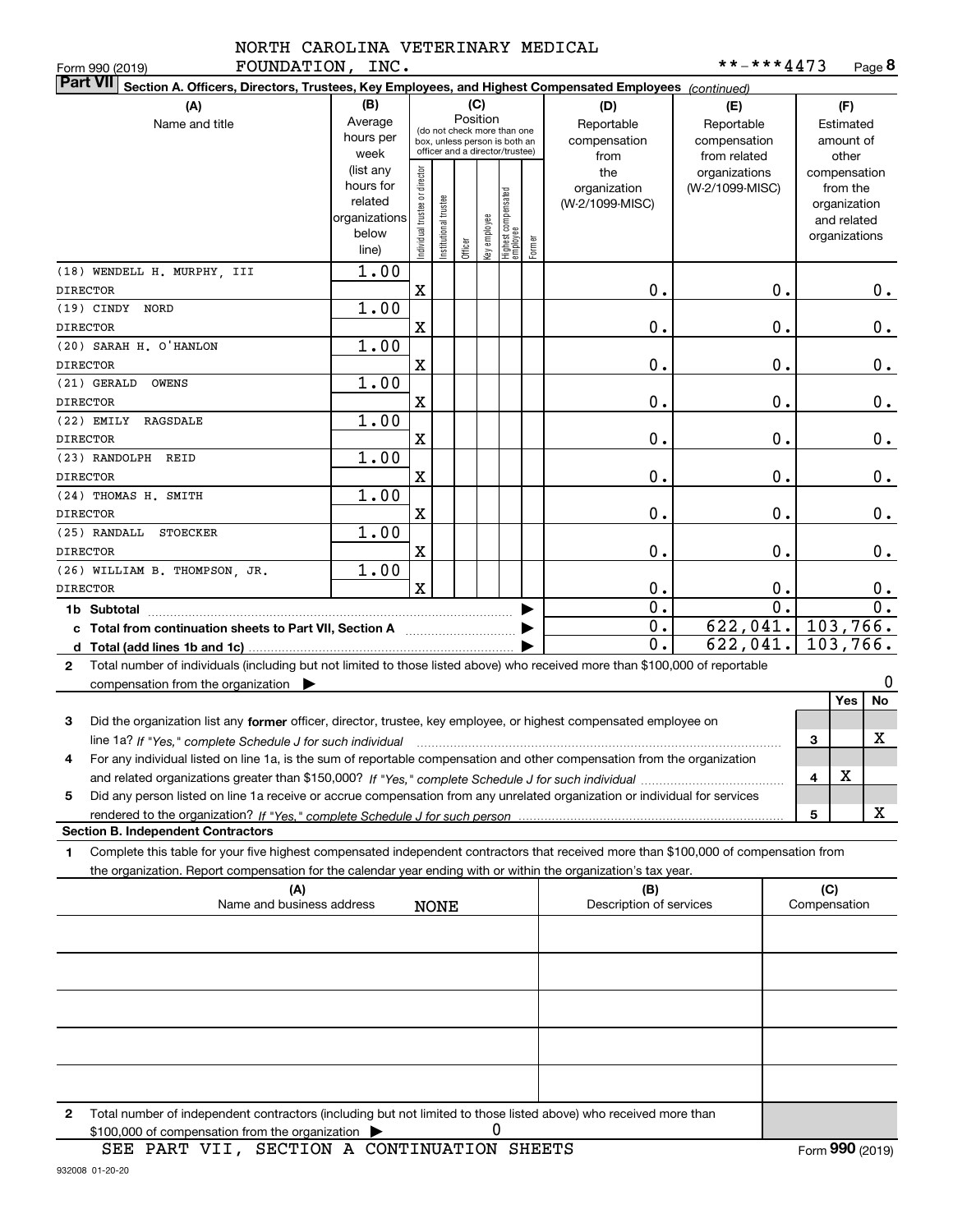NORTH CAROLINA VETERINARY MEDICAL FOUNDATION, INC.

Form 990 (2019) **-***4473 Page 8

**Part VII Section A. Officers, Directors, Trustees, Key Employees, and Highest Compensated Employees** *(continued)*

| (A) Name and title | (B) Average hours per week (list any hours for related organizations below line) | (C) Position: Individual trustee or director | Institutional trustee | Officer | Key employee | Highest compensated employee | Former | (D) Reportable compensation from the organization (W-2/1099-MISC) | (E) Reportable compensation from related organizations (W-2/1099-MISC) | (F) Estimated amount of other compensation from the organization and related organizations |
|---|---|---|---|---|---|---|---|---|---|---|
| (18) WENDELL H. MURPHY, III DIRECTOR | 1.00 | X | | | | | | 0. | 0. | 0. |
| (19) CINDY NORD DIRECTOR | 1.00 | X | | | | | | 0. | 0. | 0. |
| (20) SARAH H. O'HANLON DIRECTOR | 1.00 | X | | | | | | 0. | 0. | 0. |
| (21) GERALD OWENS DIRECTOR | 1.00 | X | | | | | | 0. | 0. | 0. |
| (22) EMILY RAGSDALE DIRECTOR | 1.00 | X | | | | | | 0. | 0. | 0. |
| (23) RANDOLPH REID DIRECTOR | 1.00 | X | | | | | | 0. | 0. | 0. |
| (24) THOMAS H. SMITH DIRECTOR | 1.00 | X | | | | | | 0. | 0. | 0. |
| (25) RANDALL STOECKER DIRECTOR | 1.00 | X | | | | | | 0. | 0. | 0. |
| (26) WILLIAM B. THOMPSON, JR. DIRECTOR | 1.00 | X | | | | | | 0. | 0. | 0. |
| 1b Subtotal | | | | | | | | 0. | 0. | 0. |
| c Total from continuation sheets to Part VII, Section A | | | | | | | | 0. | 622,041. | 103,766. |
| d Total (add lines 1b and 1c) | | | | | | | | 0. | 622,041. | 103,766. |

2 Total number of individuals (including but not limited to those listed above) who received more than $100,000 of reportable compensation from the organization ▶ 0

| | | Yes | No |
|---|---|---|---|
| 3 Did the organization list any **former** officer, director, trustee, key employee, or highest compensated employee on line 1a? *If "Yes," complete Schedule J for such individual* | 3 | | X |
| 4 For any individual listed on line 1a, is the sum of reportable compensation and other compensation from the organization and related organizations greater than $150,000? *If "Yes," complete Schedule J for such individual* | 4 | X | |
| 5 Did any person listed on line 1a receive or accrue compensation from any unrelated organization or individual for services rendered to the organization? *If "Yes," complete Schedule J for such person* | 5 | | X |

**Section B. Independent Contractors**

1 Complete this table for your five highest compensated independent contractors that received more than $100,000 of compensation from the organization. Report compensation for the calendar year ending with or within the organization's tax year.

| (A) Name and business address | (B) Description of services | (C) Compensation |
|---|---|---|
| NONE | | |
| | | |
| | | |
| | | |
| | | |

2 Total number of independent contractors (including but not limited to those listed above) who received more than $100,000 of compensation from the organization ▶ 0

SEE PART VII, SECTION A CONTINUATION SHEETS

Form **990** (2019)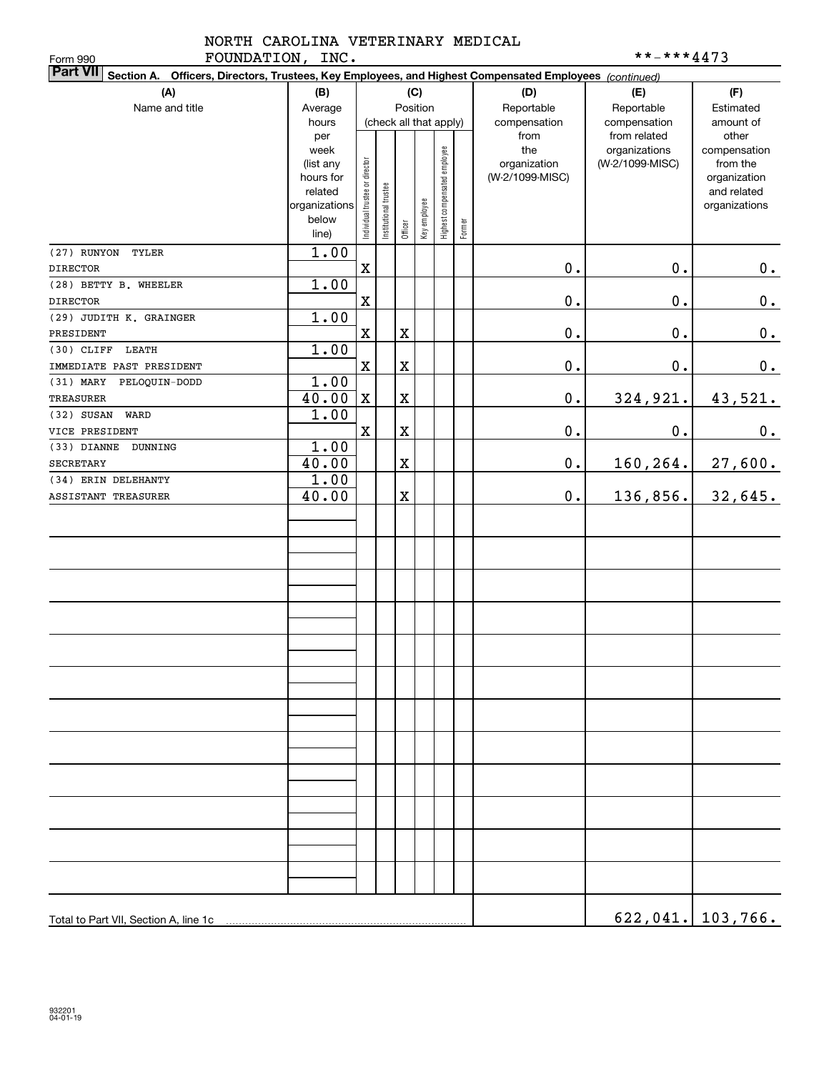NORTH CAROLINA VETERINARY MEDICAL FOUNDATION, INC.

Form 990

**-***4473

**Part VII** **Section A. Officers, Directors, Trustees, Key Employees, and Highest Compensated Employees** *(continued)*

| (A) Name and title | (B) Average hours per week (list any hours for related organizations below line) | (C) Position (check all that apply): Individual trustee or director | Institutional trustee | Officer | Key employee | Highest compensated employee | Former | (D) Reportable compensation from the organization (W-2/1099-MISC) | (E) Reportable compensation from related organizations (W-2/1099-MISC) | (F) Estimated amount of other compensation from the organization and related organizations |
|---|---|---|---|---|---|---|---|---|---|---|
| (27) RUNYON TYLER<br>DIRECTOR | 1.00 | X | | | | | | 0. | 0. | 0. |
| (28) BETTY B. WHEELER<br>DIRECTOR | 1.00 | X | | | | | | 0. | 0. | 0. |
| (29) JUDITH K. GRAINGER<br>PRESIDENT | 1.00 | X | | X | | | | 0. | 0. | 0. |
| (30) CLIFF LEATH<br>IMMEDIATE PAST PRESIDENT | 1.00 | X | | X | | | | 0. | 0. | 0. |
| (31) MARY PELOQUIN-DODD<br>TREASURER | 1.00<br>40.00 | X | | X | | | | 0. | 324,921. | 43,521. |
| (32) SUSAN WARD<br>VICE PRESIDENT | 1.00 | X | | X | | | | 0. | 0. | 0. |
| (33) DIANNE DUNNING<br>SECRETARY | 1.00<br>40.00 | | | X | | | | 0. | 160,264. | 27,600. |
| (34) ERIN DELEHANTY<br>ASSISTANT TREASURER | 1.00<br>40.00 | | | X | | | | 0. | 136,856. | 32,645. |
| Total to Part VII, Section A, line 1c | | | | | | | | | 622,041. | 103,766. |

932201 04-01-19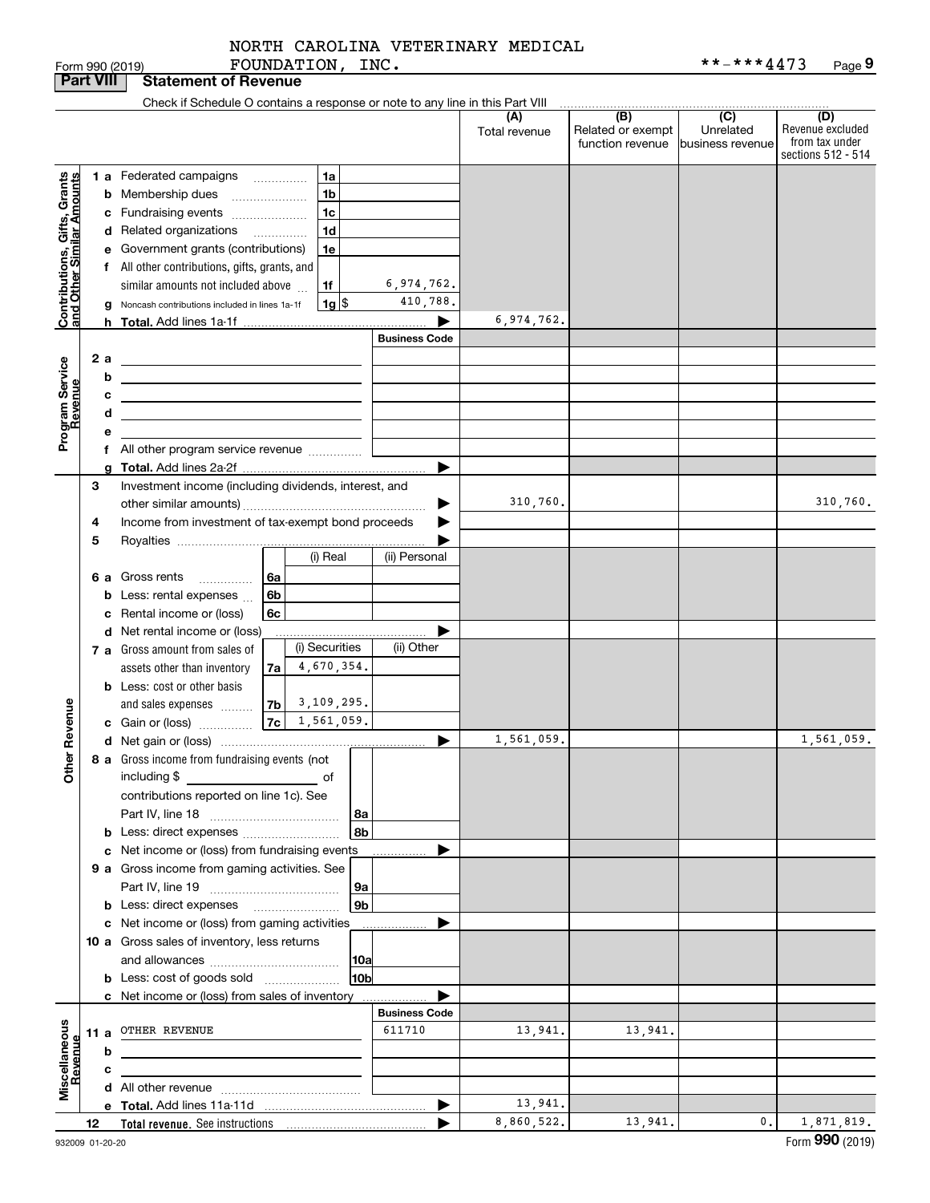NORTH CAROLINA VETERINARY MEDICAL FOUNDATION, INC.

Form 990 (2019) **-***4473 Page 9

## Part VIII Statement of Revenue

Check if Schedule O contains a response or note to any line in this Part VIII

| | | | | (A) Total revenue | (B) Related or exempt function revenue | (C) Unrelated business revenue | (D) Revenue excluded from tax under sections 512 - 514 |
|---|---|---|---|---|---|---|---|
| **Contributions, Gifts, Grants and Other Similar Amounts** | 1 a Federated campaigns | 1a | | | | | |
| | b Membership dues | 1b | | | | | |
| | c Fundraising events | 1c | | | | | |
| | d Related organizations | 1d | | | | | |
| | e Government grants (contributions) | 1e | | | | | |
| | f All other contributions, gifts, grants, and similar amounts not included above | 1f | 6,974,762. | | | | |
| | g Noncash contributions included in lines 1a-1f | 1g $ | 410,788. | | | | |
| | h **Total.** Add lines 1a-1f | | | 6,974,762. | | | |
| **Program Service Revenue** | | | **Business Code** | | | | |
| | 2 a | | | | | | |
| | b | | | | | | |
| | c | | | | | | |
| | d | | | | | | |
| | e | | | | | | |
| | f All other program service revenue | | | | | | |
| | g **Total.** Add lines 2a-2f | | | | | | |
| **Other Revenue** | 3 Investment income (including dividends, interest, and other similar amounts) | | | 310,760. | | | 310,760. |
| | 4 Income from investment of tax-exempt bond proceeds | | | | | | |
| | 5 Royalties | | | | | | |
| | | (i) Real | (ii) Personal | | | | |
| | 6 a Gross rents (6a) | | | | | | |
| | b Less: rental expenses (6b) | | | | | | |
| | c Rental income or (loss) (6c) | | | | | | |
| | d Net rental income or (loss) | | | | | | |
| | | (i) Securities | (ii) Other | | | | |
| | 7 a Gross amount from sales of assets other than inventory (7a) | 4,670,354. | | | | | |
| | b Less: cost or other basis and sales expenses (7b) | 3,109,295. | | | | | |
| | c Gain or (loss) (7c) | 1,561,059. | | | | | |
| | d Net gain or (loss) | | | 1,561,059. | | | 1,561,059. |
| | 8 a Gross income from fundraising events (not including $ of contributions reported on line 1c). See Part IV, line 18 | 8a | | | | | |
| | b Less: direct expenses | 8b | | | | | |
| | c Net income or (loss) from fundraising events | | | | | | |
| | 9 a Gross income from gaming activities. See Part IV, line 19 | 9a | | | | | |
| | b Less: direct expenses | 9b | | | | | |
| | c Net income or (loss) from gaming activities | | | | | | |
| | 10 a Gross sales of inventory, less returns and allowances | 10a | | | | | |
| | b Less: cost of goods sold | 10b | | | | | |
| | c Net income or (loss) from sales of inventory | | | | | | |
| **Miscellaneous Revenue** | | | **Business Code** | | | | |
| | 11 a OTHER REVENUE | | 611710 | 13,941. | 13,941. | | |
| | b | | | | | | |
| | c | | | | | | |
| | d All other revenue | | | | | | |
| | e **Total.** Add lines 11a-11d | | | 13,941. | | | |
| 12 | **Total revenue.** See instructions | | | 8,860,522. | 13,941. | 0. | 1,871,819. |

932009 01-20-20 Form **990** (2019)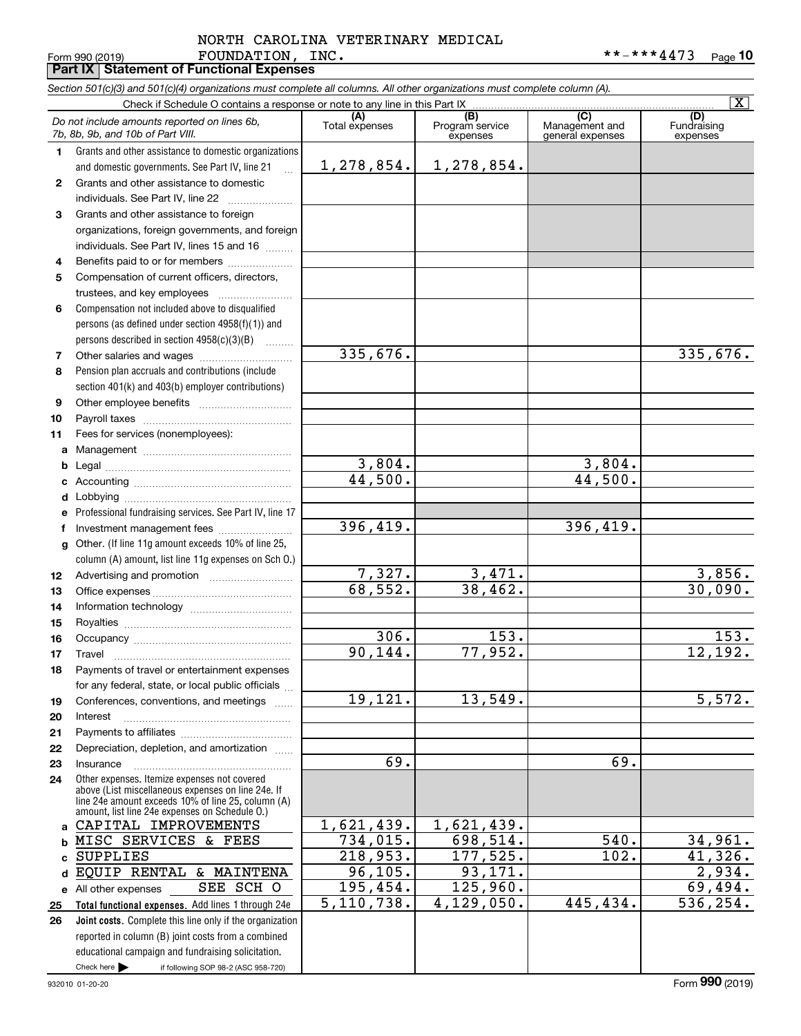NORTH CAROLINA VETERINARY MEDICAL FOUNDATION, INC.

Form 990 (2019) **-***4473 Page 10

## Part IX Statement of Functional Expenses

*Section 501(c)(3) and 501(c)(4) organizations must complete all columns. All other organizations must complete column (A).*

Check if Schedule O contains a response or note to any line in this Part IX [X]

| | *Do not include amounts reported on lines 6b, 7b, 8b, 9b, and 10b of Part VIII.* | (A) Total expenses | (B) Program service expenses | (C) Management and general expenses | (D) Fundraising expenses |
|---|---|---|---|---|---|
| 1 | Grants and other assistance to domestic organizations and domestic governments. See Part IV, line 21 | 1,278,854. | 1,278,854. | | |
| 2 | Grants and other assistance to domestic individuals. See Part IV, line 22 | | | | |
| 3 | Grants and other assistance to foreign organizations, foreign governments, and foreign individuals. See Part IV, lines 15 and 16 | | | | |
| 4 | Benefits paid to or for members | | | | |
| 5 | Compensation of current officers, directors, trustees, and key employees | | | | |
| 6 | Compensation not included above to disqualified persons (as defined under section 4958(f)(1)) and persons described in section 4958(c)(3)(B) | | | | |
| 7 | Other salaries and wages | 335,676. | | | 335,676. |
| 8 | Pension plan accruals and contributions (include section 401(k) and 403(b) employer contributions) | | | | |
| 9 | Other employee benefits | | | | |
| 10 | Payroll taxes | | | | |
| 11 | Fees for services (nonemployees): | | | | |
| a | Management | | | | |
| b | Legal | 3,804. | | 3,804. | |
| c | Accounting | 44,500. | | 44,500. | |
| d | Lobbying | | | | |
| e | Professional fundraising services. See Part IV, line 17 | | | | |
| f | Investment management fees | 396,419. | | 396,419. | |
| g | Other. (If line 11g amount exceeds 10% of line 25, column (A) amount, list line 11g expenses on Sch O.) | | | | |
| 12 | Advertising and promotion | 7,327. | 3,471. | | 3,856. |
| 13 | Office expenses | 68,552. | 38,462. | | 30,090. |
| 14 | Information technology | | | | |
| 15 | Royalties | | | | |
| 16 | Occupancy | 306. | 153. | | 153. |
| 17 | Travel | 90,144. | 77,952. | | 12,192. |
| 18 | Payments of travel or entertainment expenses for any federal, state, or local public officials | | | | |
| 19 | Conferences, conventions, and meetings | 19,121. | 13,549. | | 5,572. |
| 20 | Interest | | | | |
| 21 | Payments to affiliates | | | | |
| 22 | Depreciation, depletion, and amortization | | | | |
| 23 | Insurance | 69. | | 69. | |
| 24 | Other expenses. Itemize expenses not covered above (List miscellaneous expenses on line 24e. If line 24e amount exceeds 10% of line 25, column (A) amount, list line 24e expenses on Schedule O.) | | | | |
| a | CAPITAL IMPROVEMENTS | 1,621,439. | 1,621,439. | | |
| b | MISC SERVICES & FEES | 734,015. | 698,514. | 540. | 34,961. |
| c | SUPPLIES | 218,953. | 177,525. | 102. | 41,326. |
| d | EQUIP RENTAL & MAINTENA | 96,105. | 93,171. | | 2,934. |
| e | All other expenses SEE SCH O | 195,454. | 125,960. | | 69,494. |
| 25 | **Total functional expenses.** Add lines 1 through 24e | 5,110,738. | 4,129,050. | 445,434. | 536,254. |
| 26 | **Joint costs.** Complete this line only if the organization reported in column (B) joint costs from a combined educational campaign and fundraising solicitation. Check here ▶ [ ] if following SOP 98-2 (ASC 958-720) | | | | |

932010 01-20-20 Form **990** (2019)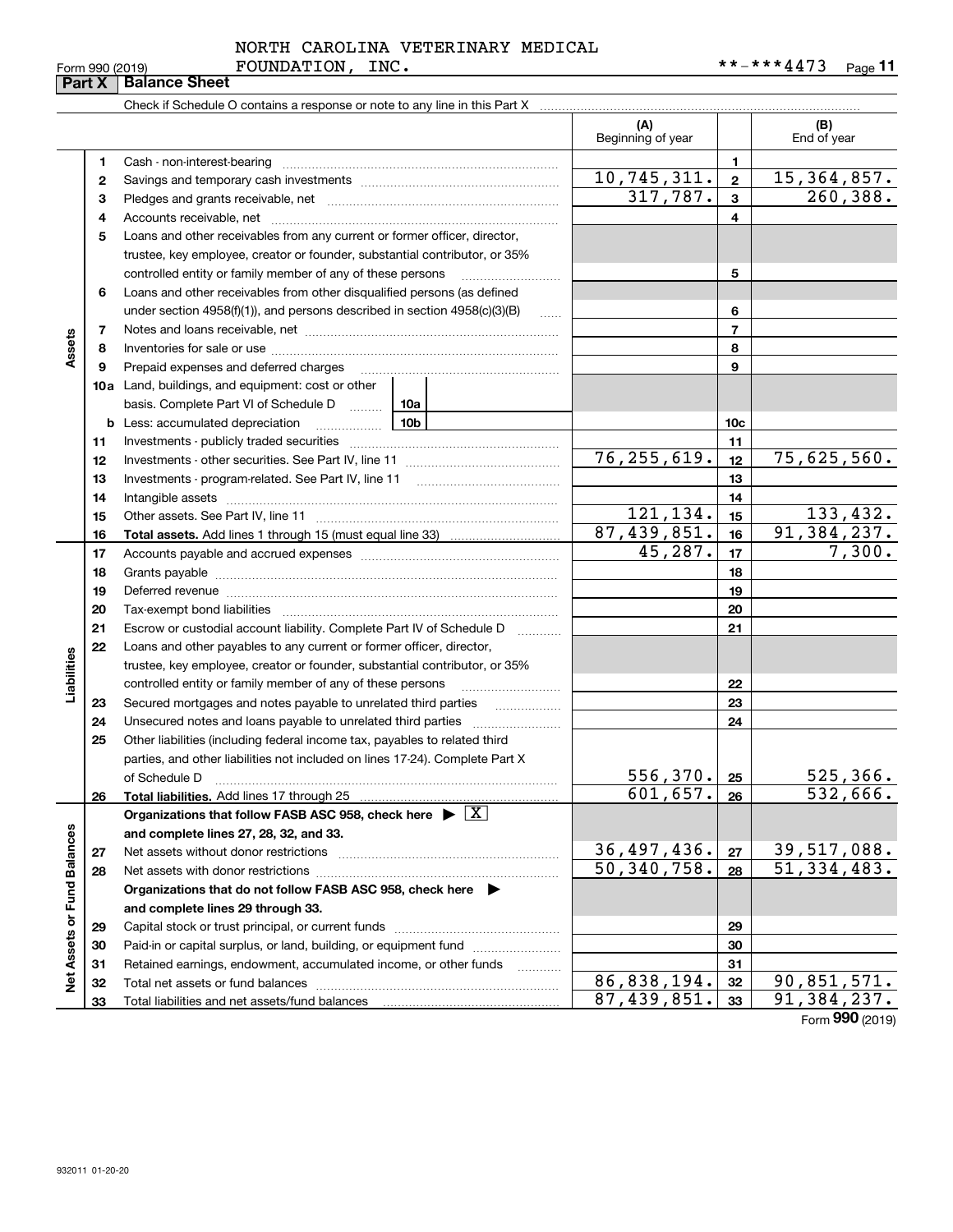NORTH CAROLINA VETERINARY MEDICAL FOUNDATION, INC.

Form 990 (2019) **-***4473 Page 11

## Part X Balance Sheet

Check if Schedule O contains a response or note to any line in this Part X

| | | | (A) Beginning of year | | (B) End of year |
|---|---|---|---|---|---|
| Assets | 1 | Cash - non-interest-bearing | | 1 | |
| | 2 | Savings and temporary cash investments | 10,745,311. | 2 | 15,364,857. |
| | 3 | Pledges and grants receivable, net | 317,787. | 3 | 260,388. |
| | 4 | Accounts receivable, net | | 4 | |
| | 5 | Loans and other receivables from any current or former officer, director, trustee, key employee, creator or founder, substantial contributor, or 35% controlled entity or family member of any of these persons | | 5 | |
| | 6 | Loans and other receivables from other disqualified persons (as defined under section 4958(f)(1)), and persons described in section 4958(c)(3)(B) | | 6 | |
| | 7 | Notes and loans receivable, net | | 7 | |
| | 8 | Inventories for sale or use | | 8 | |
| | 9 | Prepaid expenses and deferred charges | | 9 | |
| | 10a | Land, buildings, and equipment: cost or other basis. Complete Part VI of Schedule D 10a | | | |
| | b | Less: accumulated depreciation 10b | | 10c | |
| | 11 | Investments - publicly traded securities | | 11 | |
| | 12 | Investments - other securities. See Part IV, line 11 | 76,255,619. | 12 | 75,625,560. |
| | 13 | Investments - program-related. See Part IV, line 11 | | 13 | |
| | 14 | Intangible assets | | 14 | |
| | 15 | Other assets. See Part IV, line 11 | 121,134. | 15 | 133,432. |
| | 16 | **Total assets.** Add lines 1 through 15 (must equal line 33) | 87,439,851. | 16 | 91,384,237. |
| Liabilities | 17 | Accounts payable and accrued expenses | 45,287. | 17 | 7,300. |
| | 18 | Grants payable | | 18 | |
| | 19 | Deferred revenue | | 19 | |
| | 20 | Tax-exempt bond liabilities | | 20 | |
| | 21 | Escrow or custodial account liability. Complete Part IV of Schedule D | | 21 | |
| | 22 | Loans and other payables to any current or former officer, director, trustee, key employee, creator or founder, substantial contributor, or 35% controlled entity or family member of any of these persons | | 22 | |
| | 23 | Secured mortgages and notes payable to unrelated third parties | | 23 | |
| | 24 | Unsecured notes and loans payable to unrelated third parties | | 24 | |
| | 25 | Other liabilities (including federal income tax, payables to related third parties, and other liabilities not included on lines 17-24). Complete Part X of Schedule D | 556,370. | 25 | 525,366. |
| | 26 | **Total liabilities.** Add lines 17 through 25 | 601,657. | 26 | 532,666. |
| Net Assets or Fund Balances | | **Organizations that follow FASB ASC 958, check here ▶ [X] and complete lines 27, 28, 32, and 33.** | | | |
| | 27 | Net assets without donor restrictions | 36,497,436. | 27 | 39,517,088. |
| | 28 | Net assets with donor restrictions | 50,340,758. | 28 | 51,334,483. |
| | | **Organizations that do not follow FASB ASC 958, check here ▶ and complete lines 29 through 33.** | | | |
| | 29 | Capital stock or trust principal, or current funds | | 29 | |
| | 30 | Paid-in or capital surplus, or land, building, or equipment fund | | 30 | |
| | 31 | Retained earnings, endowment, accumulated income, or other funds | | 31 | |
| | 32 | Total net assets or fund balances | 86,838,194. | 32 | 90,851,571. |
| | 33 | Total liabilities and net assets/fund balances | 87,439,851. | 33 | 91,384,237. |

Form **990** (2019)

932011 01-20-20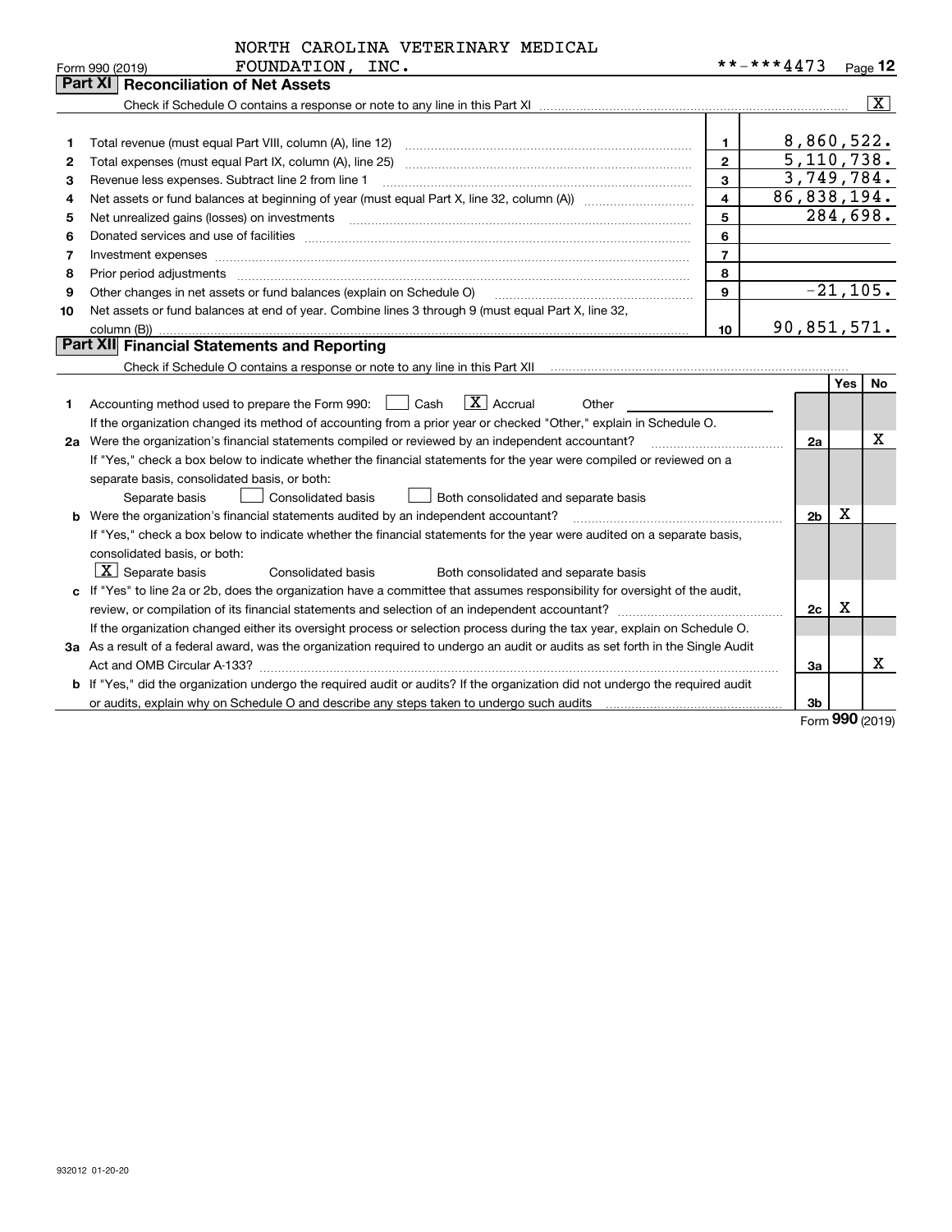NORTH CAROLINA VETERINARY MEDICAL FOUNDATION, INC. **-***4473

Form 990 (2019)

## Part XI Reconciliation of Net Assets

Check if Schedule O contains a response or note to any line in this Part XI [X]

| | | | |
|---|---|---|---|
| 1 | Total revenue (must equal Part VIII, column (A), line 12) | 1 | 8,860,522. |
| 2 | Total expenses (must equal Part IX, column (A), line 25) | 2 | 5,110,738. |
| 3 | Revenue less expenses. Subtract line 2 from line 1 | 3 | 3,749,784. |
| 4 | Net assets or fund balances at beginning of year (must equal Part X, line 32, column (A)) | 4 | 86,838,194. |
| 5 | Net unrealized gains (losses) on investments | 5 | 284,698. |
| 6 | Donated services and use of facilities | 6 | |
| 7 | Investment expenses | 7 | |
| 8 | Prior period adjustments | 8 | |
| 9 | Other changes in net assets or fund balances (explain on Schedule O) | 9 | -21,105. |
| 10 | Net assets or fund balances at end of year. Combine lines 3 through 9 (must equal Part X, line 32, column (B)) | 10 | 90,851,571. |

## Part XII Financial Statements and Reporting

Check if Schedule O contains a response or note to any line in this Part XII [ ]

| | | | Yes | No |
|---|---|---|---|---|
| 1 | Accounting method used to prepare the Form 990: [ ] Cash [X] Accrual [ ] Other | | | |
| | If the organization changed its method of accounting from a prior year or checked "Other," explain in Schedule O. | | | |
| 2a | Were the organization's financial statements compiled or reviewed by an independent accountant? | 2a | | X |
| | If "Yes," check a box below to indicate whether the financial statements for the year were compiled or reviewed on a separate basis, consolidated basis, or both: [ ] Separate basis [ ] Consolidated basis [ ] Both consolidated and separate basis | | | |
| b | Were the organization's financial statements audited by an independent accountant? | 2b | X | |
| | If "Yes," check a box below to indicate whether the financial statements for the year were audited on a separate basis, consolidated basis, or both: [X] Separate basis [ ] Consolidated basis [ ] Both consolidated and separate basis | | | |
| c | If "Yes" to line 2a or 2b, does the organization have a committee that assumes responsibility for oversight of the audit, review, or compilation of its financial statements and selection of an independent accountant? | 2c | X | |
| | If the organization changed either its oversight process or selection process during the tax year, explain on Schedule O. | | | |
| 3a | As a result of a federal award, was the organization required to undergo an audit or audits as set forth in the Single Audit Act and OMB Circular A-133? | 3a | | X |
| b | If "Yes," did the organization undergo the required audit or audits? If the organization did not undergo the required audit or audits, explain why on Schedule O and describe any steps taken to undergo such audits | 3b | | |

Form 990 (2019)

932012 01-20-20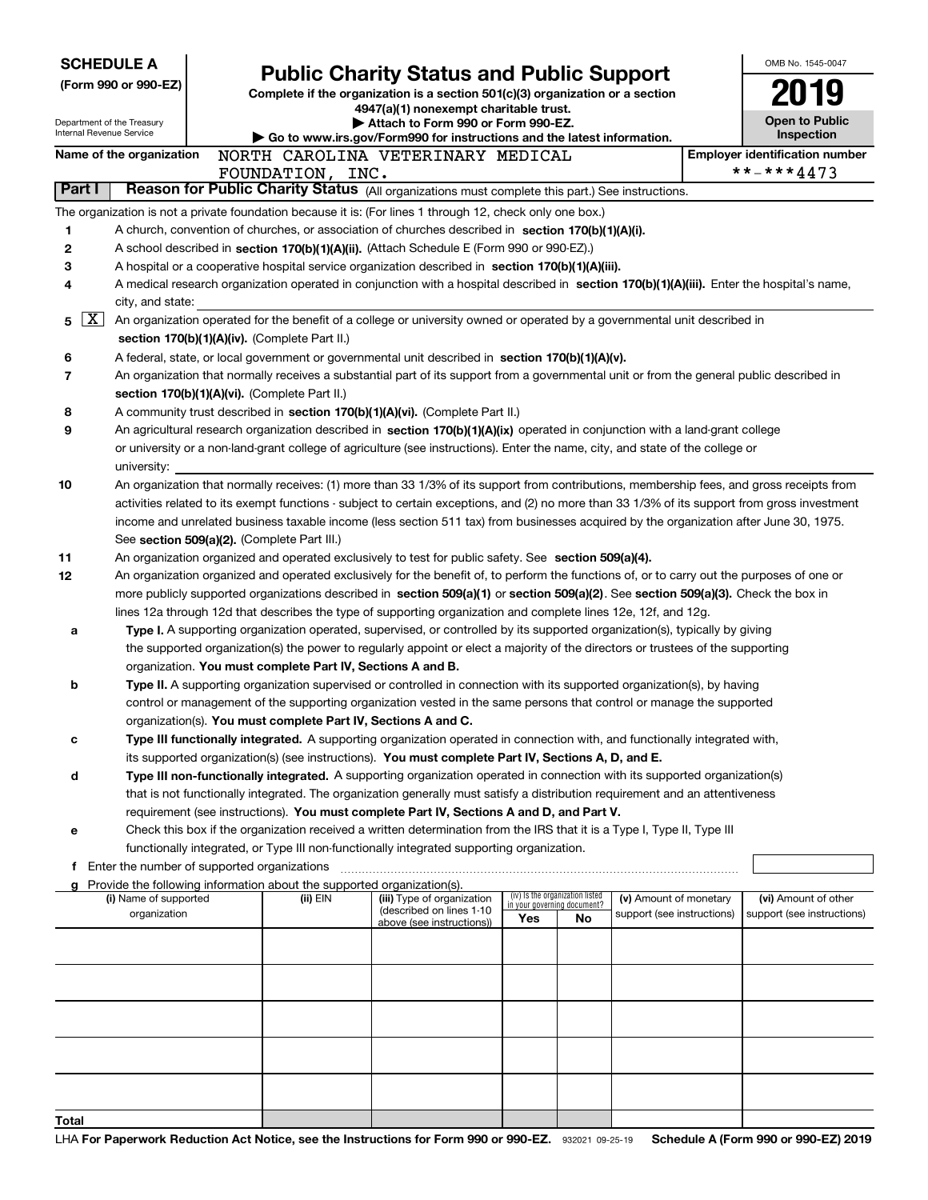**SCHEDULE A**
**(Form 990 or 990-EZ)**

Department of the Treasury
Internal Revenue Service

# Public Charity Status and Public Support

**Complete if the organization is a section 501(c)(3) organization or a section 4947(a)(1) nonexempt charitable trust.**
**▶ Attach to Form 990 or Form 990-EZ.**
**▶ Go to www.irs.gov/Form990 for instructions and the latest information.**

OMB No. 1545-0047

**2019**

**Open to Public Inspection**

**Name of the organization** NORTH CAROLINA VETERINARY MEDICAL FOUNDATION, INC.

**Employer identification number** **-***4473

**Part I** **Reason for Public Charity Status** (All organizations must complete this part.) See instructions.

The organization is not a private foundation because it is: (For lines 1 through 12, check only one box.)

1 [ ] A church, convention of churches, or association of churches described in **section 170(b)(1)(A)(i).**

2 [ ] A school described in **section 170(b)(1)(A)(ii).** (Attach Schedule E (Form 990 or 990-EZ).)

3 [ ] A hospital or a cooperative hospital service organization described in **section 170(b)(1)(A)(iii).**

4 [ ] A medical research organization operated in conjunction with a hospital described in **section 170(b)(1)(A)(iii).** Enter the hospital's name, city, and state:

5 [X] An organization operated for the benefit of a college or university owned or operated by a governmental unit described in **section 170(b)(1)(A)(iv).** (Complete Part II.)

6 [ ] A federal, state, or local government or governmental unit described in **section 170(b)(1)(A)(v).**

7 [ ] An organization that normally receives a substantial part of its support from a governmental unit or from the general public described in **section 170(b)(1)(A)(vi).** (Complete Part II.)

8 [ ] A community trust described in **section 170(b)(1)(A)(vi).** (Complete Part II.)

9 [ ] An agricultural research organization described in **section 170(b)(1)(A)(ix)** operated in conjunction with a land-grant college or university or a non-land-grant college of agriculture (see instructions). Enter the name, city, and state of the college or university:

10 [ ] An organization that normally receives: (1) more than 33 1/3% of its support from contributions, membership fees, and gross receipts from activities related to its exempt functions - subject to certain exceptions, and (2) no more than 33 1/3% of its support from gross investment income and unrelated business taxable income (less section 511 tax) from businesses acquired by the organization after June 30, 1975. See **section 509(a)(2).** (Complete Part III.)

11 [ ] An organization organized and operated exclusively to test for public safety. See **section 509(a)(4).**

12 [ ] An organization organized and operated exclusively for the benefit of, to perform the functions of, or to carry out the purposes of one or more publicly supported organizations described in **section 509(a)(1)** or **section 509(a)(2)**. See **section 509(a)(3).** Check the box in lines 12a through 12d that describes the type of supporting organization and complete lines 12e, 12f, and 12g.

a [ ] **Type I.** A supporting organization operated, supervised, or controlled by its supported organization(s), typically by giving the supported organization(s) the power to regularly appoint or elect a majority of the directors or trustees of the supporting organization. **You must complete Part IV, Sections A and B.**

b [ ] **Type II.** A supporting organization supervised or controlled in connection with its supported organization(s), by having control or management of the supporting organization vested in the same persons that control or manage the supported organization(s). **You must complete Part IV, Sections A and C.**

c [ ] **Type III functionally integrated.** A supporting organization operated in connection with, and functionally integrated with, its supported organization(s) (see instructions). **You must complete Part IV, Sections A, D, and E.**

d [ ] **Type III non-functionally integrated.** A supporting organization operated in connection with its supported organization(s) that is not functionally integrated. The organization generally must satisfy a distribution requirement and an attentiveness requirement (see instructions). **You must complete Part IV, Sections A and D, and Part V.**

e [ ] Check this box if the organization received a written determination from the IRS that it is a Type I, Type II, Type III functionally integrated, or Type III non-functionally integrated supporting organization.

f Enter the number of supported organizations

g Provide the following information about the supported organization(s).

| (i) Name of supported organization | (ii) EIN | (iii) Type of organization (described on lines 1-10 above (see instructions)) | (iv) Is the organization listed in your governing document? Yes | No | (v) Amount of monetary support (see instructions) | (vi) Amount of other support (see instructions) |
|---|---|---|---|---|---|---|
| | | | | | | |
| | | | | | | |
| | | | | | | |
| | | | | | | |
| | | | | | | |
| **Total** | | | | | | |

LHA **For Paperwork Reduction Act Notice, see the Instructions for Form 990 or 990-EZ.** 932021 09-25-19 **Schedule A (Form 990 or 990-EZ) 2019**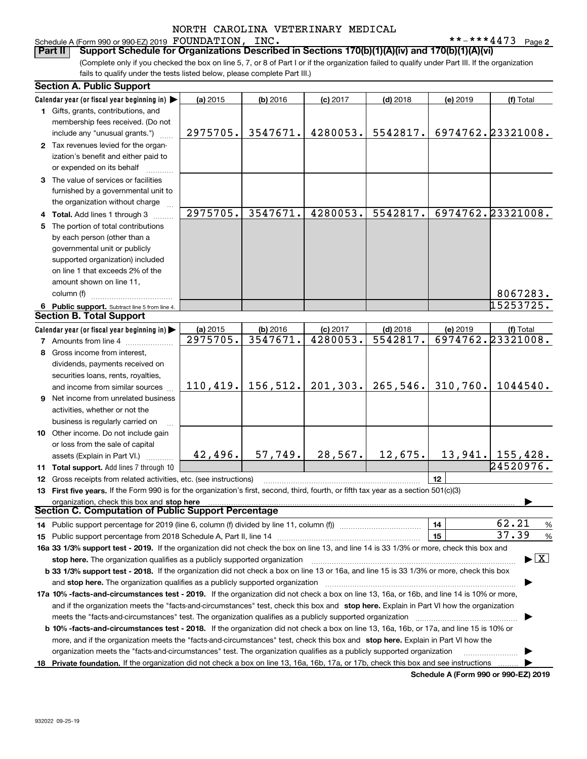NORTH CAROLINA VETERINARY MEDICAL

Schedule A (Form 990 or 990-EZ) 2019 FOUNDATION, INC. **-***4473 Page 2

**Part II** **Support Schedule for Organizations Described in Sections 170(b)(1)(A)(iv) and 170(b)(1)(A)(vi)**

(Complete only if you checked the box on line 5, 7, or 8 of Part I or if the organization failed to qualify under Part III. If the organization fails to qualify under the tests listed below, please complete Part III.)

### Section A. Public Support

| Calendar year (or fiscal year beginning in) ▶ | (a) 2015 | (b) 2016 | (c) 2017 | (d) 2018 | (e) 2019 | (f) Total |
|---|---|---|---|---|---|---|
| **1** Gifts, grants, contributions, and membership fees received. (Do not include any "unusual grants.") | 2975705. | 3547671. | 4280053. | 5542817. | 6974762. | 23321008. |
| **2** Tax revenues levied for the organization's benefit and either paid to or expended on its behalf | | | | | | |
| **3** The value of services or facilities furnished by a governmental unit to the organization without charge | | | | | | |
| **4 Total.** Add lines 1 through 3 | 2975705. | 3547671. | 4280053. | 5542817. | 6974762. | 23321008. |
| **5** The portion of total contributions by each person (other than a governmental unit or publicly supported organization) included on line 1 that exceeds 2% of the amount shown on line 11, column (f) | | | | | | 8067283. |
| **6 Public support.** Subtract line 5 from line 4. | | | | | | 15253725. |

### Section B. Total Support

| Calendar year (or fiscal year beginning in) ▶ | (a) 2015 | (b) 2016 | (c) 2017 | (d) 2018 | (e) 2019 | (f) Total |
|---|---|---|---|---|---|---|
| **7** Amounts from line 4 | 2975705. | 3547671. | 4280053. | 5542817. | 6974762. | 23321008. |
| **8** Gross income from interest, dividends, payments received on securities loans, rents, royalties, and income from similar sources | 110,419. | 156,512. | 201,303. | 265,546. | 310,760. | 1044540. |
| **9** Net income from unrelated business activities, whether or not the business is regularly carried on | | | | | | |
| **10** Other income. Do not include gain or loss from the sale of capital assets (Explain in Part VI.) | 42,496. | 57,749. | 28,567. | 12,675. | 13,941. | 155,428. |
| **11 Total support.** Add lines 7 through 10 | | | | | | 24520976. |

**12** Gross receipts from related activities, etc. (see instructions) | **12** |

**13 First five years.** If the Form 990 is for the organization's first, second, third, fourth, or fifth tax year as a section 501(c)(3) organization, check this box and **stop here** ▶

### Section C. Computation of Public Support Percentage

**14** Public support percentage for 2019 (line 6, column (f) divided by line 11, column (f)) | **14** | 62.21 %

**15** Public support percentage from 2018 Schedule A, Part II, line 14 | **15** | 37.39 %

**16a 33 1/3% support test - 2019.** If the organization did not check the box on line 13, and line 14 is 33 1/3% or more, check this box and **stop here.** The organization qualifies as a publicly supported organization ▶ [X]

**b 33 1/3% support test - 2018.** If the organization did not check a box on line 13 or 16a, and line 15 is 33 1/3% or more, check this box and **stop here.** The organization qualifies as a publicly supported organization ▶

**17a 10% -facts-and-circumstances test - 2019.** If the organization did not check a box on line 13, 16a, or 16b, and line 14 is 10% or more, and if the organization meets the "facts-and-circumstances" test, check this box and **stop here.** Explain in Part VI how the organization meets the "facts-and-circumstances" test. The organization qualifies as a publicly supported organization ▶

**b 10% -facts-and-circumstances test - 2018.** If the organization did not check a box on line 13, 16a, 16b, or 17a, and line 15 is 10% or more, and if the organization meets the "facts-and-circumstances" test, check this box and **stop here.** Explain in Part VI how the organization meets the "facts-and-circumstances" test. The organization qualifies as a publicly supported organization ▶

**18 Private foundation.** If the organization did not check a box on line 13, 16a, 16b, 17a, or 17b, check this box and see instructions ▶

**Schedule A (Form 990 or 990-EZ) 2019**

932022 09-25-19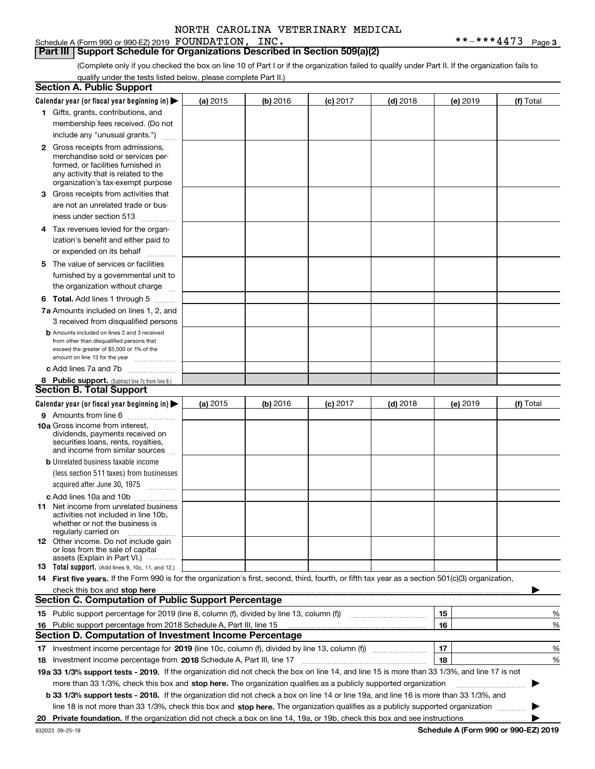NORTH CAROLINA VETERINARY MEDICAL

Schedule A (Form 990 or 990-EZ) 2019 FOUNDATION, INC. **-***4473 Page 3

## Part III | Support Schedule for Organizations Described in Section 509(a)(2)

(Complete only if you checked the box on line 10 of Part I or if the organization failed to qualify under Part II. If the organization fails to qualify under the tests listed below, please complete Part II.)

### Section A. Public Support

| Calendar year (or fiscal year beginning in) ▶ | (a) 2015 | (b) 2016 | (c) 2017 | (d) 2018 | (e) 2019 | (f) Total |
|---|---|---|---|---|---|---|
| 1 Gifts, grants, contributions, and membership fees received. (Do not include any "unusual grants.") | | | | | | |
| 2 Gross receipts from admissions, merchandise sold or services performed, or facilities furnished in any activity that is related to the organization's tax-exempt purpose | | | | | | |
| 3 Gross receipts from activities that are not an unrelated trade or business under section 513 | | | | | | |
| 4 Tax revenues levied for the organization's benefit and either paid to or expended on its behalf | | | | | | |
| 5 The value of services or facilities furnished by a governmental unit to the organization without charge | | | | | | |
| 6 **Total.** Add lines 1 through 5 | | | | | | |
| 7a Amounts included on lines 1, 2, and 3 received from disqualified persons | | | | | | |
| b Amounts included on lines 2 and 3 received from other than disqualified persons that exceed the greater of $5,000 or 1% of the amount on line 13 for the year | | | | | | |
| c Add lines 7a and 7b | | | | | | |
| 8 **Public support.** (Subtract line 7c from line 6.) | | | | | | |

### Section B. Total Support

| Calendar year (or fiscal year beginning in) ▶ | (a) 2015 | (b) 2016 | (c) 2017 | (d) 2018 | (e) 2019 | (f) Total |
|---|---|---|---|---|---|---|
| 9 Amounts from line 6 | | | | | | |
| 10a Gross income from interest, dividends, payments received on securities loans, rents, royalties, and income from similar sources | | | | | | |
| b Unrelated business taxable income (less section 511 taxes) from businesses acquired after June 30, 1975 | | | | | | |
| c Add lines 10a and 10b | | | | | | |
| 11 Net income from unrelated business activities not included in line 10b, whether or not the business is regularly carried on | | | | | | |
| 12 Other income. Do not include gain or loss from the sale of capital assets (Explain in Part VI.) | | | | | | |
| 13 **Total support.** (Add lines 9, 10c, 11, and 12.) | | | | | | |

14 **First five years.** If the Form 990 is for the organization's first, second, third, fourth, or fifth tax year as a section 501(c)(3) organization, check this box and **stop here** ▶

### Section C. Computation of Public Support Percentage

| | | | |
|---|---|---|---|
| 15 Public support percentage for 2019 (line 8, column (f), divided by line 13, column (f)) | 15 | | % |
| 16 Public support percentage from 2018 Schedule A, Part III, line 15 | 16 | | % |

### Section D. Computation of Investment Income Percentage

| | | | |
|---|---|---|---|
| 17 Investment income percentage for **2019** (line 10c, column (f), divided by line 13, column (f)) | 17 | | % |
| 18 Investment income percentage from **2018** Schedule A, Part III, line 17 | 18 | | % |

**19a 33 1/3% support tests - 2019.** If the organization did not check the box on line 14, and line 15 is more than 33 1/3%, and line 17 is not more than 33 1/3%, check this box and **stop here.** The organization qualifies as a publicly supported organization ▶

**b 33 1/3% support tests - 2018.** If the organization did not check a box on line 14 or line 19a, and line 16 is more than 33 1/3%, and line 18 is not more than 33 1/3%, check this box and **stop here.** The organization qualifies as a publicly supported organization ▶

**20 Private foundation.** If the organization did not check a box on line 14, 19a, or 19b, check this box and see instructions ▶

932023 09-25-19 **Schedule A (Form 990 or 990-EZ) 2019**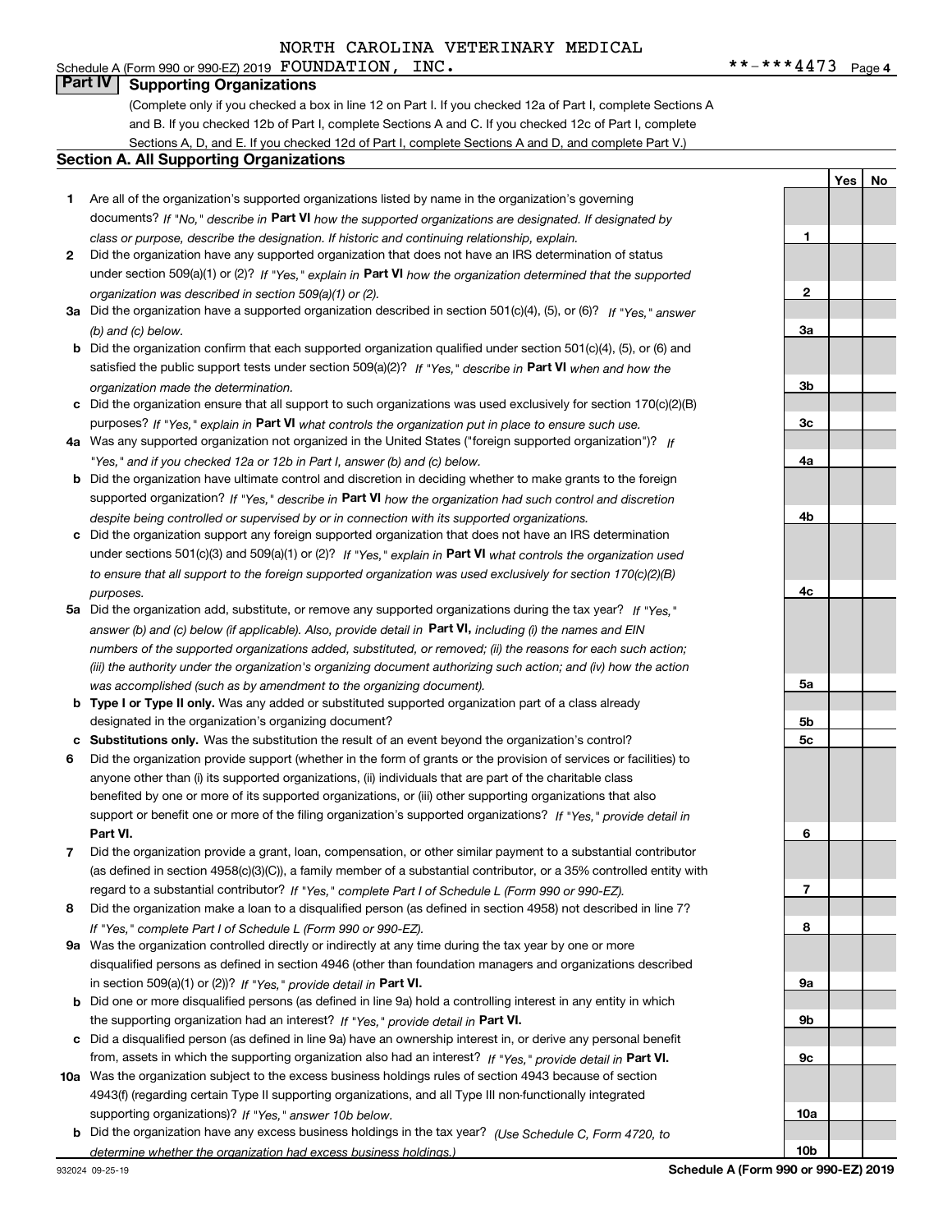NORTH CAROLINA VETERINARY MEDICAL

Schedule A (Form 990 or 990-EZ) 2019 FOUNDATION, INC. **-***4473 Page 4

## Part IV Supporting Organizations

(Complete only if you checked a box in line 12 on Part I. If you checked 12a of Part I, complete Sections A and B. If you checked 12b of Part I, complete Sections A and C. If you checked 12c of Part I, complete Sections A, D, and E. If you checked 12d of Part I, complete Sections A and D, and complete Part V.)

### Section A. All Supporting Organizations

| | | | Yes | No |
|---|---|---|---|---|
| **1** | Are all of the organization's supported organizations listed by name in the organization's governing documents? *If "No," describe in* **Part VI** *how the supported organizations are designated. If designated by class or purpose, describe the designation. If historic and continuing relationship, explain.* | **1** | | |
| **2** | Did the organization have any supported organization that does not have an IRS determination of status under section 509(a)(1) or (2)? *If "Yes," explain in* **Part VI** *how the organization determined that the supported organization was described in section 509(a)(1) or (2).* | **2** | | |
| **3a** | Did the organization have a supported organization described in section 501(c)(4), (5), or (6)? *If "Yes," answer (b) and (c) below.* | **3a** | | |
| **b** | Did the organization confirm that each supported organization qualified under section 501(c)(4), (5), or (6) and satisfied the public support tests under section 509(a)(2)? *If "Yes," describe in* **Part VI** *when and how the organization made the determination.* | **3b** | | |
| **c** | Did the organization ensure that all support to such organizations was used exclusively for section 170(c)(2)(B) purposes? *If "Yes," explain in* **Part VI** *what controls the organization put in place to ensure such use.* | **3c** | | |
| **4a** | Was any supported organization not organized in the United States ("foreign supported organization")? *If "Yes," and if you checked 12a or 12b in Part I, answer (b) and (c) below.* | **4a** | | |
| **b** | Did the organization have ultimate control and discretion in deciding whether to make grants to the foreign supported organization? *If "Yes," describe in* **Part VI** *how the organization had such control and discretion despite being controlled or supervised by or in connection with its supported organizations.* | **4b** | | |
| **c** | Did the organization support any foreign supported organization that does not have an IRS determination under sections 501(c)(3) and 509(a)(1) or (2)? *If "Yes," explain in* **Part VI** *what controls the organization used to ensure that all support to the foreign supported organization was used exclusively for section 170(c)(2)(B) purposes.* | **4c** | | |
| **5a** | Did the organization add, substitute, or remove any supported organizations during the tax year? *If "Yes," answer (b) and (c) below (if applicable). Also, provide detail in* **Part VI,** *including (i) the names and EIN numbers of the supported organizations added, substituted, or removed; (ii) the reasons for each such action; (iii) the authority under the organization's organizing document authorizing such action; and (iv) how the action was accomplished (such as by amendment to the organizing document).* | **5a** | | |
| **b** | **Type I or Type II only.** Was any added or substituted supported organization part of a class already designated in the organization's organizing document? | **5b** | | |
| **c** | **Substitutions only.** Was the substitution the result of an event beyond the organization's control? | **5c** | | |
| **6** | Did the organization provide support (whether in the form of grants or the provision of services or facilities) to anyone other than (i) its supported organizations, (ii) individuals that are part of the charitable class benefited by one or more of its supported organizations, or (iii) other supporting organizations that also support or benefit one or more of the filing organization's supported organizations? *If "Yes," provide detail in* **Part VI.** | **6** | | |
| **7** | Did the organization provide a grant, loan, compensation, or other similar payment to a substantial contributor (as defined in section 4958(c)(3)(C)), a family member of a substantial contributor, or a 35% controlled entity with regard to a substantial contributor? *If "Yes," complete Part I of Schedule L (Form 990 or 990-EZ).* | **7** | | |
| **8** | Did the organization make a loan to a disqualified person (as defined in section 4958) not described in line 7? *If "Yes," complete Part I of Schedule L (Form 990 or 990-EZ).* | **8** | | |
| **9a** | Was the organization controlled directly or indirectly at any time during the tax year by one or more disqualified persons as defined in section 4946 (other than foundation managers and organizations described in section 509(a)(1) or (2))? *If "Yes," provide detail in* **Part VI.** | **9a** | | |
| **b** | Did one or more disqualified persons (as defined in line 9a) hold a controlling interest in any entity in which the supporting organization had an interest? *If "Yes," provide detail in* **Part VI.** | **9b** | | |
| **c** | Did a disqualified person (as defined in line 9a) have an ownership interest in, or derive any personal benefit from, assets in which the supporting organization also had an interest? *If "Yes," provide detail in* **Part VI.** | **9c** | | |
| **10a** | Was the organization subject to the excess business holdings rules of section 4943 because of section 4943(f) (regarding certain Type II supporting organizations, and all Type III non-functionally integrated supporting organizations)? *If "Yes," answer 10b below.* | **10a** | | |
| **b** | Did the organization have any excess business holdings in the tax year? *(Use Schedule C, Form 4720, to determine whether the organization had excess business holdings.)* | **10b** | | |

932024 09-25-19 **Schedule A (Form 990 or 990-EZ) 2019**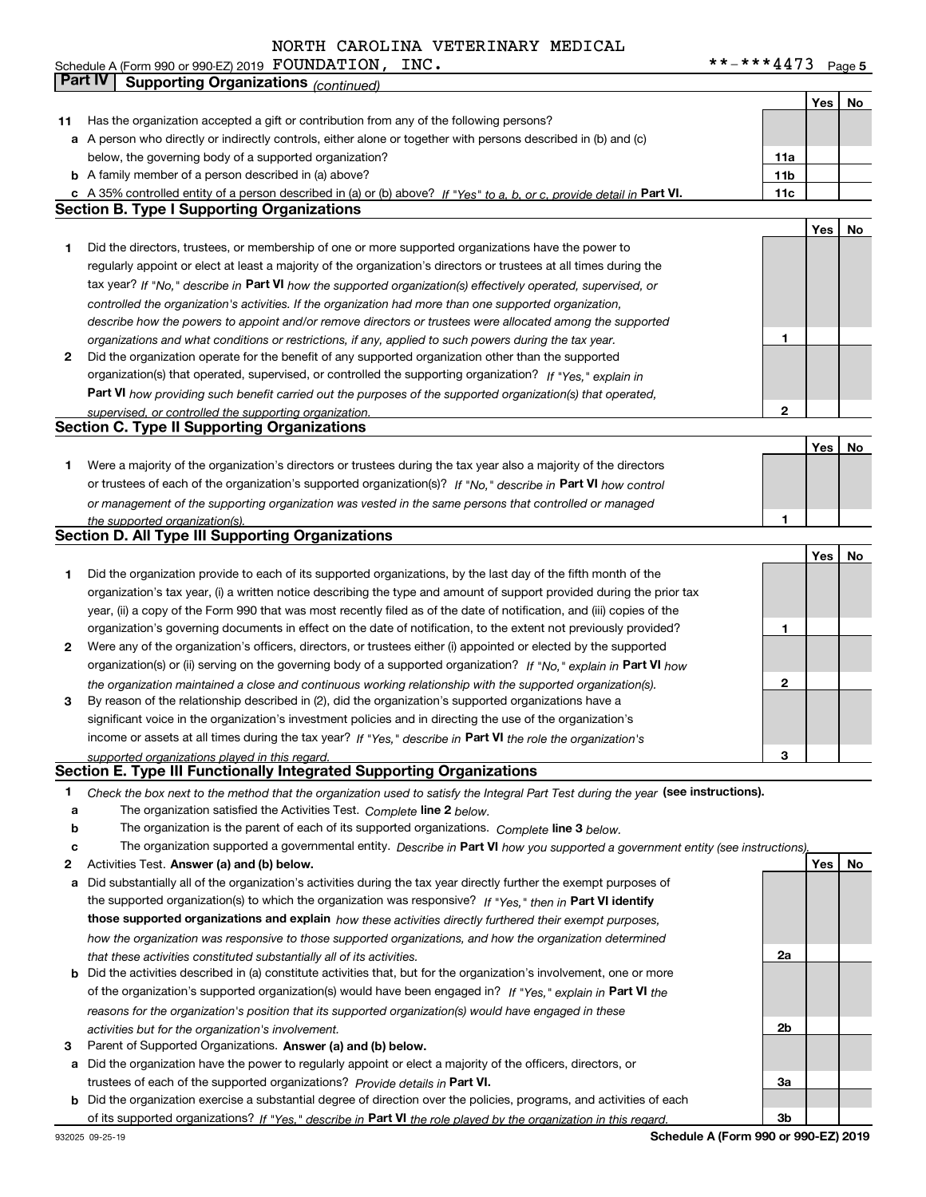NORTH CAROLINA VETERINARY MEDICAL

Schedule A (Form 990 or 990-EZ) 2019 FOUNDATION, INC. **-***4473 Page 5

## Part IV Supporting Organizations *(continued)*

| | | | Yes | No |
|---|---|---|---|---|
| **11** | Has the organization accepted a gift or contribution from any of the following persons? | | | |
| **a** | A person who directly or indirectly controls, either alone or together with persons described in (b) and (c) below, the governing body of a supported organization? | **11a** | | |
| **b** | A family member of a person described in (a) above? | **11b** | | |
| **c** | A 35% controlled entity of a person described in (a) or (b) above? *If "Yes" to a, b, or c, provide detail in* **Part VI.** | **11c** | | |

### Section B. Type I Supporting Organizations

| | | | Yes | No |
|---|---|---|---|---|
| **1** | Did the directors, trustees, or membership of one or more supported organizations have the power to regularly appoint or elect at least a majority of the organization's directors or trustees at all times during the tax year? *If "No," describe in* **Part VI** *how the supported organization(s) effectively operated, supervised, or controlled the organization's activities. If the organization had more than one supported organization, describe how the powers to appoint and/or remove directors or trustees were allocated among the supported organizations and what conditions or restrictions, if any, applied to such powers during the tax year.* | **1** | | |
| **2** | Did the organization operate for the benefit of any supported organization other than the supported organization(s) that operated, supervised, or controlled the supporting organization? *If "Yes," explain in* **Part VI** *how providing such benefit carried out the purposes of the supported organization(s) that operated, supervised, or controlled the supporting organization.* | **2** | | |

### Section C. Type II Supporting Organizations

| | | | Yes | No |
|---|---|---|---|---|
| **1** | Were a majority of the organization's directors or trustees during the tax year also a majority of the directors or trustees of each of the organization's supported organization(s)? *If "No," describe in* **Part VI** *how control or management of the supporting organization was vested in the same persons that controlled or managed the supported organization(s).* | **1** | | |

### Section D. All Type III Supporting Organizations

| | | | Yes | No |
|---|---|---|---|---|
| **1** | Did the organization provide to each of its supported organizations, by the last day of the fifth month of the organization's tax year, (i) a written notice describing the type and amount of support provided during the prior tax year, (ii) a copy of the Form 990 that was most recently filed as of the date of notification, and (iii) copies of the organization's governing documents in effect on the date of notification, to the extent not previously provided? | **1** | | |
| **2** | Were any of the organization's officers, directors, or trustees either (i) appointed or elected by the supported organization(s) or (ii) serving on the governing body of a supported organization? *If "No," explain in* **Part VI** *how the organization maintained a close and continuous working relationship with the supported organization(s).* | **2** | | |
| **3** | By reason of the relationship described in (2), did the organization's supported organizations have a significant voice in the organization's investment policies and in directing the use of the organization's income or assets at all times during the tax year? *If "Yes," describe in* **Part VI** *the role the organization's supported organizations played in this regard.* | **3** | | |

### Section E. Type III Functionally Integrated Supporting Organizations

**1** *Check the box next to the method that the organization used to satisfy the Integral Part Test during the year* **(see instructions).**

- **a** The organization satisfied the Activities Test. *Complete* **line 2** *below.*
- **b** The organization is the parent of each of its supported organizations. *Complete* **line 3** *below.*
- **c** The organization supported a governmental entity. *Describe in* **Part VI** *how you supported a government entity (see instructions).*

| | | | Yes | No |
|---|---|---|---|---|
| **2** | Activities Test. **Answer (a) and (b) below.** | | | |
| **a** | Did substantially all of the organization's activities during the tax year directly further the exempt purposes of the supported organization(s) to which the organization was responsive? *If "Yes," then in* **Part VI identify those supported organizations and explain** *how these activities directly furthered their exempt purposes, how the organization was responsive to those supported organizations, and how the organization determined that these activities constituted substantially all of its activities.* | **2a** | | |
| **b** | Did the activities described in (a) constitute activities that, but for the organization's involvement, one or more of the organization's supported organization(s) would have been engaged in? *If "Yes," explain in* **Part VI** *the reasons for the organization's position that its supported organization(s) would have engaged in these activities but for the organization's involvement.* | **2b** | | |
| **3** | Parent of Supported Organizations. **Answer (a) and (b) below.** | | | |
| **a** | Did the organization have the power to regularly appoint or elect a majority of the officers, directors, or trustees of each of the supported organizations? *Provide details in* **Part VI.** | **3a** | | |
| **b** | Did the organization exercise a substantial degree of direction over the policies, programs, and activities of each of its supported organizations? *If "Yes," describe in* **Part VI** *the role played by the organization in this regard.* | **3b** | | |

932025 09-25-19 **Schedule A (Form 990 or 990-EZ) 2019**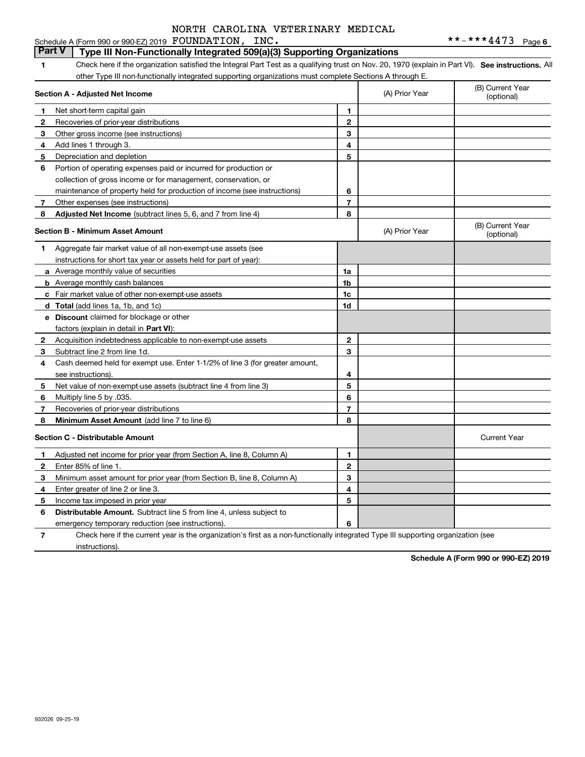NORTH CAROLINA VETERINARY MEDICAL

Schedule A (Form 990 or 990-EZ) 2019 FOUNDATION, INC. **-***4473 Page 6

## Part V Type III Non-Functionally Integrated 509(a)(3) Supporting Organizations

**1** Check here if the organization satisfied the Integral Part Test as a qualifying trust on Nov. 20, 1970 (explain in Part VI). **See instructions.** All other Type III non-functionally integrated supporting organizations must complete Sections A through E.

| **Section A - Adjusted Net Income** | | (A) Prior Year | (B) Current Year (optional) |
|---|---|---|---|
| **1** Net short-term capital gain | 1 | | |
| **2** Recoveries of prior-year distributions | 2 | | |
| **3** Other gross income (see instructions) | 3 | | |
| **4** Add lines 1 through 3. | 4 | | |
| **5** Depreciation and depletion | 5 | | |
| **6** Portion of operating expenses paid or incurred for production or collection of gross income or for management, conservation, or maintenance of property held for production of income (see instructions) | 6 | | |
| **7** Other expenses (see instructions) | 7 | | |
| **8** **Adjusted Net Income** (subtract lines 5, 6, and 7 from line 4) | 8 | | |

| **Section B - Minimum Asset Amount** | | (A) Prior Year | (B) Current Year (optional) |
|---|---|---|---|
| **1** Aggregate fair market value of all non-exempt-use assets (see instructions for short tax year or assets held for part of year): | | | |
| **a** Average monthly value of securities | 1a | | |
| **b** Average monthly cash balances | 1b | | |
| **c** Fair market value of other non-exempt-use assets | 1c | | |
| **d** **Total** (add lines 1a, 1b, and 1c) | 1d | | |
| **e** **Discount** claimed for blockage or other factors (explain in detail in **Part VI**): | | | |
| **2** Acquisition indebtedness applicable to non-exempt-use assets | 2 | | |
| **3** Subtract line 2 from line 1d. | 3 | | |
| **4** Cash deemed held for exempt use. Enter 1-1/2% of line 3 (for greater amount, see instructions). | 4 | | |
| **5** Net value of non-exempt-use assets (subtract line 4 from line 3) | 5 | | |
| **6** Multiply line 5 by .035. | 6 | | |
| **7** Recoveries of prior-year distributions | 7 | | |
| **8** **Minimum Asset Amount** (add line 7 to line 6) | 8 | | |

| **Section C - Distributable Amount** | | | Current Year |
|---|---|---|---|
| **1** Adjusted net income for prior year (from Section A, line 8, Column A) | 1 | | |
| **2** Enter 85% of line 1. | 2 | | |
| **3** Minimum asset amount for prior year (from Section B, line 8, Column A) | 3 | | |
| **4** Enter greater of line 2 or line 3. | 4 | | |
| **5** Income tax imposed in prior year | 5 | | |
| **6** **Distributable Amount.** Subtract line 5 from line 4, unless subject to emergency temporary reduction (see instructions). | 6 | | |

**7** Check here if the current year is the organization's first as a non-functionally integrated Type III supporting organization (see instructions).

**Schedule A (Form 990 or 990-EZ) 2019**

932026 09-25-19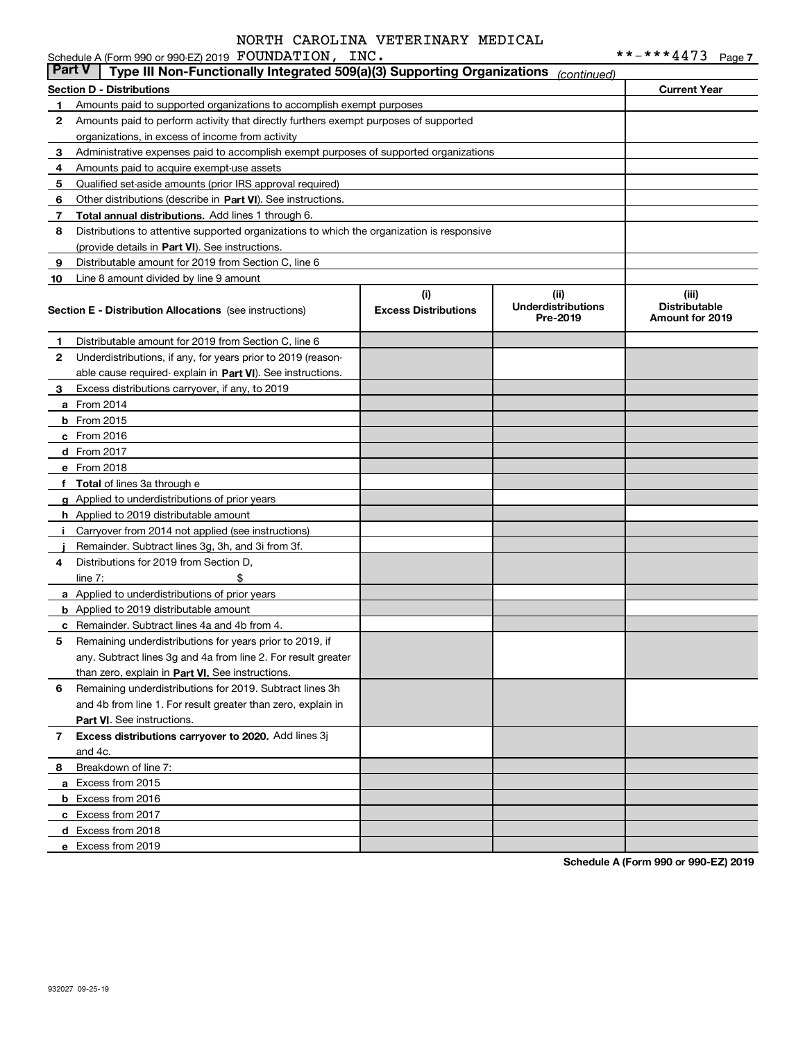NORTH CAROLINA VETERINARY MEDICAL

Schedule A (Form 990 or 990-EZ) 2019 FOUNDATION, INC. **-***4473 Page 7

## Part V | Type III Non-Functionally Integrated 509(a)(3) Supporting Organizations *(continued)*

| Section D - Distributions | | Current Year |
|---|---|---|
| 1 | Amounts paid to supported organizations to accomplish exempt purposes | |
| 2 | Amounts paid to perform activity that directly furthers exempt purposes of supported organizations, in excess of income from activity | |
| 3 | Administrative expenses paid to accomplish exempt purposes of supported organizations | |
| 4 | Amounts paid to acquire exempt-use assets | |
| 5 | Qualified set-aside amounts (prior IRS approval required) | |
| 6 | Other distributions (describe in **Part VI**). See instructions. | |
| 7 | **Total annual distributions.** Add lines 1 through 6. | |
| 8 | Distributions to attentive supported organizations to which the organization is responsive (provide details in **Part VI**). See instructions. | |
| 9 | Distributable amount for 2019 from Section C, line 6 | |
| 10 | Line 8 amount divided by line 9 amount | |

| Section E - Distribution Allocations (see instructions) | | (i) Excess Distributions | (ii) Underdistributions Pre-2019 | (iii) Distributable Amount for 2019 |
|---|---|---|---|---|
| 1 | Distributable amount for 2019 from Section C, line 6 | | | |
| 2 | Underdistributions, if any, for years prior to 2019 (reasonable cause required- explain in **Part VI**). See instructions. | | | |
| 3 | Excess distributions carryover, if any, to 2019 | | | |
| a | From 2014 | | | |
| b | From 2015 | | | |
| c | From 2016 | | | |
| d | From 2017 | | | |
| e | From 2018 | | | |
| f | **Total** of lines 3a through e | | | |
| g | Applied to underdistributions of prior years | | | |
| h | Applied to 2019 distributable amount | | | |
| i | Carryover from 2014 not applied (see instructions) | | | |
| j | Remainder. Subtract lines 3g, 3h, and 3i from 3f. | | | |
| 4 | Distributions for 2019 from Section D, line 7: $ | | | |
| a | Applied to underdistributions of prior years | | | |
| b | Applied to 2019 distributable amount | | | |
| c | Remainder. Subtract lines 4a and 4b from 4. | | | |
| 5 | Remaining underdistributions for years prior to 2019, if any. Subtract lines 3g and 4a from line 2. For result greater than zero, explain in **Part VI.** See instructions. | | | |
| 6 | Remaining underdistributions for 2019. Subtract lines 3h and 4b from line 1. For result greater than zero, explain in **Part VI**. See instructions. | | | |
| 7 | **Excess distributions carryover to 2020.** Add lines 3j and 4c. | | | |
| 8 | Breakdown of line 7: | | | |
| a | Excess from 2015 | | | |
| b | Excess from 2016 | | | |
| c | Excess from 2017 | | | |
| d | Excess from 2018 | | | |
| e | Excess from 2019 | | | |

**Schedule A (Form 990 or 990-EZ) 2019**

932027 09-25-19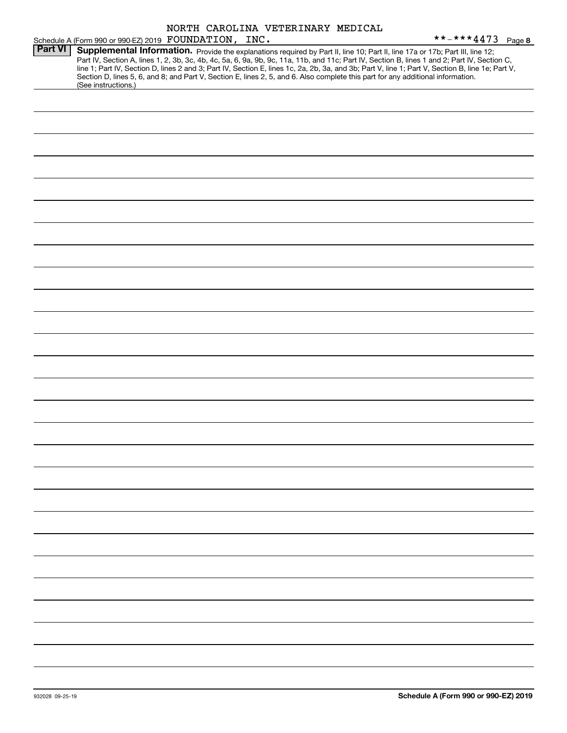NORTH CAROLINA VETERINARY MEDICAL

Schedule A (Form 990 or 990-EZ) 2019 FOUNDATION, INC. **-***4473 Page 8

**Part VI** **Supplemental Information.** Provide the explanations required by Part II, line 10; Part II, line 17a or 17b; Part III, line 12; Part IV, Section A, lines 1, 2, 3b, 3c, 4b, 4c, 5a, 6, 9a, 9b, 9c, 11a, 11b, and 11c; Part IV, Section B, lines 1 and 2; Part IV, Section C, line 1; Part IV, Section D, lines 2 and 3; Part IV, Section E, lines 1c, 2a, 2b, 3a, and 3b; Part V, line 1; Part V, Section B, line 1e; Part V, Section D, lines 5, 6, and 8; and Part V, Section E, lines 2, 5, and 6. Also complete this part for any additional information. (See instructions.)

932028 09-25-19 **Schedule A (Form 990 or 990-EZ) 2019**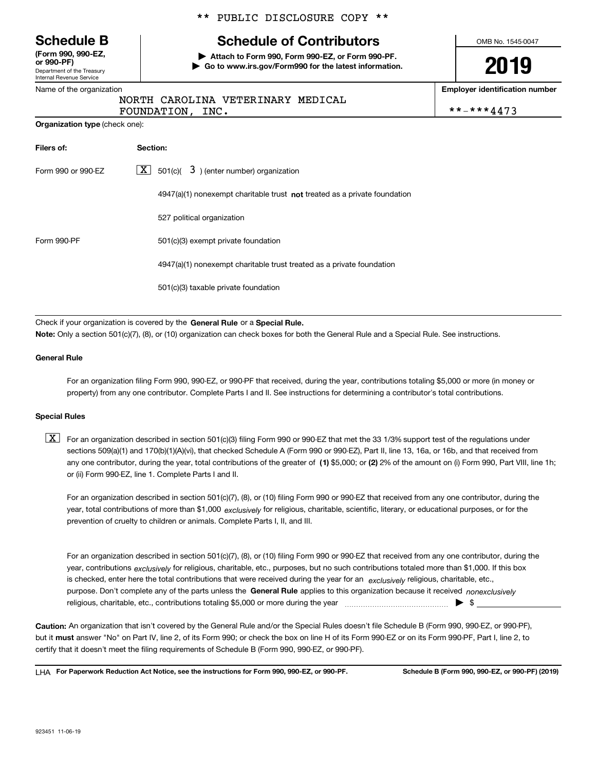** PUBLIC DISCLOSURE COPY **

**Schedule B**
**(Form 990, 990-EZ, or 990-PF)**
Department of the Treasury
Internal Revenue Service

# Schedule of Contributors

▶ **Attach to Form 990, Form 990-EZ, or Form 990-PF.**
▶ **Go to www.irs.gov/Form990 for the latest information.**

OMB No. 1545-0047

**2019**

Name of the organization: NORTH CAROLINA VETERINARY MEDICAL FOUNDATION, INC.

**Employer identification number**: **-***4473

**Organization type** (check one):

| **Filers of:** | **Section:** |
|---|---|
| Form 990 or 990-EZ | [X] 501(c)( 3 ) (enter number) organization |
| | 4947(a)(1) nonexempt charitable trust **not** treated as a private foundation |
| | 527 political organization |
| Form 990-PF | 501(c)(3) exempt private foundation |
| | 4947(a)(1) nonexempt charitable trust treated as a private foundation |
| | 501(c)(3) taxable private foundation |

Check if your organization is covered by the **General Rule** or a **Special Rule.**

**Note:** Only a section 501(c)(7), (8), or (10) organization can check boxes for both the General Rule and a Special Rule. See instructions.

**General Rule**

For an organization filing Form 990, 990-EZ, or 990-PF that received, during the year, contributions totaling $5,000 or more (in money or property) from any one contributor. Complete Parts I and II. See instructions for determining a contributor's total contributions.

**Special Rules**

[X] For an organization described in section 501(c)(3) filing Form 990 or 990-EZ that met the 33 1/3% support test of the regulations under sections 509(a)(1) and 170(b)(1)(A)(vi), that checked Schedule A (Form 990 or 990-EZ), Part II, line 13, 16a, or 16b, and that received from any one contributor, during the year, total contributions of the greater of **(1)** $5,000; or **(2)** 2% of the amount on (i) Form 990, Part VIII, line 1h; or (ii) Form 990-EZ, line 1. Complete Parts I and II.

For an organization described in section 501(c)(7), (8), or (10) filing Form 990 or 990-EZ that received from any one contributor, during the year, total contributions of more than $1,000 *exclusively* for religious, charitable, scientific, literary, or educational purposes, or for the prevention of cruelty to children or animals. Complete Parts I, II, and III.

For an organization described in section 501(c)(7), (8), or (10) filing Form 990 or 990-EZ that received from any one contributor, during the year, contributions *exclusively* for religious, charitable, etc., purposes, but no such contributions totaled more than $1,000. If this box is checked, enter here the total contributions that were received during the year for an *exclusively* religious, charitable, etc., purpose. Don't complete any of the parts unless the **General Rule** applies to this organization because it received *nonexclusively* religious, charitable, etc., contributions totaling $5,000 or more during the year ▶ $

**Caution:** An organization that isn't covered by the General Rule and/or the Special Rules doesn't file Schedule B (Form 990, 990-EZ, or 990-PF), but it **must** answer "No" on Part IV, line 2, of its Form 990; or check the box on line H of its Form 990-EZ or on its Form 990-PF, Part I, line 2, to certify that it doesn't meet the filing requirements of Schedule B (Form 990, 990-EZ, or 990-PF).

LHA **For Paperwork Reduction Act Notice, see the instructions for Form 990, 990-EZ, or 990-PF.** **Schedule B (Form 990, 990-EZ, or 990-PF) (2019)**

923451 11-06-19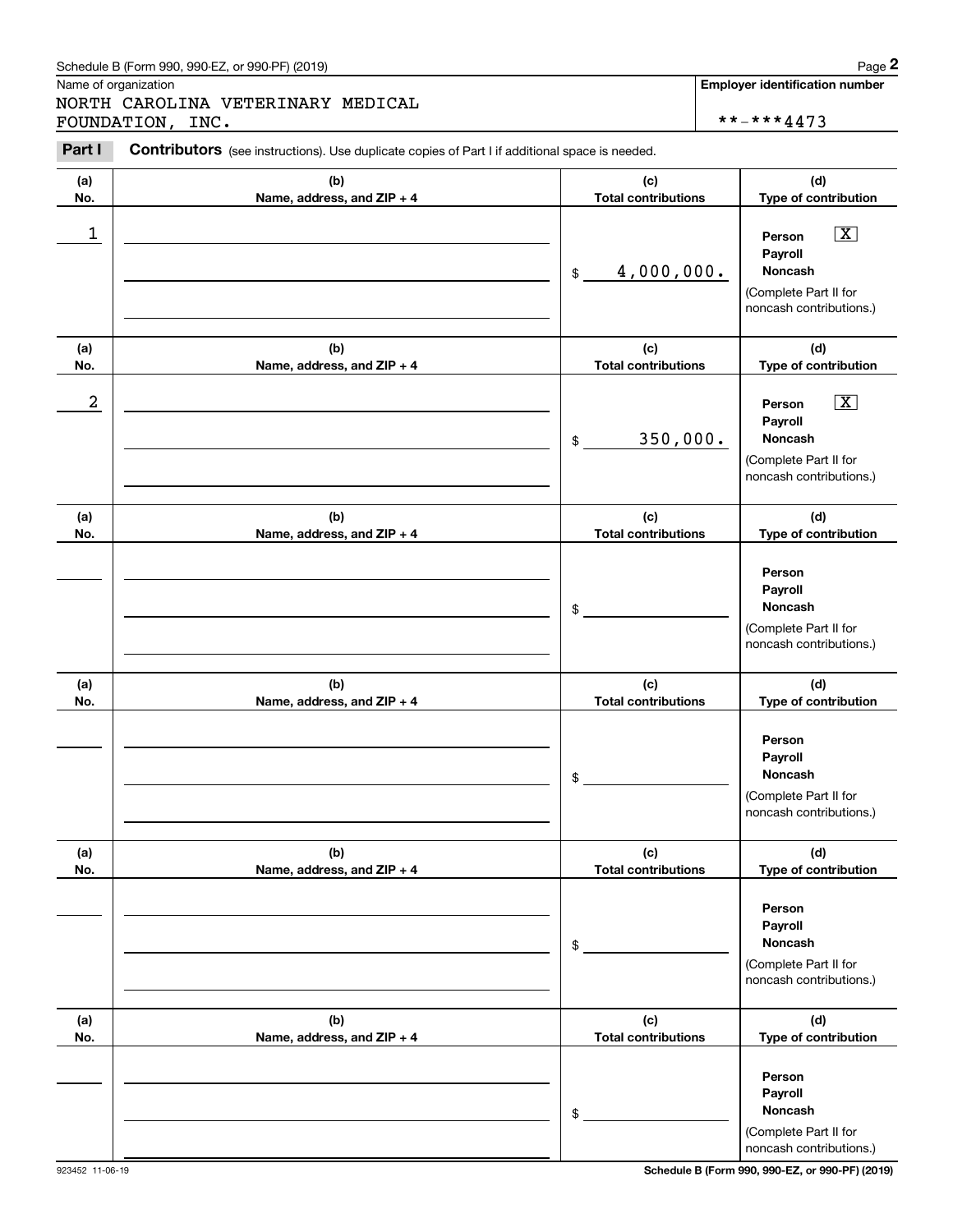Schedule B (Form 990, 990-EZ, or 990-PF) (2019)

Name of organization: NORTH CAROLINA VETERINARY MEDICAL FOUNDATION, INC.

Employer identification number: **-***4473

**Part I** **Contributors** (see instructions). Use duplicate copies of Part I if additional space is needed.

| (a) No. | (b) Name, address, and ZIP + 4 | (c) Total contributions | (d) Type of contribution |
|---|---|---|---|
| 1 | | $ 4,000,000. | Person [X] Payroll [ ] Noncash [ ] (Complete Part II for noncash contributions.) |
| 2 | | $ 350,000. | Person [X] Payroll [ ] Noncash [ ] (Complete Part II for noncash contributions.) |
| | | $ | Person [ ] Payroll [ ] Noncash [ ] (Complete Part II for noncash contributions.) |
| | | $ | Person [ ] Payroll [ ] Noncash [ ] (Complete Part II for noncash contributions.) |
| | | $ | Person [ ] Payroll [ ] Noncash [ ] (Complete Part II for noncash contributions.) |
| | | $ | Person [ ] Payroll [ ] Noncash [ ] (Complete Part II for noncash contributions.) |

923452 11-06-19

Schedule B (Form 990, 990-EZ, or 990-PF) (2019)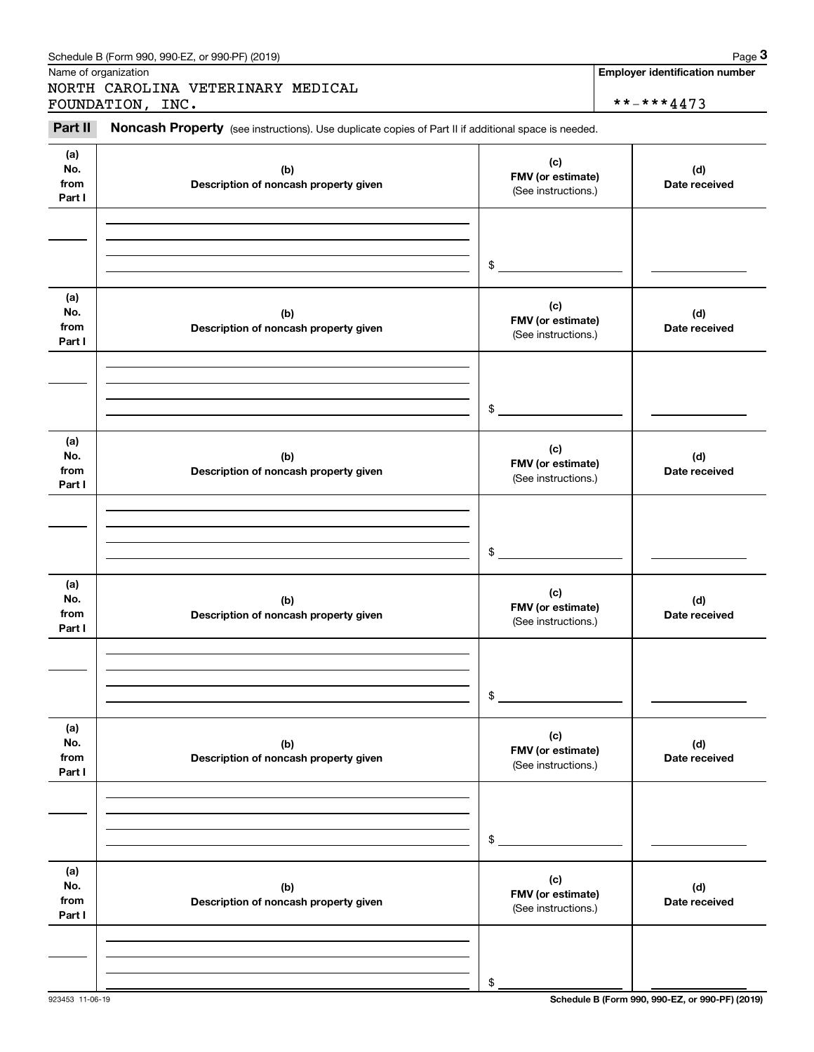Name of organization

NORTH CAROLINA VETERINARY MEDICAL FOUNDATION, INC.

**Employer identification number**

**-***4473

**Part II** **Noncash Property** (see instructions). Use duplicate copies of Part II if additional space is needed.

| (a) No. from Part I | (b) Description of noncash property given | (c) FMV (or estimate) (See instructions.) | (d) Date received |
|---|---|---|---|
| | | $ | |

| (a) No. from Part I | (b) Description of noncash property given | (c) FMV (or estimate) (See instructions.) | (d) Date received |
|---|---|---|---|
| | | $ | |

| (a) No. from Part I | (b) Description of noncash property given | (c) FMV (or estimate) (See instructions.) | (d) Date received |
|---|---|---|---|
| | | $ | |

| (a) No. from Part I | (b) Description of noncash property given | (c) FMV (or estimate) (See instructions.) | (d) Date received |
|---|---|---|---|
| | | $ | |

| (a) No. from Part I | (b) Description of noncash property given | (c) FMV (or estimate) (See instructions.) | (d) Date received |
|---|---|---|---|
| | | $ | |

| (a) No. from Part I | (b) Description of noncash property given | (c) FMV (or estimate) (See instructions.) | (d) Date received |
|---|---|---|---|
| | | $ | |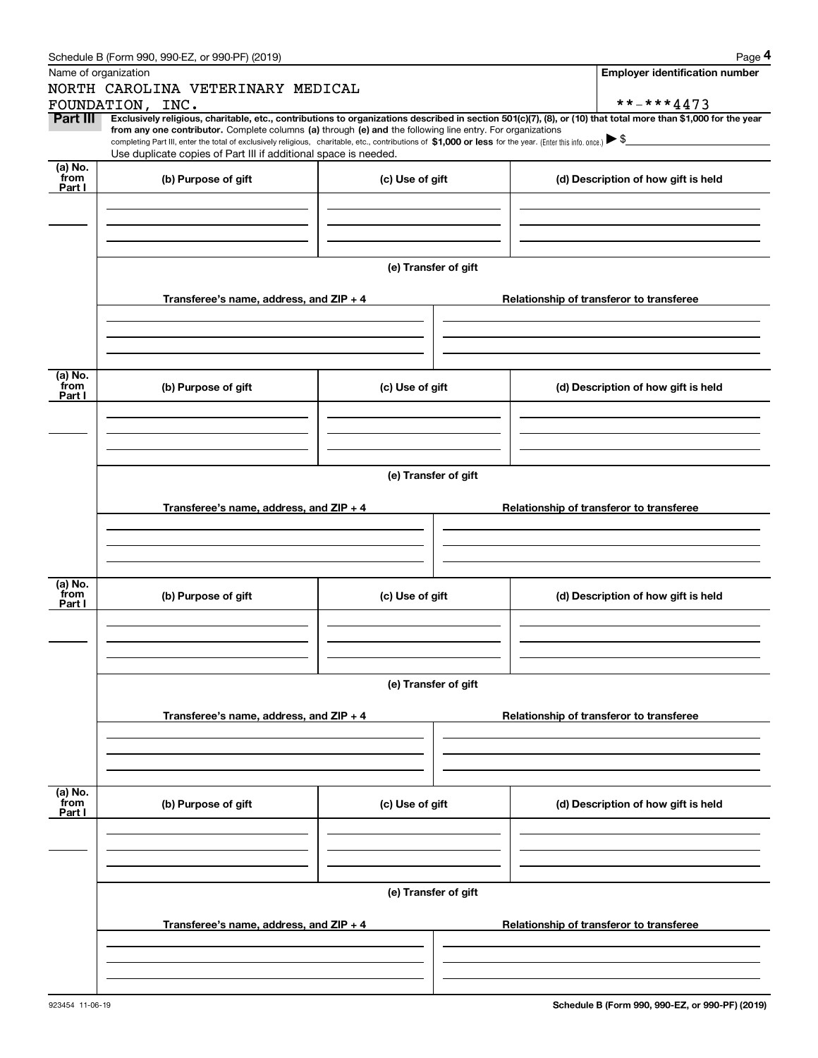Schedule B (Form 990, 990-EZ, or 990-PF) (2019)

Name of organization

NORTH CAROLINA VETERINARY MEDICAL FOUNDATION, INC.

**Employer identification number**

**-***4473

**Part III** **Exclusively religious, charitable, etc., contributions to organizations described in section 501(c)(7), (8), or (10) that total more than $1,000 for the year from any one contributor.** Complete columns **(a)** through **(e)** and the following line entry. For organizations completing Part III, enter the total of exclusively religious, charitable, etc., contributions of **$1,000 or less** for the year. (Enter this info. once.) ▶ $

Use duplicate copies of Part III if additional space is needed.

| (a) No. from Part I | (b) Purpose of gift | (c) Use of gift | (d) Description of how gift is held |
|---|---|---|---|
| | | | |

(e) Transfer of gift

| Transferee's name, address, and ZIP + 4 | Relationship of transferor to transferee |
|---|---|
| | |

| (a) No. from Part I | (b) Purpose of gift | (c) Use of gift | (d) Description of how gift is held |
|---|---|---|---|
| | | | |

(e) Transfer of gift

| Transferee's name, address, and ZIP + 4 | Relationship of transferor to transferee |
|---|---|
| | |

| (a) No. from Part I | (b) Purpose of gift | (c) Use of gift | (d) Description of how gift is held |
|---|---|---|---|
| | | | |

(e) Transfer of gift

| Transferee's name, address, and ZIP + 4 | Relationship of transferor to transferee |
|---|---|
| | |

| (a) No. from Part I | (b) Purpose of gift | (c) Use of gift | (d) Description of how gift is held |
|---|---|---|---|
| | | | |

(e) Transfer of gift

| Transferee's name, address, and ZIP + 4 | Relationship of transferor to transferee |
|---|---|
| | |

923454 11-06-19

**Schedule B (Form 990, 990-EZ, or 990-PF) (2019)**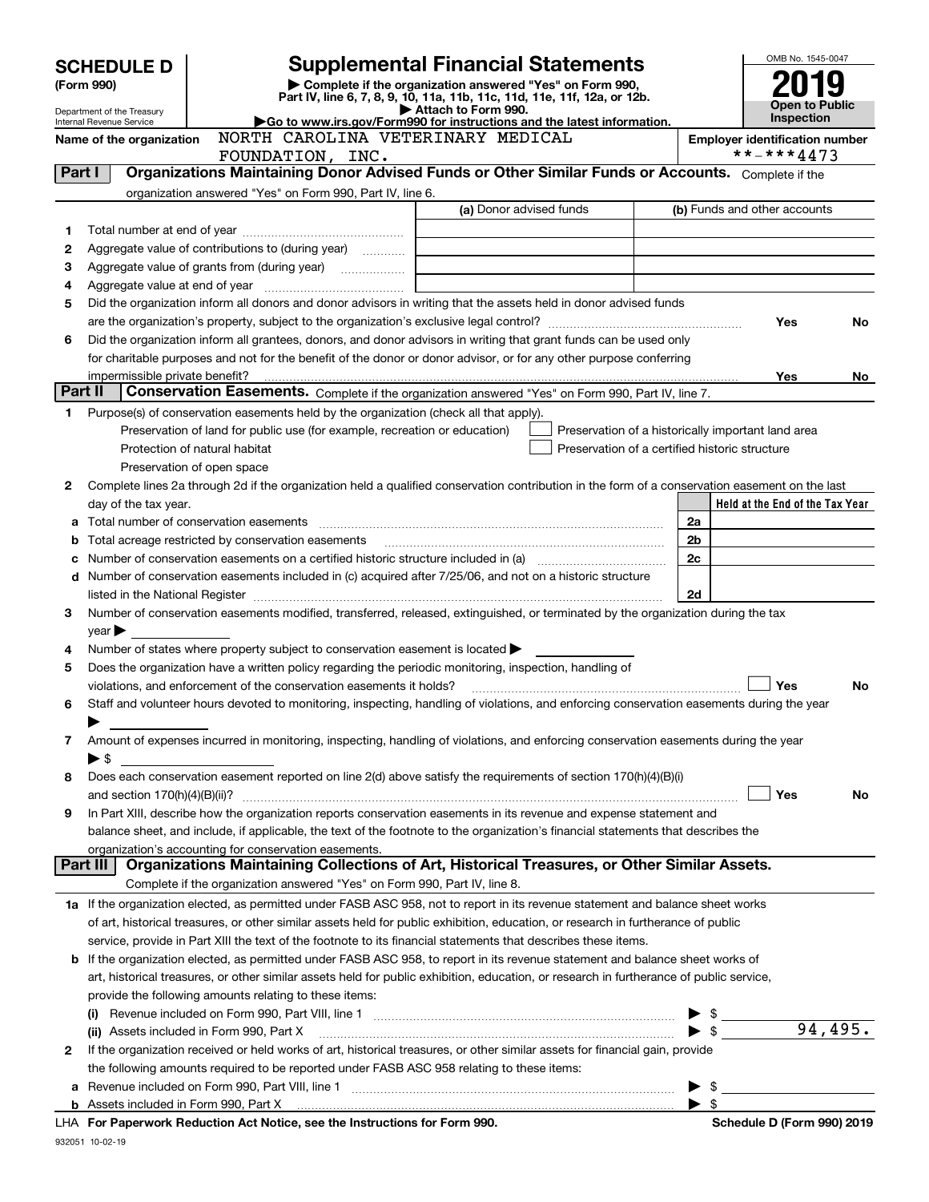# SCHEDULE D (Form 990)

Department of the Treasury
Internal Revenue Service

## Supplemental Financial Statements

▶ Complete if the organization answered "Yes" on Form 990, Part IV, line 6, 7, 8, 9, 10, 11a, 11b, 11c, 11d, 11e, 11f, 12a, or 12b.
▶ Attach to Form 990.
▶Go to www.irs.gov/Form990 for instructions and the latest information.

OMB No. 1545-0047

**2019**

**Open to Public Inspection**

**Name of the organization** NORTH CAROLINA VETERINARY MEDICAL FOUNDATION, INC.

**Employer identification number** **-***4473

### Part I Organizations Maintaining Donor Advised Funds or Other Similar Funds or Accounts. Complete if the organization answered "Yes" on Form 990, Part IV, line 6.

| | | (a) Donor advised funds | (b) Funds and other accounts |
|---|---|---|---|
| 1 | Total number at end of year | | |
| 2 | Aggregate value of contributions to (during year) | | |
| 3 | Aggregate value of grants from (during year) | | |
| 4 | Aggregate value at end of year | | |

5 Did the organization inform all donors and donor advisors in writing that the assets held in donor advised funds are the organization's property, subject to the organization's exclusive legal control? Yes No

6 Did the organization inform all grantees, donors, and donor advisors in writing that grant funds can be used only for charitable purposes and not for the benefit of the donor or donor advisor, or for any other purpose conferring impermissible private benefit? Yes No

### Part II Conservation Easements. Complete if the organization answered "Yes" on Form 990, Part IV, line 7.

1 Purpose(s) of conservation easements held by the organization (check all that apply).
- Preservation of land for public use (for example, recreation or education)
- Protection of natural habitat
- Preservation of open space
- Preservation of a historically important land area
- Preservation of a certified historic structure

2 Complete lines 2a through 2d if the organization held a qualified conservation contribution in the form of a conservation easement on the last day of the tax year.

| | | | Held at the End of the Tax Year |
|---|---|---|---|
| a | Total number of conservation easements | 2a | |
| b | Total acreage restricted by conservation easements | 2b | |
| c | Number of conservation easements on a certified historic structure included in (a) | 2c | |
| d | Number of conservation easements included in (c) acquired after 7/25/06, and not on a historic structure listed in the National Register | 2d | |

3 Number of conservation easements modified, transferred, released, extinguished, or terminated by the organization during the tax year ▶

4 Number of states where property subject to conservation easement is located ▶

5 Does the organization have a written policy regarding the periodic monitoring, inspection, handling of violations, and enforcement of the conservation easements it holds? Yes No

6 Staff and volunteer hours devoted to monitoring, inspecting, handling of violations, and enforcing conservation easements during the year ▶

7 Amount of expenses incurred in monitoring, inspecting, handling of violations, and enforcing conservation easements during the year ▶ $

8 Does each conservation easement reported on line 2(d) above satisfy the requirements of section 170(h)(4)(B)(i) and section 170(h)(4)(B)(ii)? Yes No

9 In Part XIII, describe how the organization reports conservation easements in its revenue and expense statement and balance sheet, and include, if applicable, the text of the footnote to the organization's financial statements that describes the organization's accounting for conservation easements.

### Part III Organizations Maintaining Collections of Art, Historical Treasures, or Other Similar Assets. Complete if the organization answered "Yes" on Form 990, Part IV, line 8.

1a If the organization elected, as permitted under FASB ASC 958, not to report in its revenue statement and balance sheet works of art, historical treasures, or other similar assets held for public exhibition, education, or research in furtherance of public service, provide in Part XIII the text of the footnote to its financial statements that describes these items.

b If the organization elected, as permitted under FASB ASC 958, to report in its revenue statement and balance sheet works of art, historical treasures, or other similar assets held for public exhibition, education, or research in furtherance of public service, provide the following amounts relating to these items:

(i) Revenue included on Form 990, Part VIII, line 1 ▶ $

(ii) Assets included in Form 990, Part X ▶ $ 94,495.

2 If the organization received or held works of art, historical treasures, or other similar assets for financial gain, provide the following amounts required to be reported under FASB ASC 958 relating to these items:

a Revenue included on Form 990, Part VIII, line 1 ▶ $

b Assets included in Form 990, Part X ▶ $

LHA For Paperwork Reduction Act Notice, see the Instructions for Form 990. Schedule D (Form 990) 2019

932051 10-02-19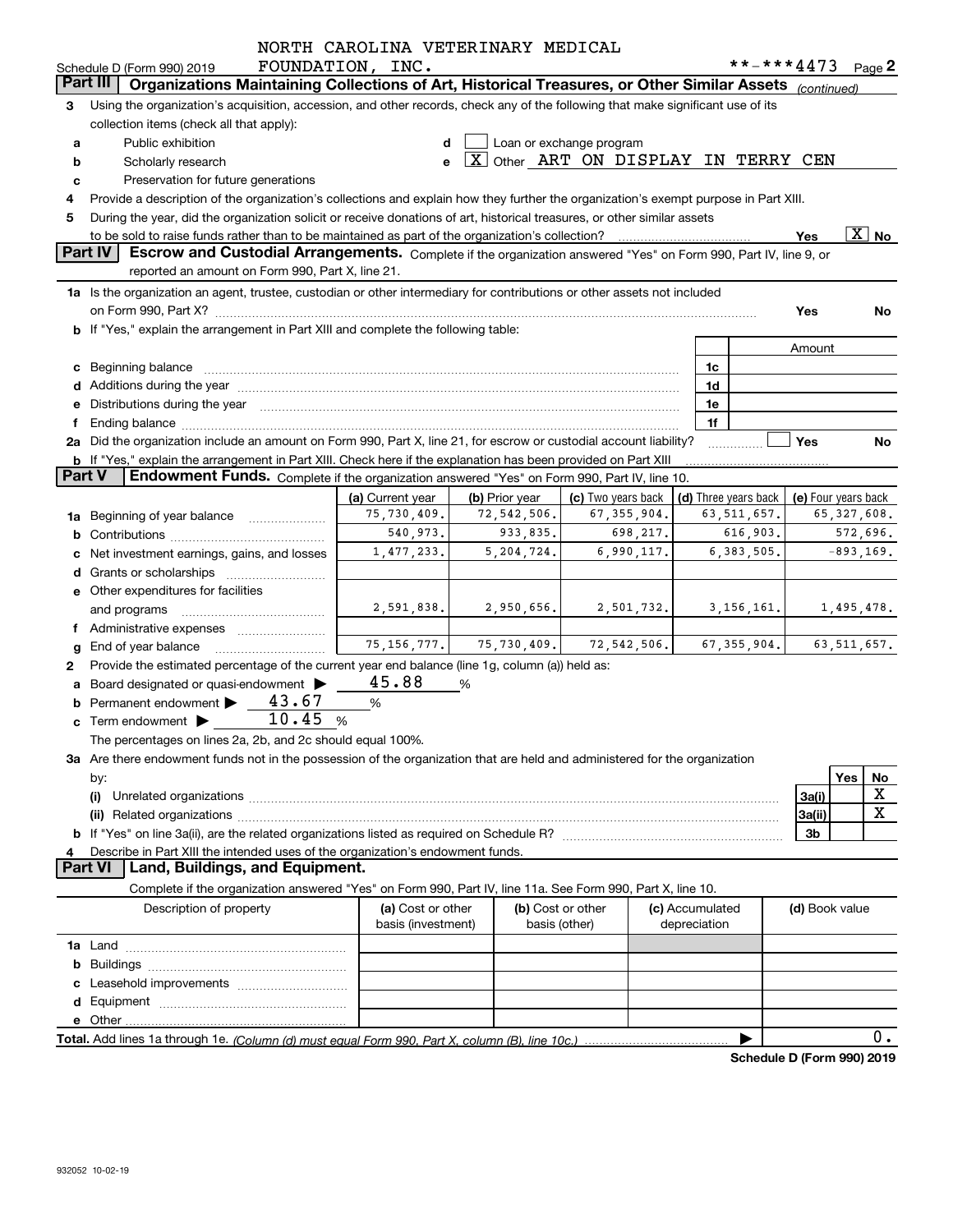Schedule D (Form 990) 2019 NORTH CAROLINA VETERINARY MEDICAL FOUNDATION, INC. **-***4473 Page 2

**Part III | Organizations Maintaining Collections of Art, Historical Treasures, or Other Similar Assets** *(continued)*

3 Using the organization's acquisition, accession, and other records, check any of the following that make significant use of its collection items (check all that apply):

- a [ ] Public exhibition
- b [ ] Scholarly research
- c [ ] Preservation for future generations
- d [ ] Loan or exchange program
- e [X] Other ART ON DISPLAY IN TERRY CEN

4 Provide a description of the organization's collections and explain how they further the organization's exempt purpose in Part XIII.

5 During the year, did the organization solicit or receive donations of art, historical treasures, or other similar assets to be sold to raise funds rather than to be maintained as part of the organization's collection? Yes [X] No

**Part IV | Escrow and Custodial Arrangements.** Complete if the organization answered "Yes" on Form 990, Part IV, line 9, or reported an amount on Form 990, Part X, line 21.

1a Is the organization an agent, trustee, custodian or other intermediary for contributions or other assets not included on Form 990, Part X? Yes No

b If "Yes," explain the arrangement in Part XIII and complete the following table:

| | | Amount |
|---|---|---|
| c Beginning balance | 1c | |
| d Additions during the year | 1d | |
| e Distributions during the year | 1e | |
| f Ending balance | 1f | |

2a Did the organization include an amount on Form 990, Part X, line 21, for escrow or custodial account liability? [ ] Yes No

b If "Yes," explain the arrangement in Part XIII. Check here if the explanation has been provided on Part XIII

**Part V | Endowment Funds.** Complete if the organization answered "Yes" on Form 990, Part IV, line 10.

| | (a) Current year | (b) Prior year | (c) Two years back | (d) Three years back | (e) Four years back |
|---|---|---|---|---|---|
| 1a Beginning of year balance | 75,730,409. | 72,542,506. | 67,355,904. | 63,511,657. | 65,327,608. |
| b Contributions | 540,973. | 933,835. | 698,217. | 616,903. | 572,696. |
| c Net investment earnings, gains, and losses | 1,477,233. | 5,204,724. | 6,990,117. | 6,383,505. | -893,169. |
| d Grants or scholarships | | | | | |
| e Other expenditures for facilities and programs | 2,591,838. | 2,950,656. | 2,501,732. | 3,156,161. | 1,495,478. |
| f Administrative expenses | | | | | |
| g End of year balance | 75,156,777. | 75,730,409. | 72,542,506. | 67,355,904. | 63,511,657. |

2 Provide the estimated percentage of the current year end balance (line 1g, column (a)) held as:

- a Board designated or quasi-endowment ▶ 45.88 %
- b Permanent endowment ▶ 43.67 %
- c Term endowment ▶ 10.45 %

The percentages on lines 2a, 2b, and 2c should equal 100%.

3a Are there endowment funds not in the possession of the organization that are held and administered for the organization by:

| | | Yes | No |
|---|---|---|---|
| (i) Unrelated organizations | 3a(i) | | X |
| (ii) Related organizations | 3a(ii) | | X |
| b If "Yes" on line 3a(ii), are the related organizations listed as required on Schedule R? | 3b | | |

4 Describe in Part XIII the intended uses of the organization's endowment funds.

**Part VI | Land, Buildings, and Equipment.**

Complete if the organization answered "Yes" on Form 990, Part IV, line 11a. See Form 990, Part X, line 10.

| Description of property | (a) Cost or other basis (investment) | (b) Cost or other basis (other) | (c) Accumulated depreciation | (d) Book value |
|---|---|---|---|---|
| 1a Land | | | | |
| b Buildings | | | | |
| c Leasehold improvements | | | | |
| d Equipment | | | | |
| e Other | | | | |
| **Total.** Add lines 1a through 1e. *(Column (d) must equal Form 990, Part X, column (B), line 10c.)* | | | | 0. |

**Schedule D (Form 990) 2019**

932052 10-02-19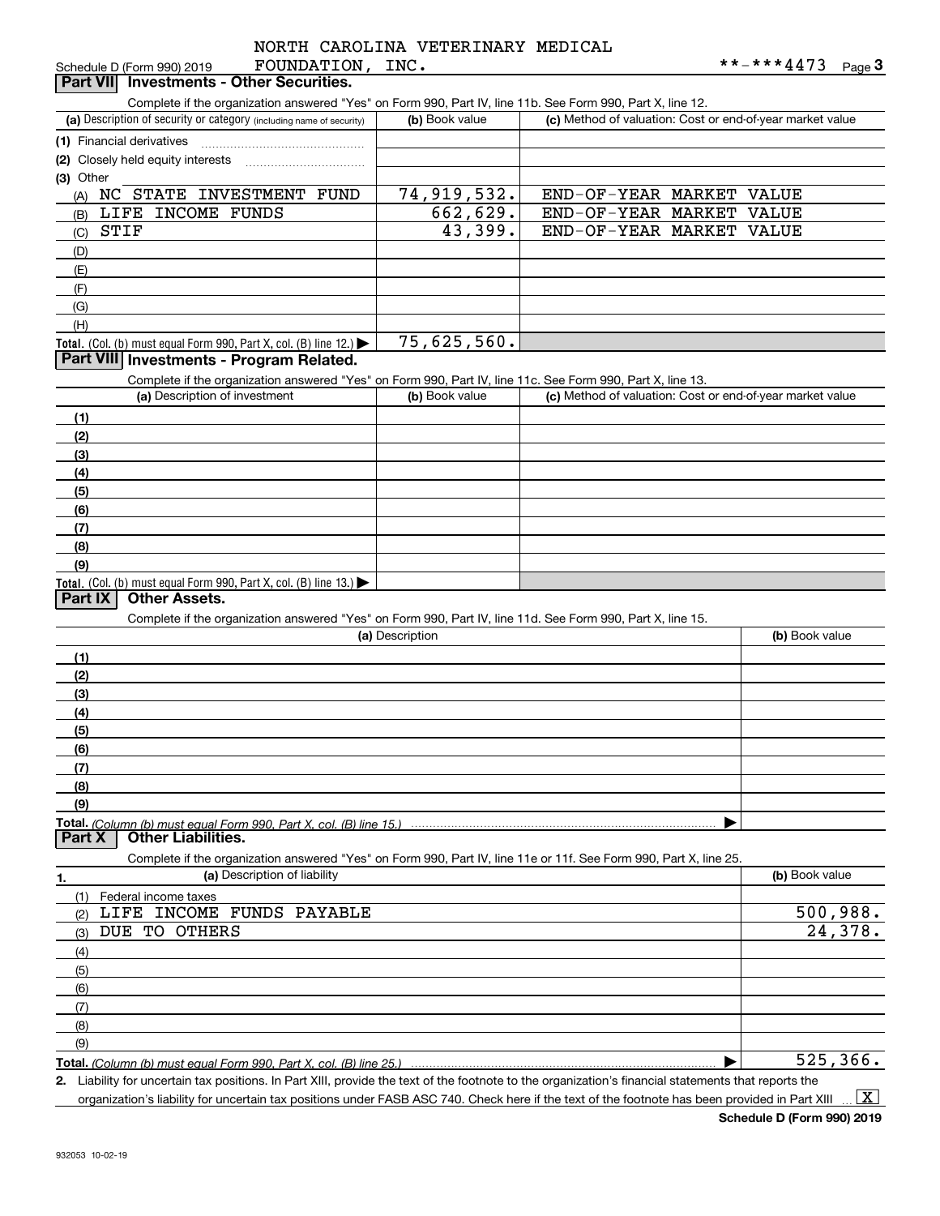NORTH CAROLINA VETERINARY MEDICAL FOUNDATION, INC.

Schedule D (Form 990) 2019 **-***4473 Page 3

## Part VII Investments - Other Securities.

Complete if the organization answered "Yes" on Form 990, Part IV, line 11b. See Form 990, Part X, line 12.

| (a) Description of security or category (including name of security) | (b) Book value | (c) Method of valuation: Cost or end-of-year market value |
|---|---|---|
| (1) Financial derivatives | | |
| (2) Closely held equity interests | | |
| (3) Other | | |
| (A) NC STATE INVESTMENT FUND | 74,919,532. | END-OF-YEAR MARKET VALUE |
| (B) LIFE INCOME FUNDS | 662,629. | END-OF-YEAR MARKET VALUE |
| (C) STIF | 43,399. | END-OF-YEAR MARKET VALUE |
| (D) | | |
| (E) | | |
| (F) | | |
| (G) | | |
| (H) | | |
| **Total.** (Col. (b) must equal Form 990, Part X, col. (B) line 12.) | 75,625,560. | |

## Part VIII Investments - Program Related.

Complete if the organization answered "Yes" on Form 990, Part IV, line 11c. See Form 990, Part X, line 13.

| (a) Description of investment | (b) Book value | (c) Method of valuation: Cost or end-of-year market value |
|---|---|---|
| (1) | | |
| (2) | | |
| (3) | | |
| (4) | | |
| (5) | | |
| (6) | | |
| (7) | | |
| (8) | | |
| (9) | | |
| **Total.** (Col. (b) must equal Form 990, Part X, col. (B) line 13.) | | |

## Part IX Other Assets.

Complete if the organization answered "Yes" on Form 990, Part IV, line 11d. See Form 990, Part X, line 15.

| (a) Description | (b) Book value |
|---|---|
| (1) | |
| (2) | |
| (3) | |
| (4) | |
| (5) | |
| (6) | |
| (7) | |
| (8) | |
| (9) | |
| **Total.** *(Column (b) must equal Form 990, Part X, col. (B) line 15.)* | |

## Part X Other Liabilities.

Complete if the organization answered "Yes" on Form 990, Part IV, line 11e or 11f. See Form 990, Part X, line 25.

| 1. (a) Description of liability | (b) Book value |
|---|---|
| (1) Federal income taxes | |
| (2) LIFE INCOME FUNDS PAYABLE | 500,988. |
| (3) DUE TO OTHERS | 24,378. |
| (4) | |
| (5) | |
| (6) | |
| (7) | |
| (8) | |
| (9) | |
| **Total.** *(Column (b) must equal Form 990, Part X, col. (B) line 25.)* | 525,366. |

2. Liability for uncertain tax positions. In Part XIII, provide the text of the footnote to the organization's financial statements that reports the organization's liability for uncertain tax positions under FASB ASC 740. Check here if the text of the footnote has been provided in Part XIII [X]

Schedule D (Form 990) 2019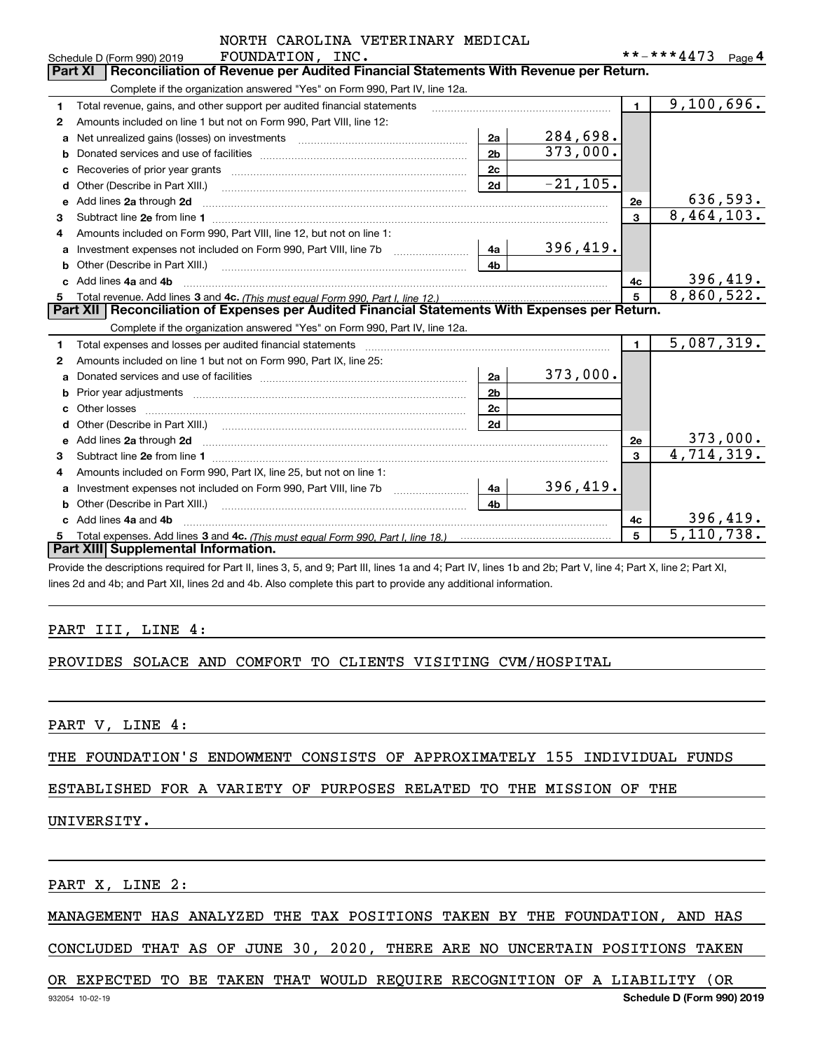NORTH CAROLINA VETERINARY MEDICAL FOUNDATION, INC.

Schedule D (Form 990) 2019 **-***4473 Page 4

## Part XI Reconciliation of Revenue per Audited Financial Statements With Revenue per Return.

Complete if the organization answered "Yes" on Form 990, Part IV, line 12a.

| | | | | | |
|---|---|---|---|---|---|
| 1 | Total revenue, gains, and other support per audited financial statements | | | 1 | 9,100,696. |
| 2 | Amounts included on line 1 but not on Form 990, Part VIII, line 12: | | | | |
| a | Net unrealized gains (losses) on investments | 2a | 284,698. | | |
| b | Donated services and use of facilities | 2b | 373,000. | | |
| c | Recoveries of prior year grants | 2c | | | |
| d | Other (Describe in Part XIII.) | 2d | -21,105. | | |
| e | Add lines 2a through 2d | | | 2e | 636,593. |
| 3 | Subtract line 2e from line 1 | | | 3 | 8,464,103. |
| 4 | Amounts included on Form 990, Part VIII, line 12, but not on line 1: | | | | |
| a | Investment expenses not included on Form 990, Part VIII, line 7b | 4a | 396,419. | | |
| b | Other (Describe in Part XIII.) | 4b | | | |
| c | Add lines 4a and 4b | | | 4c | 396,419. |
| 5 | Total revenue. Add lines 3 and 4c. *(This must equal Form 990, Part I, line 12.)* | | | 5 | 8,860,522. |

## Part XII Reconciliation of Expenses per Audited Financial Statements With Expenses per Return.

Complete if the organization answered "Yes" on Form 990, Part IV, line 12a.

| | | | | | |
|---|---|---|---|---|---|
| 1 | Total expenses and losses per audited financial statements | | | 1 | 5,087,319. |
| 2 | Amounts included on line 1 but not on Form 990, Part IX, line 25: | | | | |
| a | Donated services and use of facilities | 2a | 373,000. | | |
| b | Prior year adjustments | 2b | | | |
| c | Other losses | 2c | | | |
| d | Other (Describe in Part XIII.) | 2d | | | |
| e | Add lines 2a through 2d | | | 2e | 373,000. |
| 3 | Subtract line 2e from line 1 | | | 3 | 4,714,319. |
| 4 | Amounts included on Form 990, Part IX, line 25, but not on line 1: | | | | |
| a | Investment expenses not included on Form 990, Part VIII, line 7b | 4a | 396,419. | | |
| b | Other (Describe in Part XIII.) | 4b | | | |
| c | Add lines 4a and 4b | | | 4c | 396,419. |
| 5 | Total expenses. Add lines 3 and 4c. *(This must equal Form 990, Part I, line 18.)* | | | 5 | 5,110,738. |

## Part XIII Supplemental Information.

Provide the descriptions required for Part II, lines 3, 5, and 9; Part III, lines 1a and 4; Part IV, lines 1b and 2b; Part V, line 4; Part X, line 2; Part XI, lines 2d and 4b; and Part XII, lines 2d and 4b. Also complete this part to provide any additional information.

PART III, LINE 4:

PROVIDES SOLACE AND COMFORT TO CLIENTS VISITING CVM/HOSPITAL

PART V, LINE 4:

THE FOUNDATION'S ENDOWMENT CONSISTS OF APPROXIMATELY 155 INDIVIDUAL FUNDS ESTABLISHED FOR A VARIETY OF PURPOSES RELATED TO THE MISSION OF THE UNIVERSITY.

PART X, LINE 2:

MANAGEMENT HAS ANALYZED THE TAX POSITIONS TAKEN BY THE FOUNDATION, AND HAS CONCLUDED THAT AS OF JUNE 30, 2020, THERE ARE NO UNCERTAIN POSITIONS TAKEN OR EXPECTED TO BE TAKEN THAT WOULD REQUIRE RECOGNITION OF A LIABILITY (OR

932054 10-02-19 Schedule D (Form 990) 2019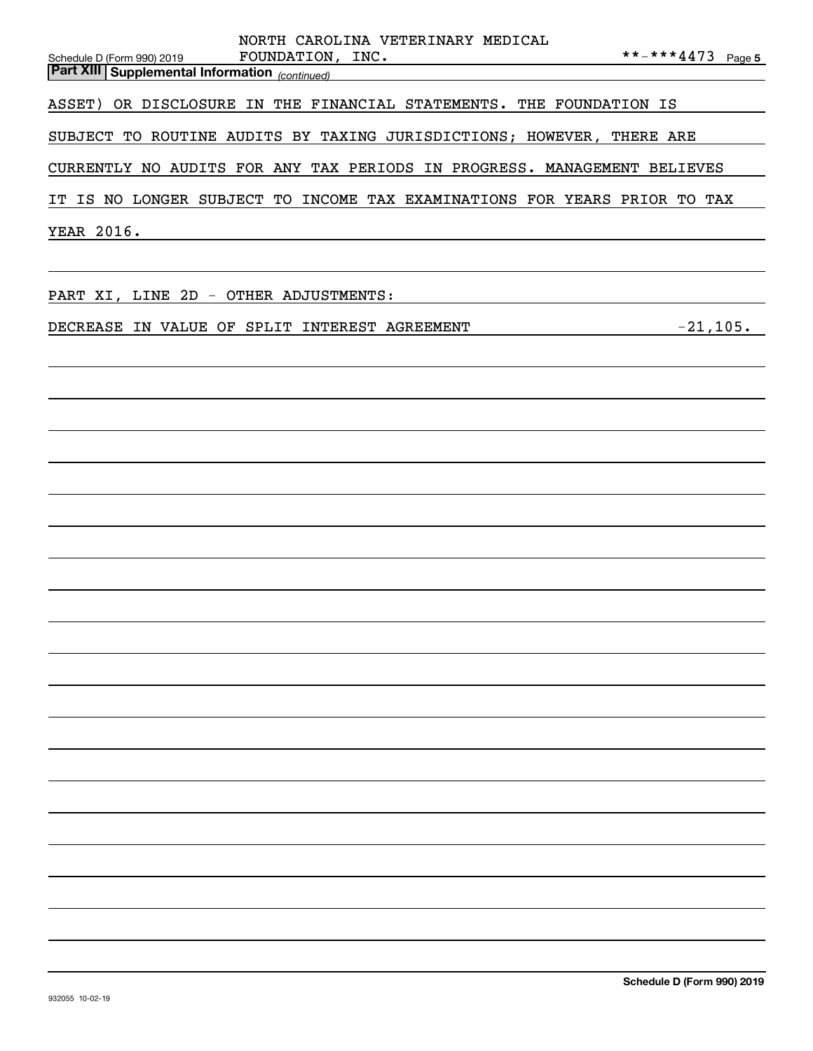**Part XIII | Supplemental Information** *(continued)*

ASSET) OR DISCLOSURE IN THE FINANCIAL STATEMENTS. THE FOUNDATION IS SUBJECT TO ROUTINE AUDITS BY TAXING JURISDICTIONS; HOWEVER, THERE ARE CURRENTLY NO AUDITS FOR ANY TAX PERIODS IN PROGRESS. MANAGEMENT BELIEVES IT IS NO LONGER SUBJECT TO INCOME TAX EXAMINATIONS FOR YEARS PRIOR TO TAX YEAR 2016.

PART XI, LINE 2D - OTHER ADJUSTMENTS:

| | |
|---|---|
| DECREASE IN VALUE OF SPLIT INTEREST AGREEMENT | -21,105. |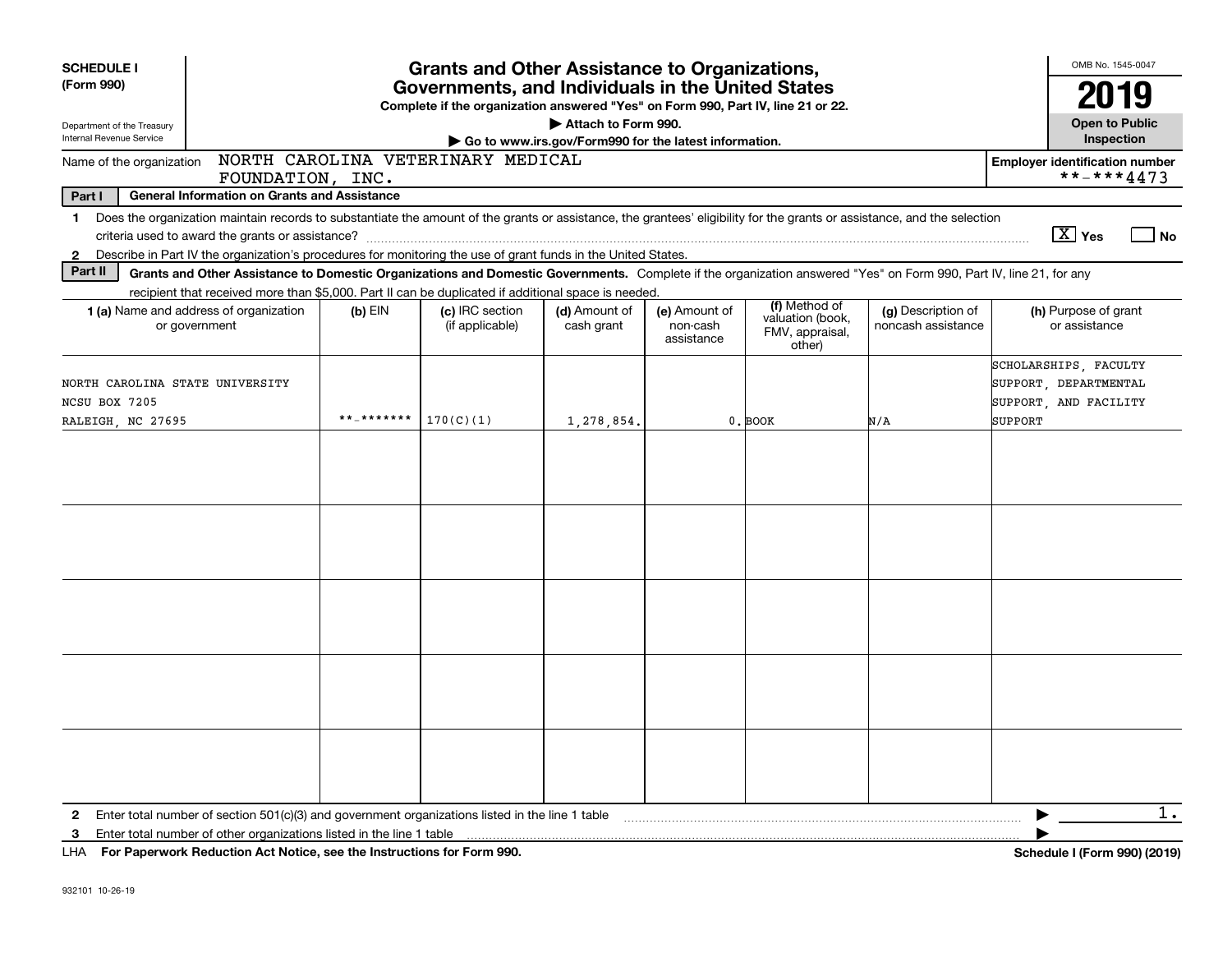**SCHEDULE I**
**(Form 990)**

Department of the Treasury
Internal Revenue Service

# Grants and Other Assistance to Organizations, Governments, and Individuals in the United States

**Complete if the organization answered "Yes" on Form 990, Part IV, line 21 or 22.**
**▶ Attach to Form 990.**
**▶ Go to www.irs.gov/Form990 for the latest information.**

OMB No. 1545-0047
**2019**
**Open to Public Inspection**

Name of the organization: NORTH CAROLINA VETERINARY MEDICAL FOUNDATION, INC.

**Employer identification number** **-***4473

**Part I** **General Information on Grants and Assistance**

1 Does the organization maintain records to substantiate the amount of the grants or assistance, the grantees' eligibility for the grants or assistance, and the selection criteria used to award the grants or assistance? [X] Yes [ ] No

2 Describe in Part IV the organization's procedures for monitoring the use of grant funds in the United States.

**Part II** **Grants and Other Assistance to Domestic Organizations and Domestic Governments.** Complete if the organization answered "Yes" on Form 990, Part IV, line 21, for any recipient that received more than $5,000. Part II can be duplicated if additional space is needed.

| 1 (a) Name and address of organization or government | (b) EIN | (c) IRC section (if applicable) | (d) Amount of cash grant | (e) Amount of non-cash assistance | (f) Method of valuation (book, FMV, appraisal, other) | (g) Description of noncash assistance | (h) Purpose of grant or assistance |
|---|---|---|---|---|---|---|---|
| NORTH CAROLINA STATE UNIVERSITY NCSU BOX 7205 RALEIGH, NC 27695 | **-******* | 170(C)(1) | 1,278,854. | 0. | BOOK | N/A | SCHOLARSHIPS, FACULTY SUPPORT, DEPARTMENTAL SUPPORT, AND FACILITY SUPPORT |
| | | | | | | | |
| | | | | | | | |
| | | | | | | | |
| | | | | | | | |
| | | | | | | | |

2 Enter total number of section 501(c)(3) and government organizations listed in the line 1 table ▶ 1.

3 Enter total number of other organizations listed in the line 1 table ▶

LHA **For Paperwork Reduction Act Notice, see the Instructions for Form 990.** **Schedule I (Form 990) (2019)**

932101 10-26-19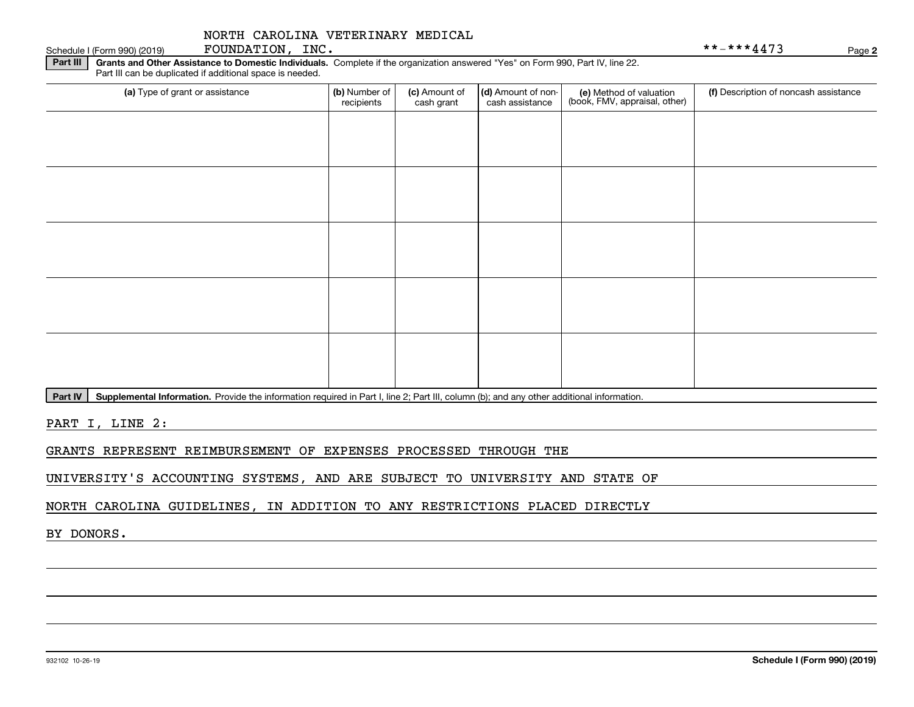NORTH CAROLINA VETERINARY MEDICAL FOUNDATION, INC.

Schedule I (Form 990) (2019) **-***4473 Page **2**

**Part III** **Grants and Other Assistance to Domestic Individuals.** Complete if the organization answered "Yes" on Form 990, Part IV, line 22. Part III can be duplicated if additional space is needed.

| (a) Type of grant or assistance | (b) Number of recipients | (c) Amount of cash grant | (d) Amount of non-cash assistance | (e) Method of valuation (book, FMV, appraisal, other) | (f) Description of noncash assistance |
|---|---|---|---|---|---|
| | | | | | |
| | | | | | |
| | | | | | |
| | | | | | |
| | | | | | |

**Part IV** **Supplemental Information.** Provide the information required in Part I, line 2; Part III, column (b); and any other additional information.

PART I, LINE 2:

GRANTS REPRESENT REIMBURSEMENT OF EXPENSES PROCESSED THROUGH THE UNIVERSITY'S ACCOUNTING SYSTEMS, AND ARE SUBJECT TO UNIVERSITY AND STATE OF NORTH CAROLINA GUIDELINES, IN ADDITION TO ANY RESTRICTIONS PLACED DIRECTLY BY DONORS.

932102 10-26-19 **Schedule I (Form 990) (2019)**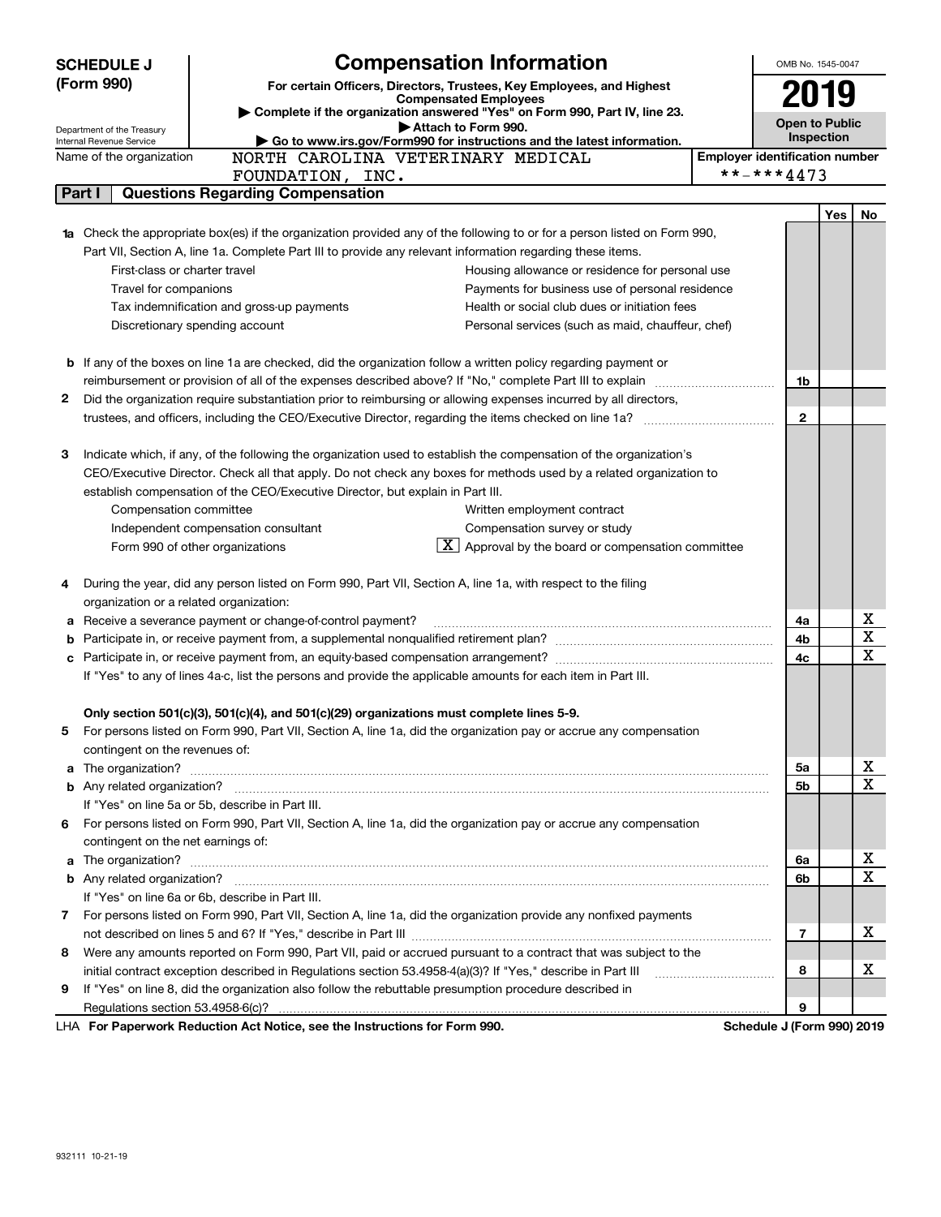# SCHEDULE J (Form 990)

# Compensation Information

**For certain Officers, Directors, Trustees, Key Employees, and Highest Compensated Employees**

▶ Complete if the organization answered "Yes" on Form 990, Part IV, line 23.

▶ Attach to Form 990.

▶ Go to www.irs.gov/Form990 for instructions and the latest information.

Department of the Treasury
Internal Revenue Service

OMB No. 1545-0047

**2019**

**Open to Public Inspection**

Name of the organization: NORTH CAROLINA VETERINARY MEDICAL FOUNDATION, INC.

Employer identification number: **-***4473

## Part I Questions Regarding Compensation

| | | | Yes | No |
|---|---|---|---|---|
| **1a** | Check the appropriate box(es) if the organization provided any of the following to or for a person listed on Form 990, Part VII, Section A, line 1a. Complete Part III to provide any relevant information regarding these items.<br>☐ First-class or charter travel<br>☐ Travel for companions<br>☐ Tax indemnification and gross-up payments<br>☐ Discretionary spending account<br>☐ Housing allowance or residence for personal use<br>☐ Payments for business use of personal residence<br>☐ Health or social club dues or initiation fees<br>☐ Personal services (such as maid, chauffeur, chef) | | | |
| **b** | If any of the boxes on line 1a are checked, did the organization follow a written policy regarding payment or reimbursement or provision of all of the expenses described above? If "No," complete Part III to explain | 1b | | |
| **2** | Did the organization require substantiation prior to reimbursing or allowing expenses incurred by all directors, trustees, and officers, including the CEO/Executive Director, regarding the items checked on line 1a? | 2 | | |
| **3** | Indicate which, if any, of the following the organization used to establish the compensation of the organization's CEO/Executive Director. Check all that apply. Do not check any boxes for methods used by a related organization to establish compensation of the CEO/Executive Director, but explain in Part III.<br>☐ Compensation committee<br>☐ Independent compensation consultant<br>☐ Form 990 of other organizations<br>☐ Written employment contract<br>☐ Compensation survey or study<br>☒ Approval by the board or compensation committee | | | |
| **4** | During the year, did any person listed on Form 990, Part VII, Section A, line 1a, with respect to the filing organization or a related organization: | | | |
| **a** | Receive a severance payment or change-of-control payment? | 4a | | X |
| **b** | Participate in, or receive payment from, a supplemental nonqualified retirement plan? | 4b | | X |
| **c** | Participate in, or receive payment from, an equity-based compensation arrangement? | 4c | | X |
| | If "Yes" to any of lines 4a-c, list the persons and provide the applicable amounts for each item in Part III. | | | |
| | **Only section 501(c)(3), 501(c)(4), and 501(c)(29) organizations must complete lines 5-9.** | | | |
| **5** | For persons listed on Form 990, Part VII, Section A, line 1a, did the organization pay or accrue any compensation contingent on the revenues of: | | | |
| **a** | The organization? | 5a | | X |
| **b** | Any related organization? | 5b | | X |
| | If "Yes" on line 5a or 5b, describe in Part III. | | | |
| **6** | For persons listed on Form 990, Part VII, Section A, line 1a, did the organization pay or accrue any compensation contingent on the net earnings of: | | | |
| **a** | The organization? | 6a | | X |
| **b** | Any related organization? | 6b | | X |
| | If "Yes" on line 6a or 6b, describe in Part III. | | | |
| **7** | For persons listed on Form 990, Part VII, Section A, line 1a, did the organization provide any nonfixed payments not described on lines 5 and 6? If "Yes," describe in Part III | 7 | | X |
| **8** | Were any amounts reported on Form 990, Part VII, paid or accrued pursuant to a contract that was subject to the initial contract exception described in Regulations section 53.4958-4(a)(3)? If "Yes," describe in Part III | 8 | | X |
| **9** | If "Yes" on line 8, did the organization also follow the rebuttable presumption procedure described in Regulations section 53.4958-6(c)? | 9 | | |

LHA **For Paperwork Reduction Act Notice, see the Instructions for Form 990.** **Schedule J (Form 990) 2019**

932111 10-21-19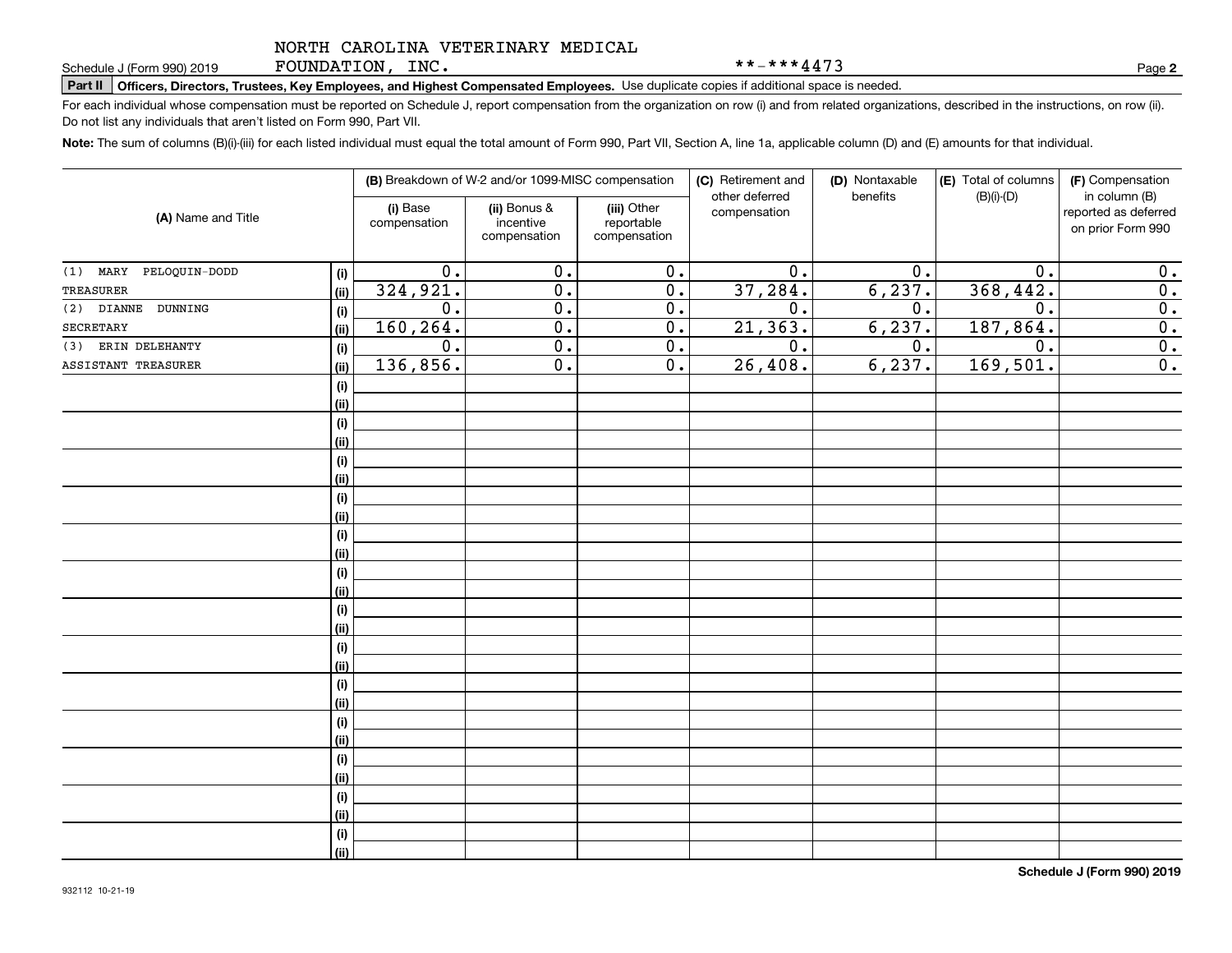NORTH CAROLINA VETERINARY MEDICAL FOUNDATION, INC. **-***4473

Schedule J (Form 990) 2019

**Part II** **Officers, Directors, Trustees, Key Employees, and Highest Compensated Employees.** Use duplicate copies if additional space is needed.

For each individual whose compensation must be reported on Schedule J, report compensation from the organization on row (i) and from related organizations, described in the instructions, on row (ii). Do not list any individuals that aren't listed on Form 990, Part VII.

**Note:** The sum of columns (B)(i)-(iii) for each listed individual must equal the total amount of Form 990, Part VII, Section A, line 1a, applicable column (D) and (E) amounts for that individual.

| (A) Name and Title | | (B) Breakdown of W-2 and/or 1099-MISC compensation | | | (C) Retirement and other deferred compensation | (D) Nontaxable benefits | (E) Total of columns (B)(i)-(D) | (F) Compensation in column (B) reported as deferred on prior Form 990 |
|---|---|---|---|---|---|---|---|---|
| | | (i) Base compensation | (ii) Bonus & incentive compensation | (iii) Other reportable compensation | | | | |
| (1) MARY PELOQUIN-DODD | (i) | 0. | 0. | 0. | 0. | 0. | 0. | 0. |
| TREASURER | (ii) | 324,921. | 0. | 0. | 37,284. | 6,237. | 368,442. | 0. |
| (2) DIANNE DUNNING | (i) | 0. | 0. | 0. | 0. | 0. | 0. | 0. |
| SECRETARY | (ii) | 160,264. | 0. | 0. | 21,363. | 6,237. | 187,864. | 0. |
| (3) ERIN DELEHANTY | (i) | 0. | 0. | 0. | 0. | 0. | 0. | 0. |
| ASSISTANT TREASURER | (ii) | 136,856. | 0. | 0. | 26,408. | 6,237. | 169,501. | 0. |

Schedule J (Form 990) 2019

932112 10-21-19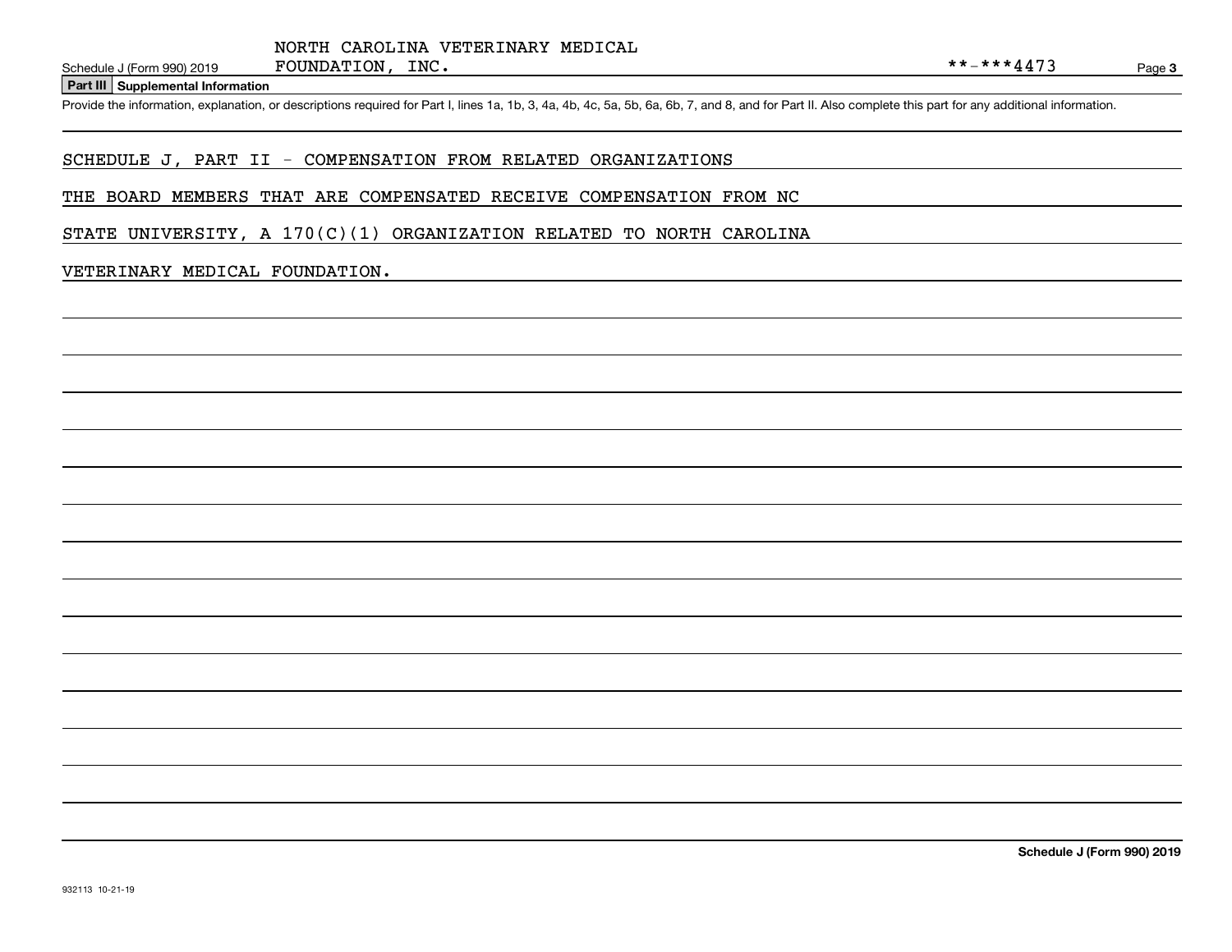## Part III Supplemental Information

Provide the information, explanation, or descriptions required for Part I, lines 1a, 1b, 3, 4a, 4b, 4c, 5a, 5b, 6a, 6b, 7, and 8, and for Part II. Also complete this part for any additional information.

SCHEDULE J, PART II - COMPENSATION FROM RELATED ORGANIZATIONS

THE BOARD MEMBERS THAT ARE COMPENSATED RECEIVE COMPENSATION FROM NC STATE UNIVERSITY, A 170(C)(1) ORGANIZATION RELATED TO NORTH CAROLINA VETERINARY MEDICAL FOUNDATION.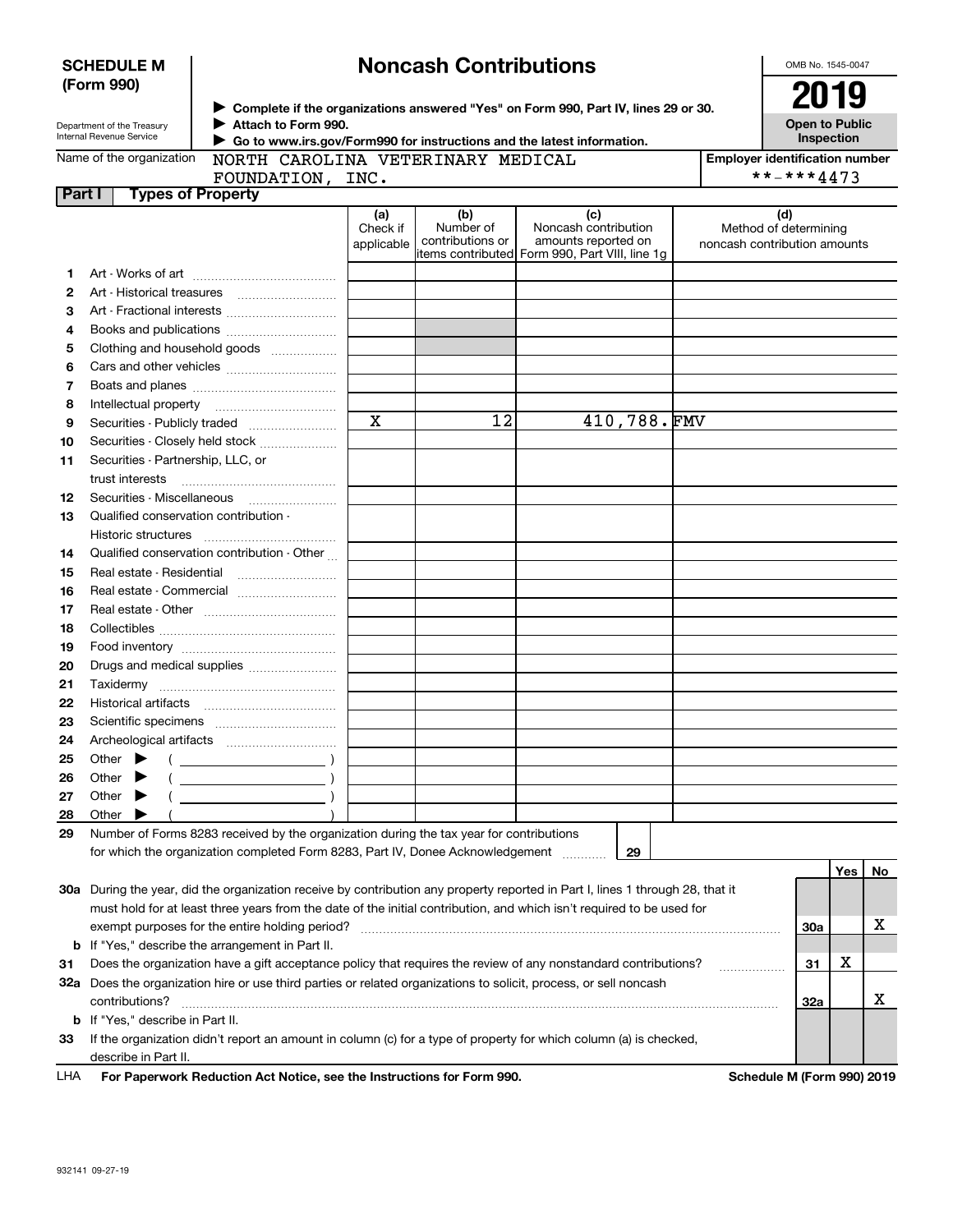**SCHEDULE M (Form 990)**

Department of the Treasury
Internal Revenue Service

# Noncash Contributions

▶ Complete if the organizations answered "Yes" on Form 990, Part IV, lines 29 or 30.
▶ Attach to Form 990.
▶ Go to www.irs.gov/Form990 for instructions and the latest information.

OMB No. 1545-0047

**2019**

**Open to Public Inspection**

Name of the organization: NORTH CAROLINA VETERINARY MEDICAL FOUNDATION, INC.

Employer identification number: **-***4473

## Part I Types of Property

| | | (a) Check if applicable | (b) Number of contributions or items contributed | (c) Noncash contribution amounts reported on Form 990, Part VIII, line 1g | (d) Method of determining noncash contribution amounts |
|---|---|---|---|---|---|
| 1 | Art - Works of art | | | | |
| 2 | Art - Historical treasures | | | | |
| 3 | Art - Fractional interests | | | | |
| 4 | Books and publications | | | | |
| 5 | Clothing and household goods | | | | |
| 6 | Cars and other vehicles | | | | |
| 7 | Boats and planes | | | | |
| 8 | Intellectual property | | | | |
| 9 | Securities - Publicly traded | X | 12 | 410,788. | FMV |
| 10 | Securities - Closely held stock | | | | |
| 11 | Securities - Partnership, LLC, or trust interests | | | | |
| 12 | Securities - Miscellaneous | | | | |
| 13 | Qualified conservation contribution - Historic structures | | | | |
| 14 | Qualified conservation contribution - Other | | | | |
| 15 | Real estate - Residential | | | | |
| 16 | Real estate - Commercial | | | | |
| 17 | Real estate - Other | | | | |
| 18 | Collectibles | | | | |
| 19 | Food inventory | | | | |
| 20 | Drugs and medical supplies | | | | |
| 21 | Taxidermy | | | | |
| 22 | Historical artifacts | | | | |
| 23 | Scientific specimens | | | | |
| 24 | Archeological artifacts | | | | |
| 25 | Other ▶ ( ) | | | | |
| 26 | Other ▶ ( ) | | | | |
| 27 | Other ▶ ( ) | | | | |
| 28 | Other ▶ ( ) | | | | |

29 Number of Forms 8283 received by the organization during the tax year for contributions for which the organization completed Form 8283, Part IV, Donee Acknowledgement .......... 29

| | | | Yes | No |
|---|---|---|---|---|
| 30a | During the year, did the organization receive by contribution any property reported in Part I, lines 1 through 28, that it must hold for at least three years from the date of the initial contribution, and which isn't required to be used for exempt purposes for the entire holding period? | 30a | | X |
| b | If "Yes," describe the arrangement in Part II. | | | |
| 31 | Does the organization have a gift acceptance policy that requires the review of any nonstandard contributions? | 31 | X | |
| 32a | Does the organization hire or use third parties or related organizations to solicit, process, or sell noncash contributions? | 32a | | X |
| b | If "Yes," describe in Part II. | | | |
| 33 | If the organization didn't report an amount in column (c) for a type of property for which column (a) is checked, describe in Part II. | | | |

LHA For Paperwork Reduction Act Notice, see the Instructions for Form 990. Schedule M (Form 990) 2019

932141 09-27-19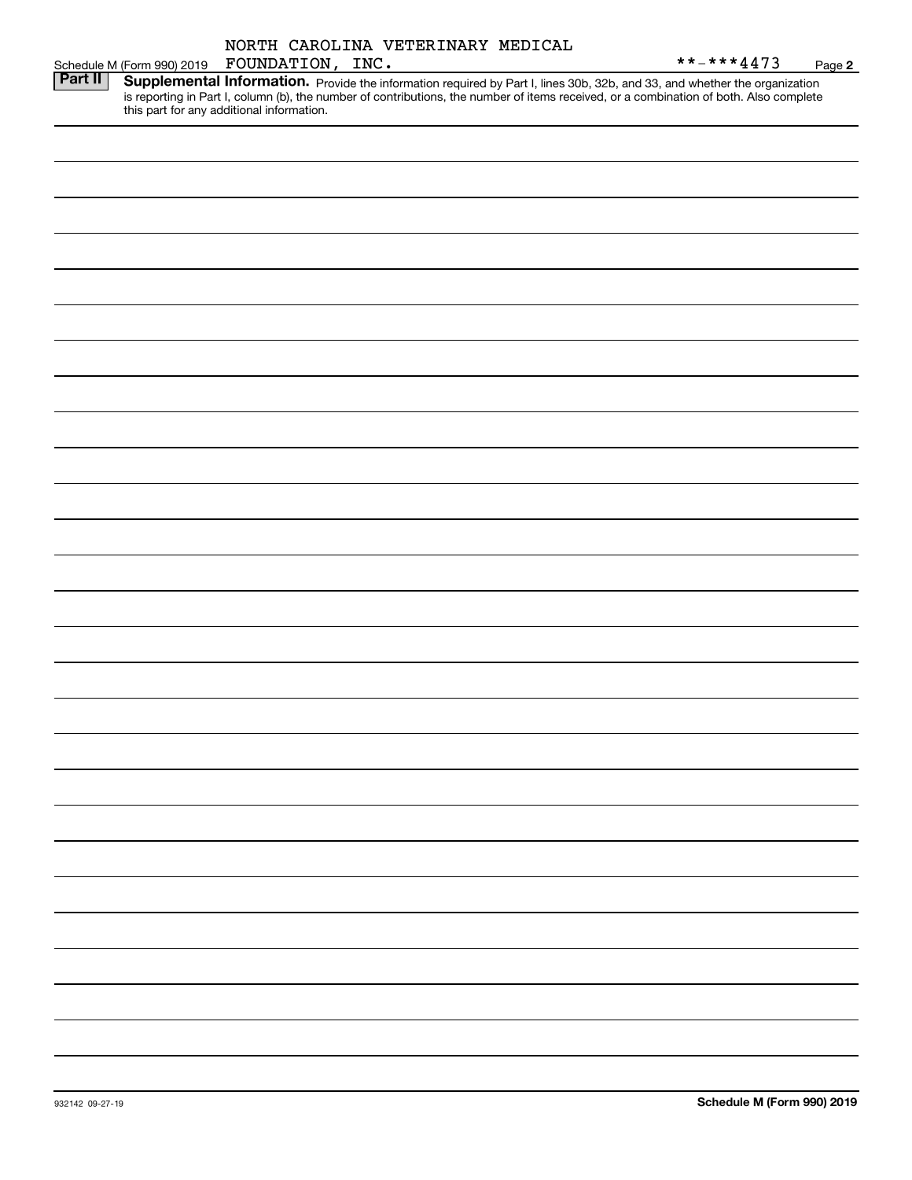Schedule M (Form 990) 2019 NORTH CAROLINA VETERINARY MEDICAL FOUNDATION, INC. **-***4473 Page 2

**Part II** **Supplemental Information.** Provide the information required by Part I, lines 30b, 32b, and 33, and whether the organization is reporting in Part I, column (b), the number of contributions, the number of items received, or a combination of both. Also complete this part for any additional information.

932142 09-27-19 **Schedule M (Form 990) 2019**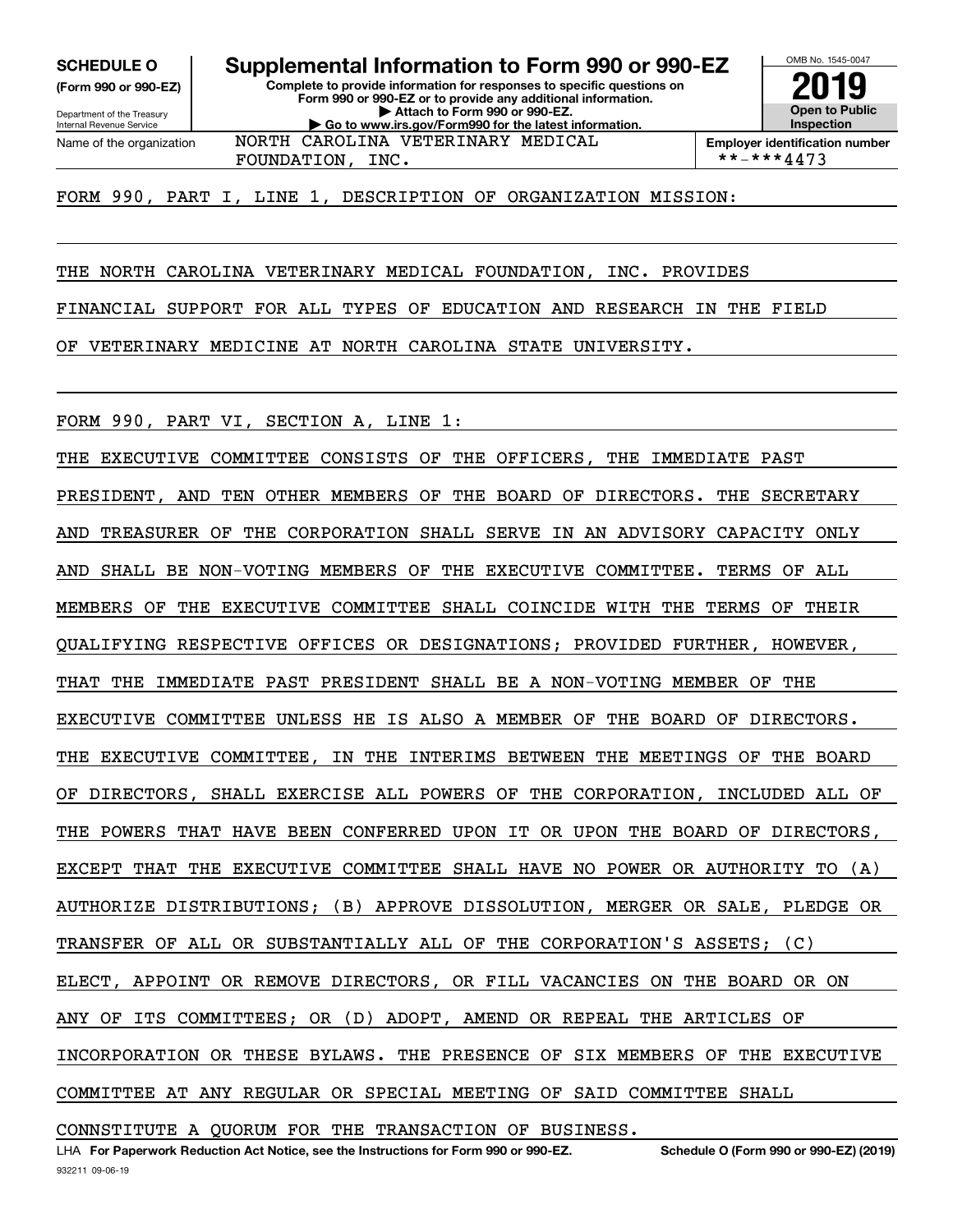**SCHEDULE O**
**(Form 990 or 990-EZ)**

Department of the Treasury
Internal Revenue Service

# Supplemental Information to Form 990 or 990-EZ

**Complete to provide information for responses to specific questions on Form 990 or 990-EZ or to provide any additional information.**
**▶ Attach to Form 990 or 990-EZ.**
**▶ Go to www.irs.gov/Form990 for the latest information.**

OMB No. 1545-0047
**2019**
**Open to Public Inspection**

| Name of the organization | Employer identification number |
|---|---|
| NORTH CAROLINA VETERINARY MEDICAL FOUNDATION, INC. | **-***4473 |

FORM 990, PART I, LINE 1, DESCRIPTION OF ORGANIZATION MISSION:

THE NORTH CAROLINA VETERINARY MEDICAL FOUNDATION, INC. PROVIDES FINANCIAL SUPPORT FOR ALL TYPES OF EDUCATION AND RESEARCH IN THE FIELD OF VETERINARY MEDICINE AT NORTH CAROLINA STATE UNIVERSITY.

FORM 990, PART VI, SECTION A, LINE 1:

THE EXECUTIVE COMMITTEE CONSISTS OF THE OFFICERS, THE IMMEDIATE PAST PRESIDENT, AND TEN OTHER MEMBERS OF THE BOARD OF DIRECTORS. THE SECRETARY AND TREASURER OF THE CORPORATION SHALL SERVE IN AN ADVISORY CAPACITY ONLY AND SHALL BE NON-VOTING MEMBERS OF THE EXECUTIVE COMMITTEE. TERMS OF ALL MEMBERS OF THE EXECUTIVE COMMITTEE SHALL COINCIDE WITH THE TERMS OF THEIR QUALIFYING RESPECTIVE OFFICES OR DESIGNATIONS; PROVIDED FURTHER, HOWEVER, THAT THE IMMEDIATE PAST PRESIDENT SHALL BE A NON-VOTING MEMBER OF THE EXECUTIVE COMMITTEE UNLESS HE IS ALSO A MEMBER OF THE BOARD OF DIRECTORS. THE EXECUTIVE COMMITTEE, IN THE INTERIMS BETWEEN THE MEETINGS OF THE BOARD OF DIRECTORS, SHALL EXERCISE ALL POWERS OF THE CORPORATION, INCLUDED ALL OF THE POWERS THAT HAVE BEEN CONFERRED UPON IT OR UPON THE BOARD OF DIRECTORS, EXCEPT THAT THE EXECUTIVE COMMITTEE SHALL HAVE NO POWER OR AUTHORITY TO (A) AUTHORIZE DISTRIBUTIONS; (B) APPROVE DISSOLUTION, MERGER OR SALE, PLEDGE OR TRANSFER OF ALL OR SUBSTANTIALLY ALL OF THE CORPORATION'S ASSETS; (C) ELECT, APPOINT OR REMOVE DIRECTORS, OR FILL VACANCIES ON THE BOARD OR ON ANY OF ITS COMMITTEES; OR (D) ADOPT, AMEND OR REPEAL THE ARTICLES OF INCORPORATION OR THESE BYLAWS. THE PRESENCE OF SIX MEMBERS OF THE EXECUTIVE COMMITTEE AT ANY REGULAR OR SPECIAL MEETING OF SAID COMMITTEE SHALL CONNSTITUTE A QUORUM FOR THE TRANSACTION OF BUSINESS.

LHA **For Paperwork Reduction Act Notice, see the Instructions for Form 990 or 990-EZ.** **Schedule O (Form 990 or 990-EZ) (2019)**

932211 09-06-19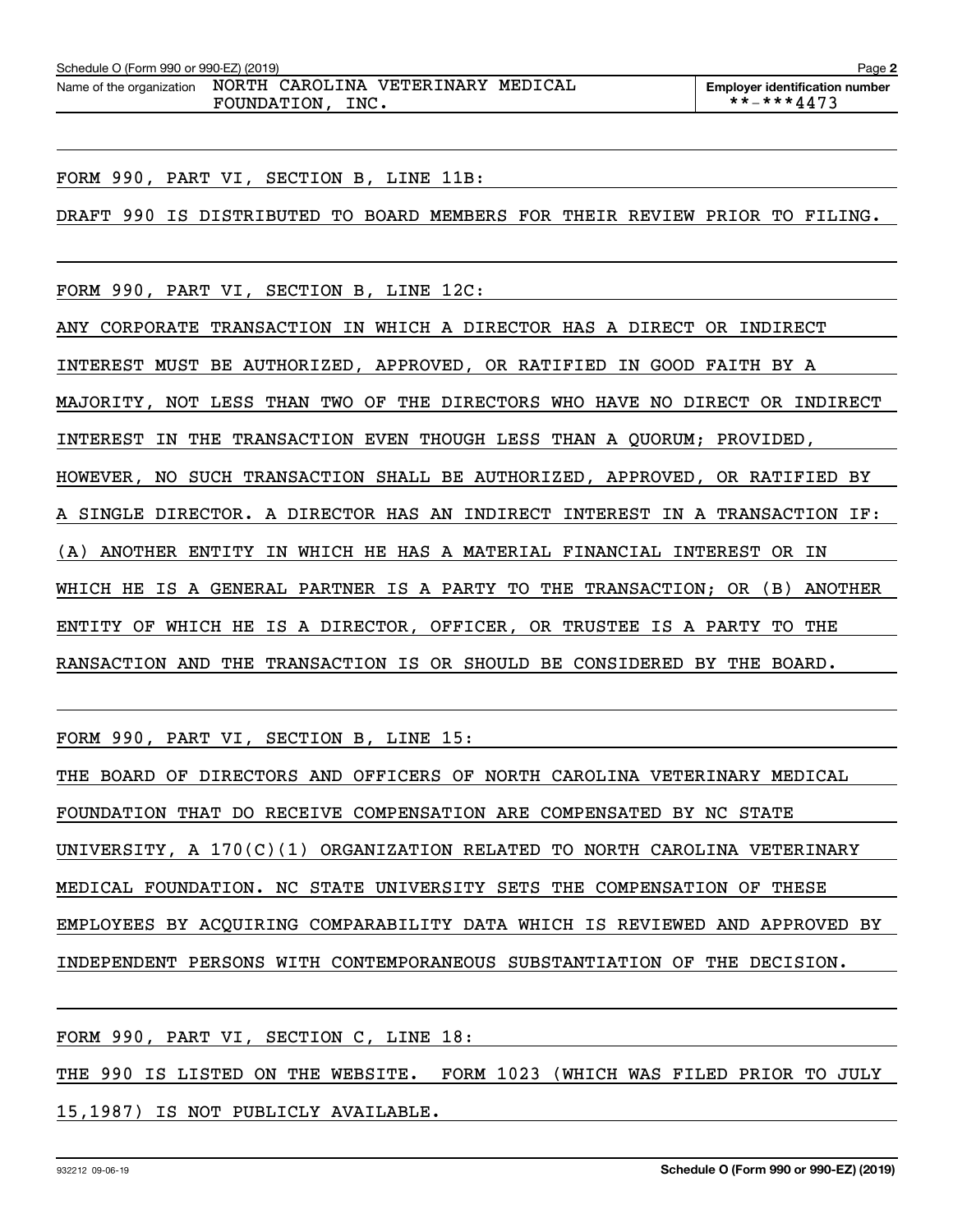Schedule O (Form 990 or 990-EZ) (2019)

Name of the organization NORTH CAROLINA VETERINARY MEDICAL FOUNDATION, INC.

Employer identification number **-***4473

FORM 990, PART VI, SECTION B, LINE 11B:

DRAFT 990 IS DISTRIBUTED TO BOARD MEMBERS FOR THEIR REVIEW PRIOR TO FILING.

FORM 990, PART VI, SECTION B, LINE 12C:

ANY CORPORATE TRANSACTION IN WHICH A DIRECTOR HAS A DIRECT OR INDIRECT INTEREST MUST BE AUTHORIZED, APPROVED, OR RATIFIED IN GOOD FAITH BY A MAJORITY, NOT LESS THAN TWO OF THE DIRECTORS WHO HAVE NO DIRECT OR INDIRECT INTEREST IN THE TRANSACTION EVEN THOUGH LESS THAN A QUORUM; PROVIDED, HOWEVER, NO SUCH TRANSACTION SHALL BE AUTHORIZED, APPROVED, OR RATIFIED BY A SINGLE DIRECTOR. A DIRECTOR HAS AN INDIRECT INTEREST IN A TRANSACTION IF: (A) ANOTHER ENTITY IN WHICH HE HAS A MATERIAL FINANCIAL INTEREST OR IN WHICH HE IS A GENERAL PARTNER IS A PARTY TO THE TRANSACTION; OR (B) ANOTHER ENTITY OF WHICH HE IS A DIRECTOR, OFFICER, OR TRUSTEE IS A PARTY TO THE RANSACTION AND THE TRANSACTION IS OR SHOULD BE CONSIDERED BY THE BOARD.

FORM 990, PART VI, SECTION B, LINE 15:

THE BOARD OF DIRECTORS AND OFFICERS OF NORTH CAROLINA VETERINARY MEDICAL FOUNDATION THAT DO RECEIVE COMPENSATION ARE COMPENSATED BY NC STATE UNIVERSITY, A 170(C)(1) ORGANIZATION RELATED TO NORTH CAROLINA VETERINARY MEDICAL FOUNDATION. NC STATE UNIVERSITY SETS THE COMPENSATION OF THESE EMPLOYEES BY ACQUIRING COMPARABILITY DATA WHICH IS REVIEWED AND APPROVED BY INDEPENDENT PERSONS WITH CONTEMPORANEOUS SUBSTANTIATION OF THE DECISION.

FORM 990, PART VI, SECTION C, LINE 18:

THE 990 IS LISTED ON THE WEBSITE. FORM 1023 (WHICH WAS FILED PRIOR TO JULY 15,1987) IS NOT PUBLICLY AVAILABLE.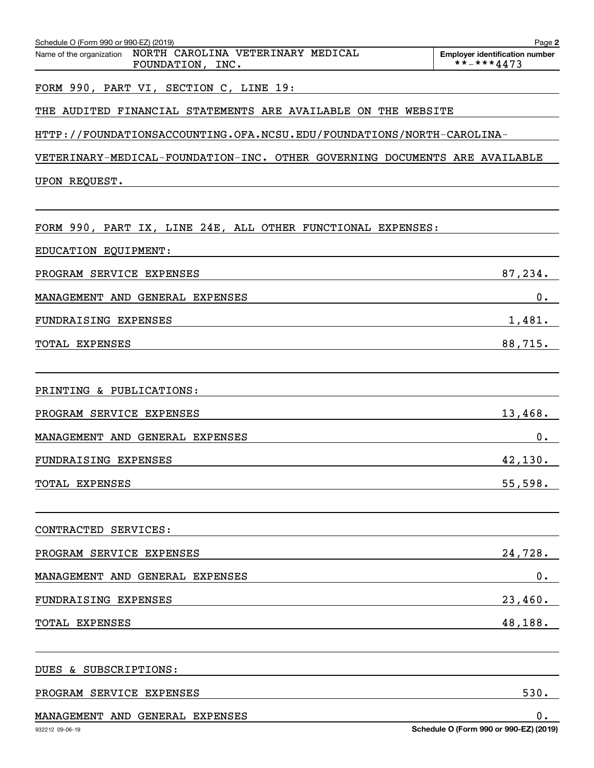Name of the organization NORTH CAROLINA VETERINARY MEDICAL FOUNDATION, INC.

Employer identification number **-***4473

FORM 990, PART VI, SECTION C, LINE 19:

THE AUDITED FINANCIAL STATEMENTS ARE AVAILABLE ON THE WEBSITE HTTP://FOUNDATIONSACCOUNTING.OFA.NCSU.EDU/FOUNDATIONS/NORTH-CAROLINA-VETERINARY-MEDICAL-FOUNDATION-INC. OTHER GOVERNING DOCUMENTS ARE AVAILABLE UPON REQUEST.

FORM 990, PART IX, LINE 24E, ALL OTHER FUNCTIONAL EXPENSES:

EDUCATION EQUIPMENT:

| | |
|---|---|
| PROGRAM SERVICE EXPENSES | 87,234. |
| MANAGEMENT AND GENERAL EXPENSES | 0. |
| FUNDRAISING EXPENSES | 1,481. |
| TOTAL EXPENSES | 88,715. |

PRINTING & PUBLICATIONS:

| | |
|---|---|
| PROGRAM SERVICE EXPENSES | 13,468. |
| MANAGEMENT AND GENERAL EXPENSES | 0. |
| FUNDRAISING EXPENSES | 42,130. |
| TOTAL EXPENSES | 55,598. |

CONTRACTED SERVICES:

| | |
|---|---|
| PROGRAM SERVICE EXPENSES | 24,728. |
| MANAGEMENT AND GENERAL EXPENSES | 0. |
| FUNDRAISING EXPENSES | 23,460. |
| TOTAL EXPENSES | 48,188. |

DUES & SUBSCRIPTIONS:

| | |
|---|---|
| PROGRAM SERVICE EXPENSES | 530. |
| MANAGEMENT AND GENERAL EXPENSES | 0. |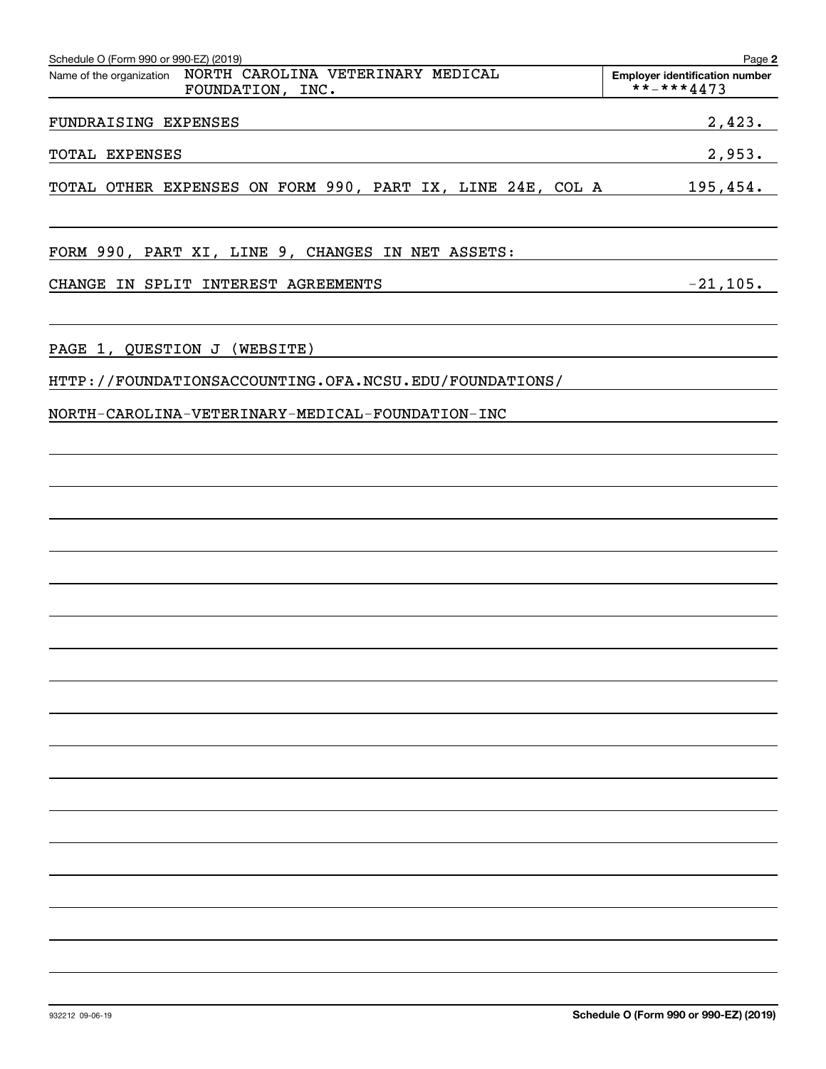Schedule O (Form 990 or 990-EZ) (2019) Page **2**

| Name of the organization | Employer identification number |
|---|---|
| NORTH CAROLINA VETERINARY MEDICAL FOUNDATION, INC. | **-***4473 |

| | |
|---|---|
| FUNDRAISING EXPENSES | 2,423. |
| TOTAL EXPENSES | 2,953. |
| TOTAL OTHER EXPENSES ON FORM 990, PART IX, LINE 24E, COL A | 195,454. |

FORM 990, PART XI, LINE 9, CHANGES IN NET ASSETS:

| | |
|---|---|
| CHANGE IN SPLIT INTEREST AGREEMENTS | -21,105. |

PAGE 1, QUESTION J (WEBSITE)

HTTP://FOUNDATIONSACCOUNTING.OFA.NCSU.EDU/FOUNDATIONS/
NORTH-CAROLINA-VETERINARY-MEDICAL-FOUNDATION-INC

932212 09-06-19 **Schedule O (Form 990 or 990-EZ) (2019)**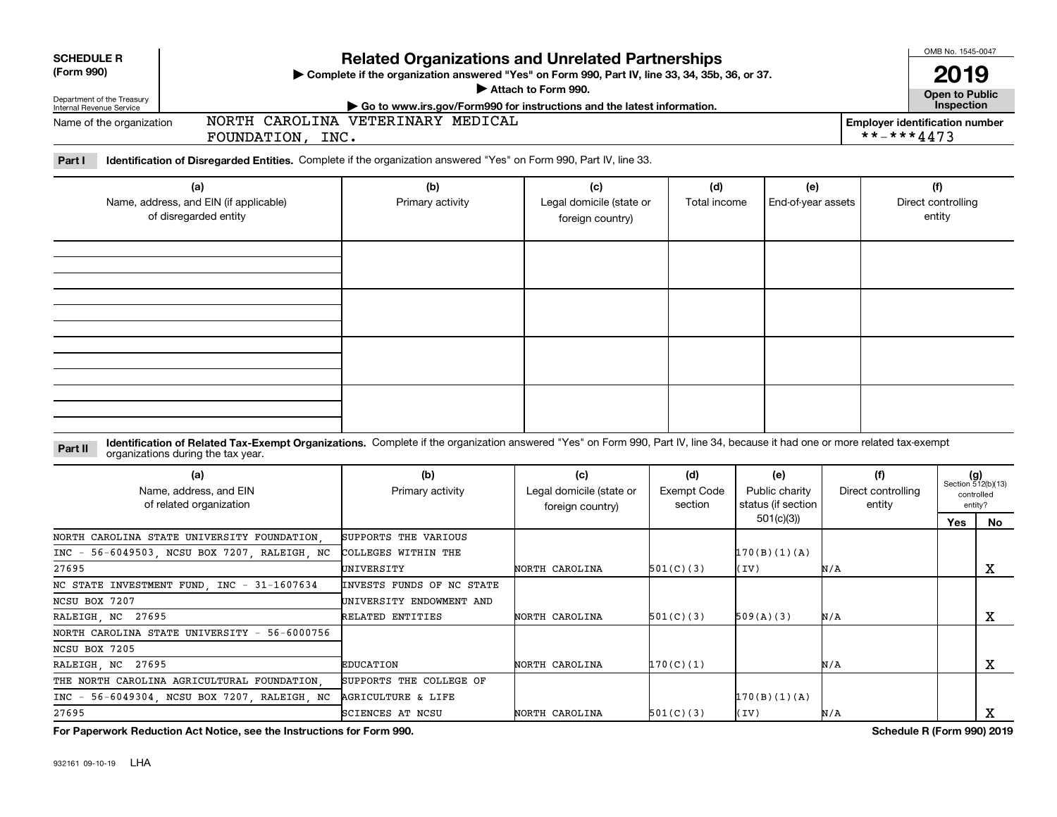**SCHEDULE R (Form 990)**

Department of the Treasury
Internal Revenue Service

# Related Organizations and Unrelated Partnerships

▶ Complete if the organization answered "Yes" on Form 990, Part IV, line 33, 34, 35b, 36, or 37.
▶ Attach to Form 990.
▶ Go to www.irs.gov/Form990 for instructions and the latest information.

OMB No. 1545-0047

**2019**

**Open to Public Inspection**

Name of the organization: NORTH CAROLINA VETERINARY MEDICAL FOUNDATION, INC.

Employer identification number: **-***4473

**Part I** **Identification of Disregarded Entities.** Complete if the organization answered "Yes" on Form 990, Part IV, line 33.

| (a) Name, address, and EIN (if applicable) of disregarded entity | (b) Primary activity | (c) Legal domicile (state or foreign country) | (d) Total income | (e) End-of-year assets | (f) Direct controlling entity |
|---|---|---|---|---|---|
| | | | | | |
| | | | | | |
| | | | | | |
| | | | | | |

**Part II** **Identification of Related Tax-Exempt Organizations.** Complete if the organization answered "Yes" on Form 990, Part IV, line 34, because it had one or more related tax-exempt organizations during the tax year.

| (a) Name, address, and EIN of related organization | (b) Primary activity | (c) Legal domicile (state or foreign country) | (d) Exempt Code section | (e) Public charity status (if section 501(c)(3)) | (f) Direct controlling entity | (g) Section 512(b)(13) controlled entity? Yes | No |
|---|---|---|---|---|---|---|---|
| NORTH CAROLINA STATE UNIVERSITY FOUNDATION, INC - 56-6049503, NCSU BOX 7207, RALEIGH, NC 27695 | SUPPORTS THE VARIOUS COLLEGES WITHIN THE UNIVERSITY | NORTH CAROLINA | 501(C)(3) | 170(B)(1)(A)(IV) | N/A | | X |
| NC STATE INVESTMENT FUND, INC - 31-1607634 NCSU BOX 7207 RALEIGH, NC 27695 | INVESTS FUNDS OF NC STATE UNIVERSITY ENDOWMENT AND RELATED ENTITIES | NORTH CAROLINA | 501(C)(3) | 509(A)(3) | N/A | | X |
| NORTH CAROLINA STATE UNIVERSITY - 56-6000756 NCSU BOX 7205 RALEIGH, NC 27695 | EDUCATION | NORTH CAROLINA | 170(C)(1) | | N/A | | X |
| THE NORTH CAROLINA AGRICULTURAL FOUNDATION, INC - 56-6049304, NCSU BOX 7207, RALEIGH, NC 27695 | SUPPORTS THE COLLEGE OF AGRICULTURE & LIFE SCIENCES AT NCSU | NORTH CAROLINA | 501(C)(3) | 170(B)(1)(A)(IV) | N/A | | X |

**For Paperwork Reduction Act Notice, see the Instructions for Form 990.** **Schedule R (Form 990) 2019**

932161 09-10-19 LHA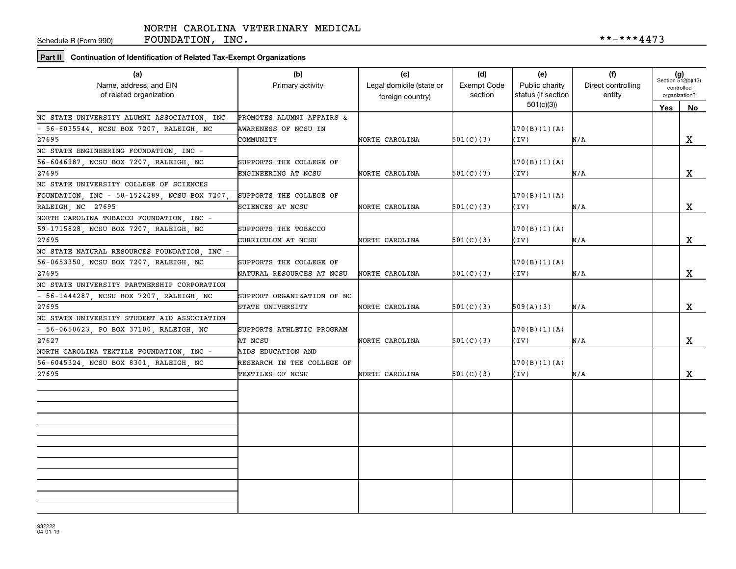Schedule R (Form 990)

NORTH CAROLINA VETERINARY MEDICAL FOUNDATION, INC.

**-***4473

**Part II** **Continuation of Identification of Related Tax-Exempt Organizations**

| (a) Name, address, and EIN of related organization | (b) Primary activity | (c) Legal domicile (state or foreign country) | (d) Exempt Code section | (e) Public charity status (if section 501(c)(3)) | (f) Direct controlling entity | (g) Section 512(b)(13) controlled organization? Yes | No |
|---|---|---|---|---|---|---|---|
| NC STATE UNIVERSITY ALUMNI ASSOCIATION, INC - 56-6035544, NCSU BOX 7207, RALEIGH, NC 27695 | PROMOTES ALUMNI AFFAIRS & AWARENESS OF NCSU IN COMMUNITY | NORTH CAROLINA | 501(C)(3) | 170(B)(1)(A)(IV) | N/A | | X |
| NC STATE ENGINEERING FOUNDATION, INC - 56-6046987, NCSU BOX 7207, RALEIGH, NC 27695 | SUPPORTS THE COLLEGE OF ENGINEERING AT NCSU | NORTH CAROLINA | 501(C)(3) | 170(B)(1)(A)(IV) | N/A | | X |
| NC STATE UNIVERSITY COLLEGE OF SCIENCES FOUNDATION, INC - 58-1524289, NCSU BOX 7207, RALEIGH, NC 27695 | SUPPORTS THE COLLEGE OF SCIENCES AT NCSU | NORTH CAROLINA | 501(C)(3) | 170(B)(1)(A)(IV) | N/A | | X |
| NORTH CAROLINA TOBACCO FOUNDATION, INC - 59-1715828, NCSU BOX 7207, RALEIGH, NC 27695 | SUPPORTS THE TOBACCO CURRICULUM AT NCSU | NORTH CAROLINA | 501(C)(3) | 170(B)(1)(A)(IV) | N/A | | X |
| NC STATE NATURAL RESOURCES FOUNDATION, INC - 56-0653350, NCSU BOX 7207, RALEIGH, NC 27695 | SUPPORTS THE COLLEGE OF NATURAL RESOURCES AT NCSU | NORTH CAROLINA | 501(C)(3) | 170(B)(1)(A)(IV) | N/A | | X |
| NC STATE UNIVERSITY PARTNERSHIP CORPORATION - 56-1444287, NCSU BOX 7207, RALEIGH, NC 27695 | SUPPORT ORGANIZATION OF NC STATE UNIVERSITY | NORTH CAROLINA | 501(C)(3) | 509(A)(3) | N/A | | X |
| NC STATE UNIVERSITY STUDENT AID ASSOCIATION - 56-0650623, PO BOX 37100, RALEIGH, NC 27627 | SUPPORTS ATHLETIC PROGRAM AT NCSU | NORTH CAROLINA | 501(C)(3) | 170(B)(1)(A)(IV) | N/A | | X |
| NORTH CAROLINA TEXTILE FOUNDATION, INC - 56-6045324, NCSU BOX 8301, RALEIGH, NC 27695 | AIDS EDUCATION AND RESEARCH IN THE COLLEGE OF TEXTILES OF NCSU | NORTH CAROLINA | 501(C)(3) | 170(B)(1)(A)(IV) | N/A | | X |
| | | | | | | | |
| | | | | | | | |
| | | | | | | | |
| | | | | | | | |

932222 04-01-19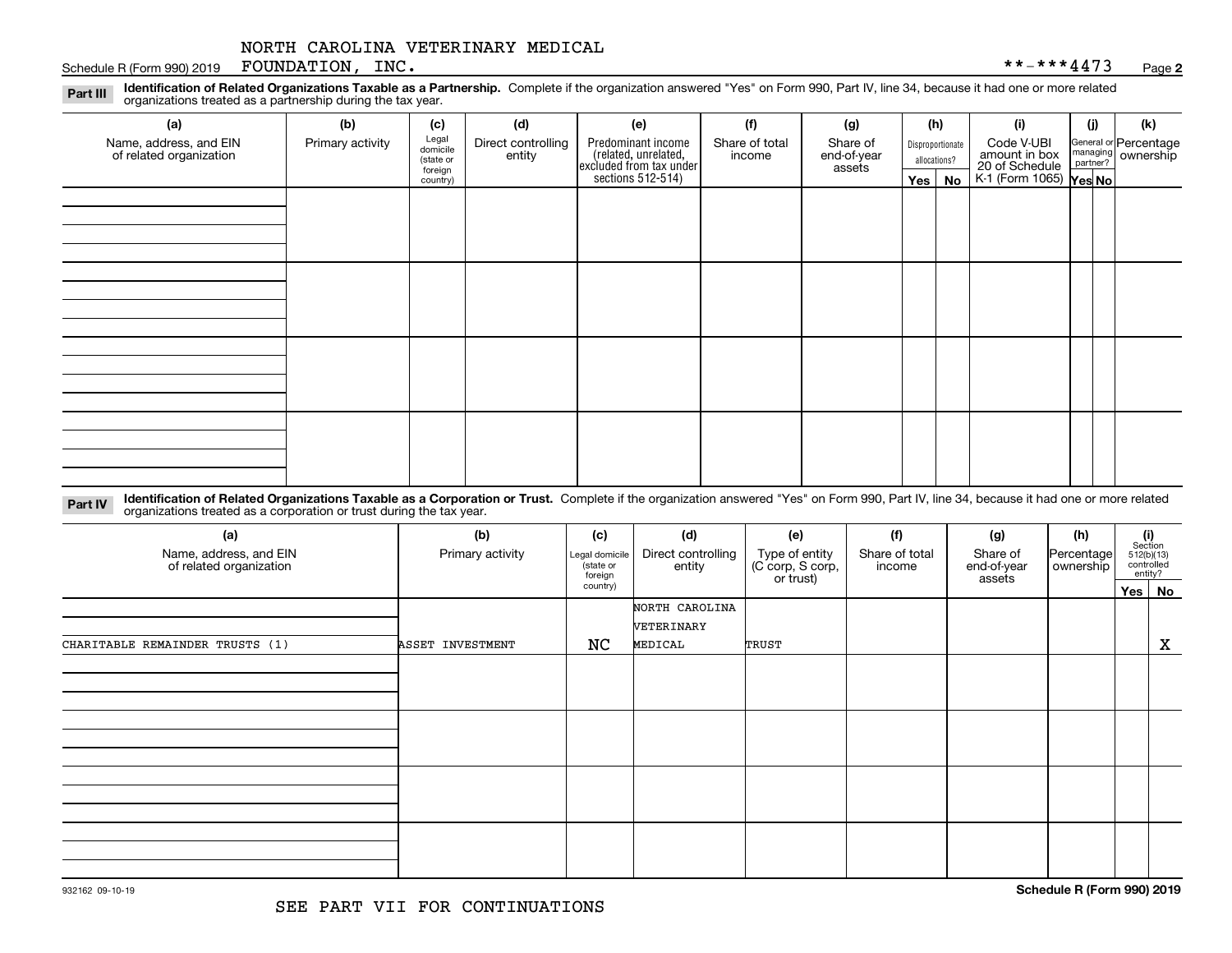Schedule R (Form 990) 2019 NORTH CAROLINA VETERINARY MEDICAL FOUNDATION, INC. **-***4473

**Part III** **Identification of Related Organizations Taxable as a Partnership.** Complete if the organization answered "Yes" on Form 990, Part IV, line 34, because it had one or more related organizations treated as a partnership during the tax year.

| (a) Name, address, and EIN of related organization | (b) Primary activity | (c) Legal domicile (state or foreign country) | (d) Direct controlling entity | (e) Predominant income (related, unrelated, excluded from tax under sections 512-514) | (f) Share of total income | (g) Share of end-of-year assets | (h) Disproportionate allocations? Yes | No | (i) Code V-UBI amount in box 20 of Schedule K-1 (Form 1065) | (j) General or managing partner? Yes | No | (k) Percentage ownership |
|---|---|---|---|---|---|---|---|---|---|---|---|---|
| | | | | | | | | | | | | |
| | | | | | | | | | | | | |
| | | | | | | | | | | | | |
| | | | | | | | | | | | | |

**Part IV** **Identification of Related Organizations Taxable as a Corporation or Trust.** Complete if the organization answered "Yes" on Form 990, Part IV, line 34, because it had one or more related organizations treated as a corporation or trust during the tax year.

| (a) Name, address, and EIN of related organization | (b) Primary activity | (c) Legal domicile (state or foreign country) | (d) Direct controlling entity | (e) Type of entity (C corp, S corp, or trust) | (f) Share of total income | (g) Share of end-of-year assets | (h) Percentage ownership | (i) Section 512(b)(13) controlled entity? Yes | No |
|---|---|---|---|---|---|---|---|---|---|
| CHARITABLE REMAINDER TRUSTS (1) | ASSET INVESTMENT | NC | NORTH CAROLINA VETERINARY MEDICAL | TRUST | | | | | X |
| | | | | | | | | | |
| | | | | | | | | | |
| | | | | | | | | | |
| | | | | | | | | | |

932162 09-10-19

SEE PART VII FOR CONTINUATIONS

Schedule R (Form 990) 2019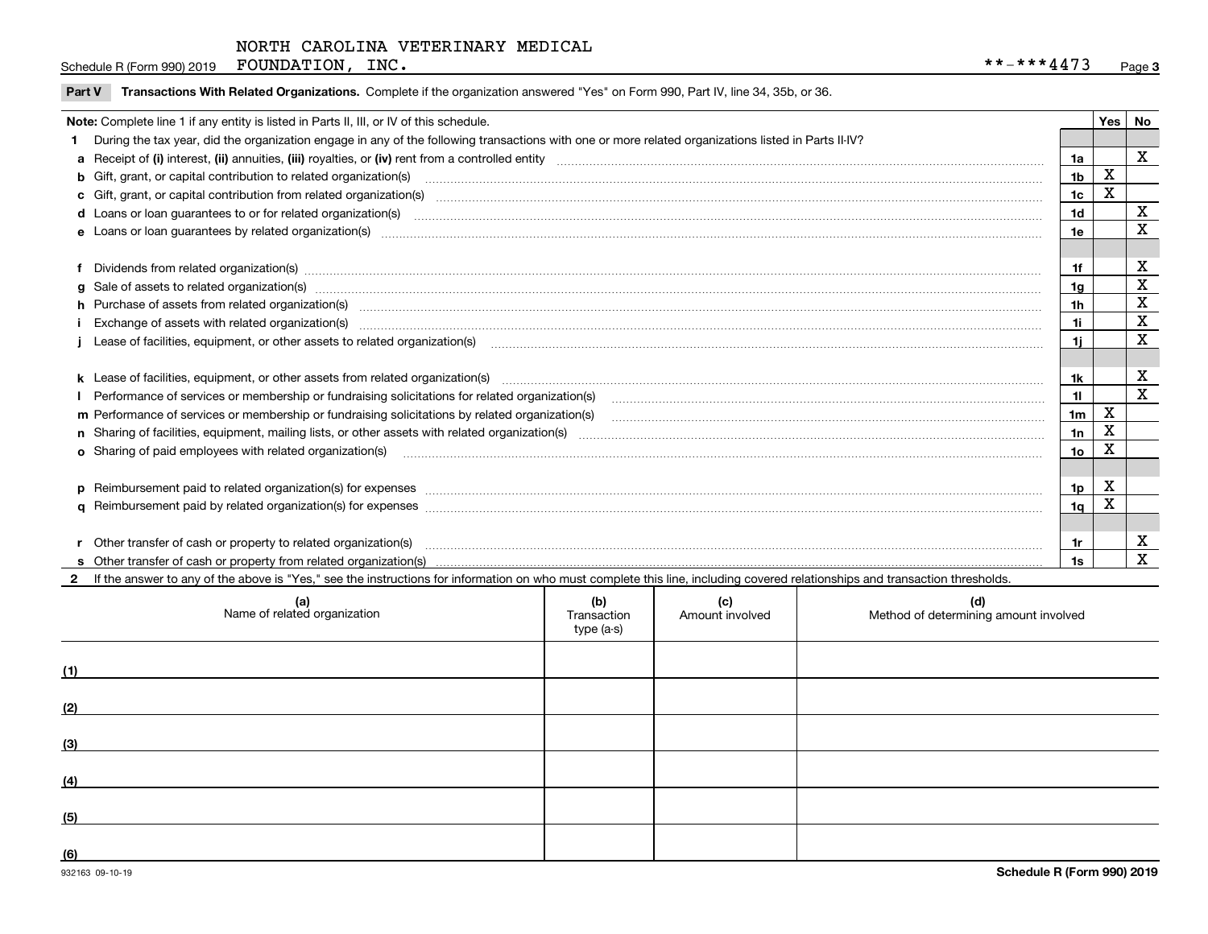NORTH CAROLINA VETERINARY MEDICAL FOUNDATION, INC. **-***4473

## Part V Transactions With Related Organizations. 

Complete if the organization answered "Yes" on Form 990, Part IV, line 34, 35b, or 36.

| Note: Complete line 1 if any entity is listed in Parts II, III, or IV of this schedule. | | Yes | No |
|---|---|---|---|
| **1** During the tax year, did the organization engage in any of the following transactions with one or more related organizations listed in Parts II-IV? | | | |
| **a** Receipt of **(i)** interest, **(ii)** annuities, **(iii)** royalties, or **(iv)** rent from a controlled entity | 1a | | X |
| **b** Gift, grant, or capital contribution to related organization(s) | 1b | X | |
| **c** Gift, grant, or capital contribution from related organization(s) | 1c | X | |
| **d** Loans or loan guarantees to or for related organization(s) | 1d | | X |
| **e** Loans or loan guarantees by related organization(s) | 1e | | X |
| **f** Dividends from related organization(s) | 1f | | X |
| **g** Sale of assets to related organization(s) | 1g | | X |
| **h** Purchase of assets from related organization(s) | 1h | | X |
| **i** Exchange of assets with related organization(s) | 1i | | X |
| **j** Lease of facilities, equipment, or other assets to related organization(s) | 1j | | X |
| **k** Lease of facilities, equipment, or other assets from related organization(s) | 1k | | X |
| **l** Performance of services or membership or fundraising solicitations for related organization(s) | 1l | | X |
| **m** Performance of services or membership or fundraising solicitations by related organization(s) | 1m | X | |
| **n** Sharing of facilities, equipment, mailing lists, or other assets with related organization(s) | 1n | X | |
| **o** Sharing of paid employees with related organization(s) | 1o | X | |
| **p** Reimbursement paid to related organization(s) for expenses | 1p | X | |
| **q** Reimbursement paid by related organization(s) for expenses | 1q | X | |
| **r** Other transfer of cash or property to related organization(s) | 1r | | X |
| **s** Other transfer of cash or property from related organization(s) | 1s | | X |

**2** If the answer to any of the above is "Yes," see the instructions for information on who must complete this line, including covered relationships and transaction thresholds.

| | (a) Name of related organization | (b) Transaction type (a-s) | (c) Amount involved | (d) Method of determining amount involved |
|---|---|---|---|---|
| (1) | | | | |
| (2) | | | | |
| (3) | | | | |
| (4) | | | | |
| (5) | | | | |
| (6) | | | | |

932163 09-10-19 Schedule R (Form 990) 2019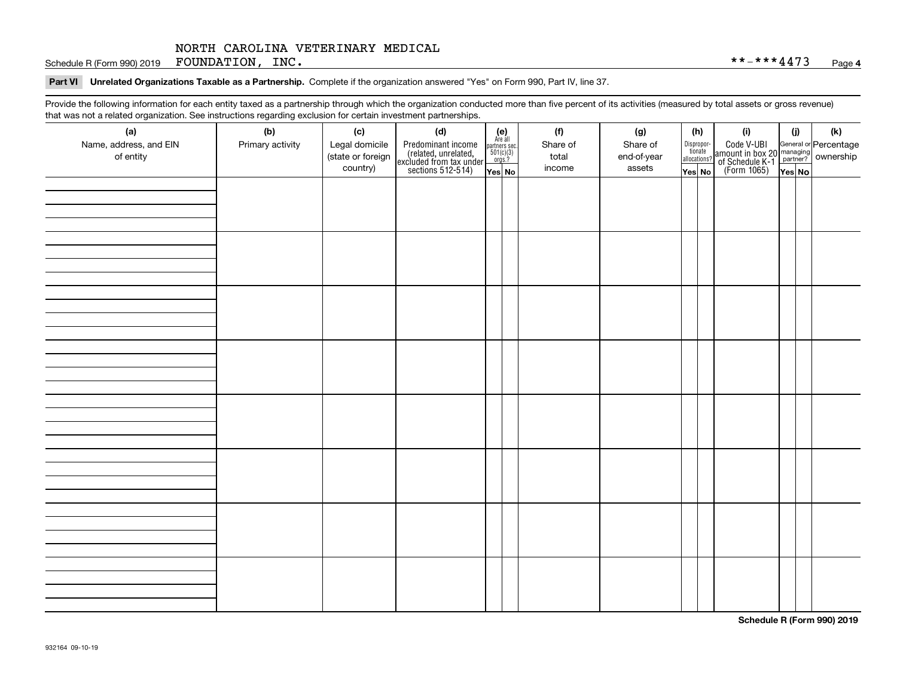NORTH CAROLINA VETERINARY MEDICAL FOUNDATION, INC. **-***4473

**Part VI Unrelated Organizations Taxable as a Partnership.** Complete if the organization answered "Yes" on Form 990, Part IV, line 37.

Provide the following information for each entity taxed as a partnership through which the organization conducted more than five percent of its activities (measured by total assets or gross revenue) that was not a related organization. See instructions regarding exclusion for certain investment partnerships.

| (a) Name, address, and EIN of entity | (b) Primary activity | (c) Legal domicile (state or foreign country) | (d) Predominant income (related, unrelated, excluded from tax under sections 512-514) | (e) Are all partners sec. 501(c)(3) orgs.? | | (f) Share of total income | (g) Share of end-of-year assets | (h) Disproportionate allocations? | | (i) Code V-UBI amount in box 20 of Schedule K-1 (Form 1065) | (j) General or managing partner? | | (k) Percentage ownership |
|---|---|---|---|---|---|---|---|---|---|---|---|---|---|
| | | | | Yes | No | | | Yes | No | | Yes | No | |
| | | | | | | | | | | | | | |
| | | | | | | | | | | | | | |
| | | | | | | | | | | | | | |
| | | | | | | | | | | | | | |
| | | | | | | | | | | | | | |
| | | | | | | | | | | | | | |
| | | | | | | | | | | | | | |
| | | | | | | | | | | | | | |

Schedule R (Form 990) 2019

932164 09-10-19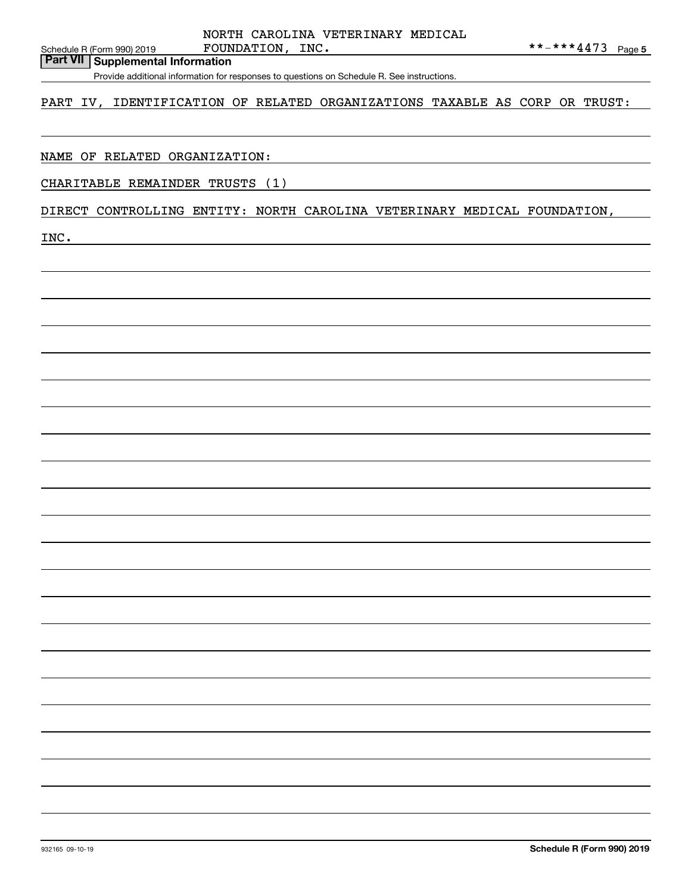NORTH CAROLINA VETERINARY MEDICAL FOUNDATION, INC. **-***4473

## Part VII Supplemental Information

Provide additional information for responses to questions on Schedule R. See instructions.

PART IV, IDENTIFICATION OF RELATED ORGANIZATIONS TAXABLE AS CORP OR TRUST:

NAME OF RELATED ORGANIZATION:

CHARITABLE REMAINDER TRUSTS (1)

DIRECT CONTROLLING ENTITY: NORTH CAROLINA VETERINARY MEDICAL FOUNDATION, INC.

932165 09-10-19

Schedule R (Form 990) 2019